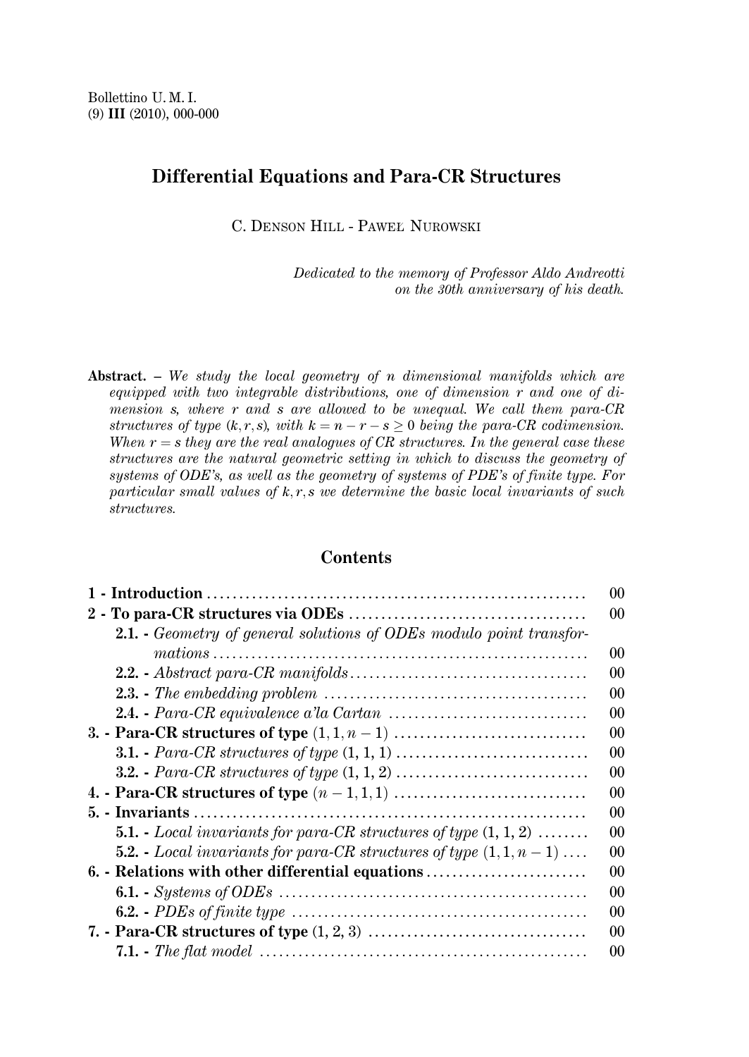# Differential Equations and Para-CR Structures

C. Denson Hill - Paweł Nurowski

*Dedicated to the memory of Professor Aldo Andreotti on the 30th anniversary of his death.*

**Abstract.** – *We study the local geometry of $n$ dimensional manifolds which are equipped with two integrable distributions, one of dimension $r$ and one of dimension $s$, where $r$ and $s$ are allowed to be unequal. We call them para-CR structures of type $(k, r, s)$, with $k = n - r - s \geq 0$ being the para-CR codimension. When $r = s$ they are the real analogues of CR structures. In the general case these structures are the natural geometric setting in which to discuss the geometry of systems of ODE's, as well as the geometry of systems of PDE's of finite type. For particular small values of $k, r, s$ we determine the basic local invariants of such structures.*

## Contents

| | |
|---|---|
| **1 - Introduction** | 00 |
| **2 - To para-CR structures via ODEs** | 00 |
| **2.1.** - *Geometry of general solutions of ODEs modulo point transformations* | 00 |
| **2.2.** - *Abstract para-CR manifolds* | 00 |
| **2.3.** - *The embedding problem* | 00 |
| **2.4.** - *Para-CR equivalence a'la Cartan* | 00 |
| **3. - Para-CR structures of type** $(1, 1, n-1)$ | 00 |
| **3.1.** - *Para-CR structures of type* $(1, 1, 1)$ | 00 |
| **3.2.** - *Para-CR structures of type* $(1, 1, 2)$ | 00 |
| **4. - Para-CR structures of type** $(n-1, 1, 1)$ | 00 |
| **5. - Invariants** | 00 |
| **5.1.** - *Local invariants for para-CR structures of type* $(1, 1, 2)$ | 00 |
| **5.2.** - *Local invariants for para-CR structures of type* $(1, 1, n-1)$ | 00 |
| **6. - Relations with other differential equations** | 00 |
| **6.1.** - *Systems of ODEs* | 00 |
| **6.2.** - *PDEs of finite type* | 00 |
| **7. - Para-CR structures of type** $(1, 2, 3)$ | 00 |
| **7.1.** - *The flat model* | 00 |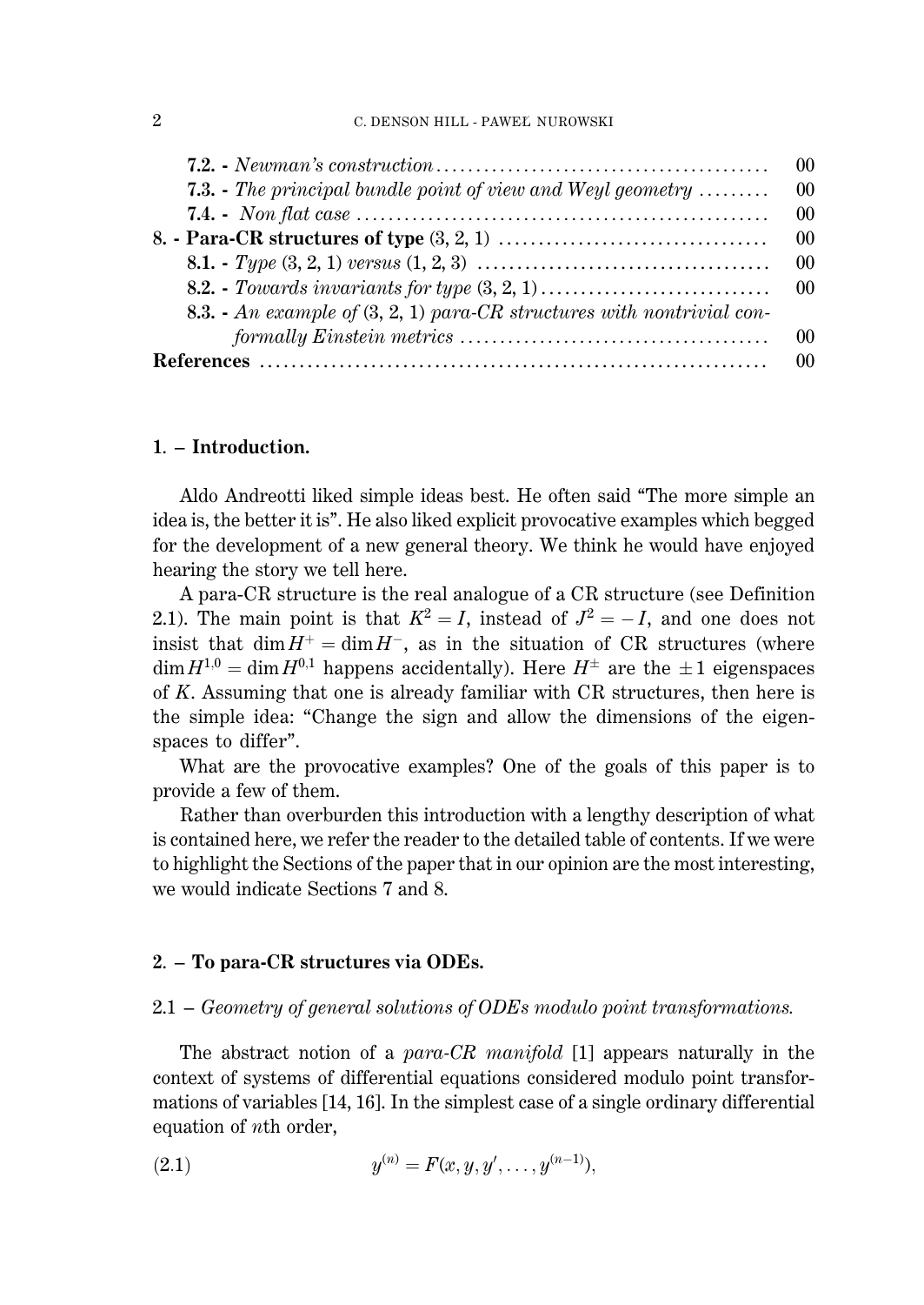**7.2. -** *Newman's construction* ........................................ 00
**7.3. -** *The principal bundle point of view and Weyl geometry* ......... 00
**7.4. -** *Non flat case* ................................................... 00
**8. - Para-CR structures of type** $(3, 2, 1)$ ................................ 00
**8.1. -** *Type* $(3, 2, 1)$ *versus* $(1, 2, 3)$ .................................... 00
**8.2. -** *Towards invariants for type* $(3, 2, 1)$ ............................. 00
**8.3. -** *An example of* $(3, 2, 1)$ *para-CR structures with nontrivial conformally Einstein metrics* ....................................... 00
**References** ............................................................... 00

## 1. – Introduction.

Aldo Andreotti liked simple ideas best. He often said "The more simple an idea is, the better it is". He also liked explicit provocative examples which begged for the development of a new general theory. We think he would have enjoyed hearing the story we tell here.

A para-CR structure is the real analogue of a CR structure (see Definition 2.1). The main point is that $K^2 = I$, instead of $J^2 = -I$, and one does not insist that $\dim H^+ = \dim H^-$, as in the situation of CR structures (where $\dim H^{1,0} = \dim H^{0,1}$ happens accidentally). Here $H^{\pm}$ are the $\pm 1$ eigenspaces of $K$. Assuming that one is already familiar with CR structures, then here is the simple idea: "Change the sign and allow the dimensions of the eigenspaces to differ".

What are the provocative examples? One of the goals of this paper is to provide a few of them.

Rather than overburden this introduction with a lengthy description of what is contained here, we refer the reader to the detailed table of contents. If we were to highlight the Sections of the paper that in our opinion are the most interesting, we would indicate Sections 7 and 8.

## 2. – To para-CR structures via ODEs.

### 2.1 – *Geometry of general solutions of ODEs modulo point transformations.*

The abstract notion of a *para-CR manifold* [1] appears naturally in the context of systems of differential equations considered modulo point transformations of variables [14, 16]. In the simplest case of a single ordinary differential equation of $n$th order,

$$y^{(n)} = F(x, y, y', \ldots, y^{(n-1)}), \tag{2.1}$$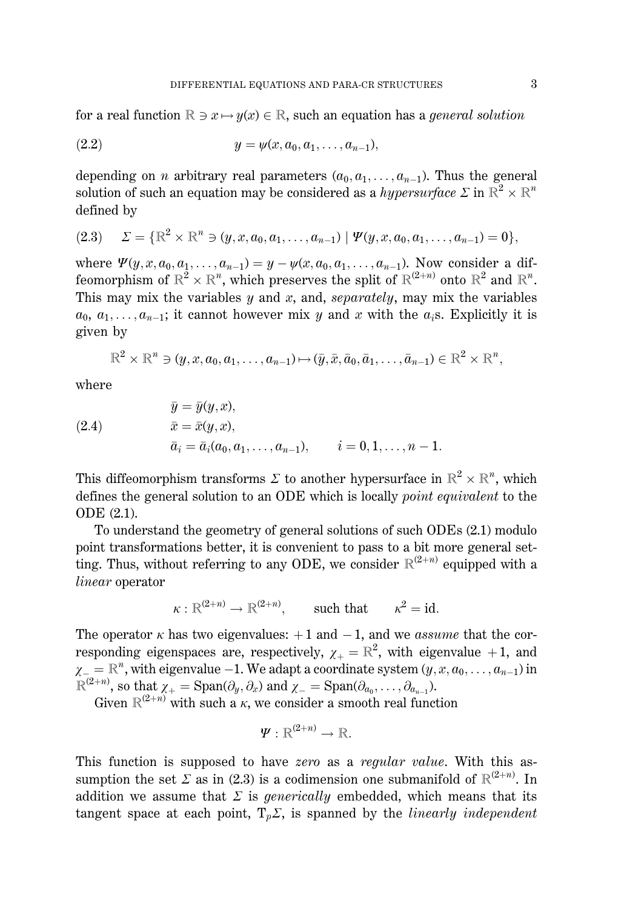for a real function $\mathbb{R} \ni x \mapsto y(x) \in \mathbb{R}$, such an equation has a *general solution*

$$y = \psi(x, a_0, a_1, \ldots, a_{n-1}), \tag{2.2}$$

depending on $n$ arbitrary real parameters $(a_0, a_1, \ldots, a_{n-1})$. Thus the general solution of such an equation may be considered as a *hypersurface* $\Sigma$ in $\mathbb{R}^2 \times \mathbb{R}^n$ defined by

$$\Sigma = \{\mathbb{R}^2 \times \mathbb{R}^n \ni (y, x, a_0, a_1, \ldots, a_{n-1}) \mid \Psi(y, x, a_0, a_1, \ldots, a_{n-1}) = 0\}, \tag{2.3}$$

where $\Psi(y, x, a_0, a_1, \ldots, a_{n-1}) = y - \psi(x, a_0, a_1, \ldots, a_{n-1})$. Now consider a diffeomorphism of $\mathbb{R}^2 \times \mathbb{R}^n$, which preserves the split of $\mathbb{R}^{(2+n)}$ onto $\mathbb{R}^2$ and $\mathbb{R}^n$. This may mix the variables $y$ and $x$, and, *separately*, may mix the variables $a_0$, $a_1, \ldots, a_{n-1}$; it cannot however mix $y$ and $x$ with the $a_i$s. Explicitly it is given by

$$\mathbb{R}^2 \times \mathbb{R}^n \ni (y, x, a_0, a_1, \ldots, a_{n-1}) \mapsto (\bar{y}, \bar{x}, \bar{a}_0, \bar{a}_1, \ldots, \bar{a}_{n-1}) \in \mathbb{R}^2 \times \mathbb{R}^n,$$

where

$$\begin{aligned}
&\bar{y} = \bar{y}(y, x), \\
&\bar{x} = \bar{x}(y, x), \\
&\bar{a}_i = \bar{a}_i(a_0, a_1, \ldots, a_{n-1}), \qquad i = 0, 1, \ldots, n-1.
\end{aligned} \tag{2.4}$$

This diffeomorphism transforms $\Sigma$ to another hypersurface in $\mathbb{R}^2 \times \mathbb{R}^n$, which defines the general solution to an ODE which is locally *point equivalent* to the ODE (2.1).

To understand the geometry of general solutions of such ODEs (2.1) modulo point transformations better, it is convenient to pass to a bit more general setting. Thus, without referring to any ODE, we consider $\mathbb{R}^{(2+n)}$ equipped with a *linear* operator

$$\kappa : \mathbb{R}^{(2+n)} \to \mathbb{R}^{(2+n)}, \qquad \text{such that} \qquad \kappa^2 = \mathrm{id}.$$

The operator $\kappa$ has two eigenvalues: $+1$ and $-1$, and we *assume* that the corresponding eigenspaces are, respectively, $\chi_+ = \mathbb{R}^2$, with eigenvalue $+1$, and $\chi_- = \mathbb{R}^n$, with eigenvalue $-1$. We adapt a coordinate system $(y, x, a_0, \ldots, a_{n-1})$ in $\mathbb{R}^{(2+n)}$, so that $\chi_+ = \mathrm{Span}(\partial_y, \partial_x)$ and $\chi_- = \mathrm{Span}(\partial_{a_0}, \ldots, \partial_{a_{n-1}})$.

Given $\mathbb{R}^{(2+n)}$ with such a $\kappa$, we consider a smooth real function

$$\Psi : \mathbb{R}^{(2+n)} \to \mathbb{R}.$$

This function is supposed to have *zero* as a *regular value*. With this assumption the set $\Sigma$ as in (2.3) is a codimension one submanifold of $\mathbb{R}^{(2+n)}$. In addition we assume that $\Sigma$ is *generically* embedded, which means that its tangent space at each point, $\mathrm{T}_p\Sigma$, is spanned by the *linearly independent*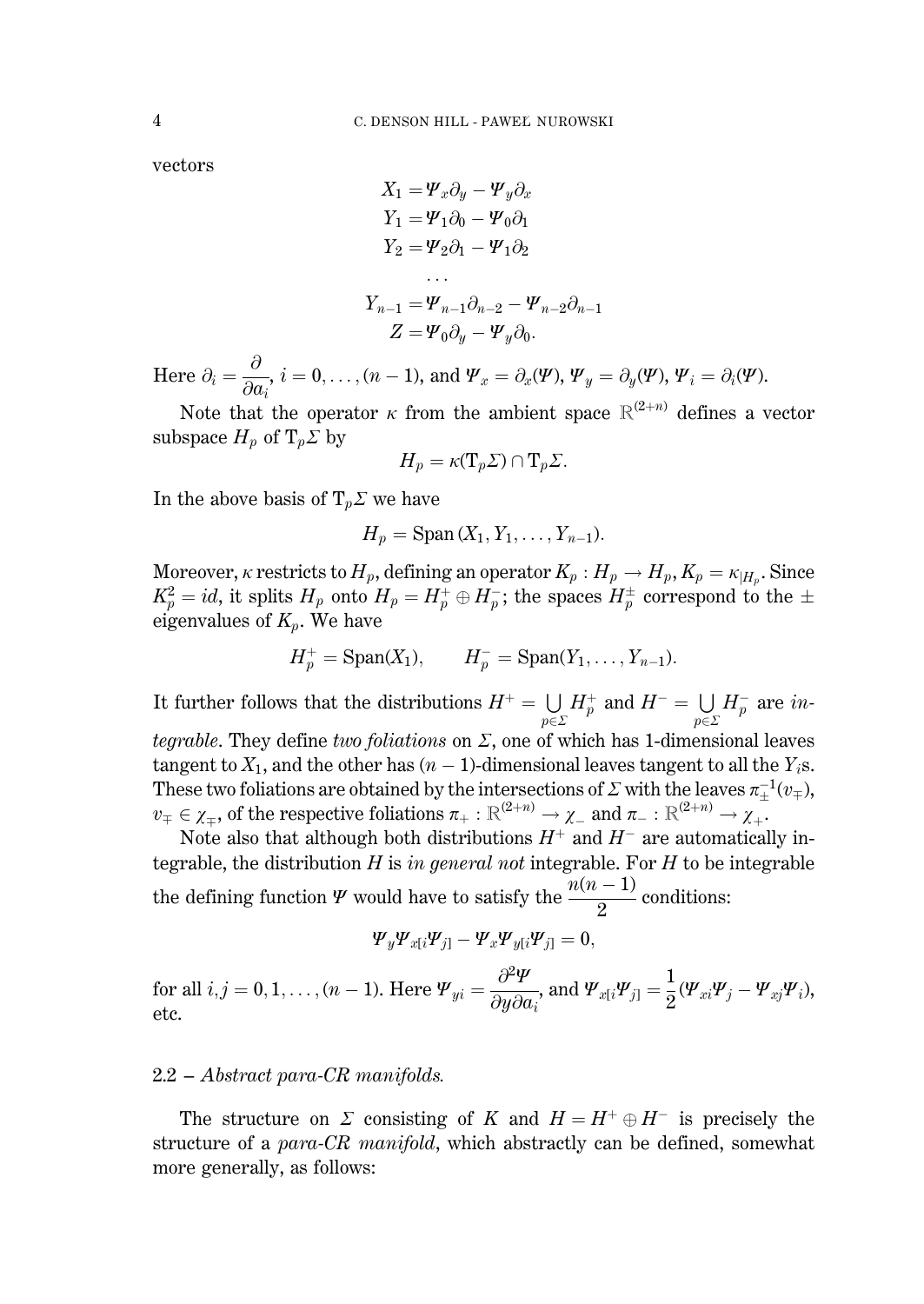vectors

$$
\begin{aligned}
X_1 &= \Psi_x \partial_y - \Psi_y \partial_x \\
Y_1 &= \Psi_1 \partial_0 - \Psi_0 \partial_1 \\
Y_2 &= \Psi_2 \partial_1 - \Psi_1 \partial_2 \\
&\dots \\
Y_{n-1} &= \Psi_{n-1} \partial_{n-2} - \Psi_{n-2} \partial_{n-1} \\
Z &= \Psi_0 \partial_y - \Psi_y \partial_0.
\end{aligned}
$$

Here $\partial_i = \dfrac{\partial}{\partial a_i}$, $i = 0, \dots, (n-1)$, and $\Psi_x = \partial_x(\Psi)$, $\Psi_y = \partial_y(\Psi)$, $\Psi_i = \partial_i(\Psi)$.

Note that the operator $\kappa$ from the ambient space $\mathbb{R}^{(2+n)}$ defines a vector subspace $H_p$ of $\mathrm{T}_p\Sigma$ by

$$H_p = \kappa(\mathrm{T}_p\Sigma) \cap \mathrm{T}_p\Sigma.$$

In the above basis of $\mathrm{T}_p\Sigma$ we have

$$H_p = \mathrm{Span}\,(X_1, Y_1, \dots, Y_{n-1}).$$

Moreover, $\kappa$ restricts to $H_p$, defining an operator $K_p : H_p \to H_p$, $K_p = \kappa_{|H_p}$. Since $K_p^2 = id$, it splits $H_p$ onto $H_p = H_p^+ \oplus H_p^-$; the spaces $H_p^\pm$ correspond to the $\pm$ eigenvalues of $K_p$. We have

$$H_p^+ = \mathrm{Span}(X_1), \qquad H_p^- = \mathrm{Span}(Y_1, \dots, Y_{n-1}).$$

It further follows that the distributions $H^+ = \bigcup_{p\in\Sigma} H_p^+$ and $H^- = \bigcup_{p\in\Sigma} H_p^-$ are *integrable*. They define *two foliations* on $\Sigma$, one of which has 1-dimensional leaves tangent to $X_1$, and the other has $(n-1)$-dimensional leaves tangent to all the $Y_i$s. These two foliations are obtained by the intersections of $\Sigma$ with the leaves $\pi_\pm^{-1}(v_\mp)$, $v_\mp \in \chi_\mp$, of the respective foliations $\pi_+ : \mathbb{R}^{(2+n)} \to \chi_-$ and $\pi_- : \mathbb{R}^{(2+n)} \to \chi_+$.

Note also that although both distributions $H^+$ and $H^-$ are automatically integrable, the distribution $H$ is *in general not* integrable. For $H$ to be integrable the defining function $\Psi$ would have to satisfy the $\dfrac{n(n-1)}{2}$ conditions:

$$\Psi_y \Psi_{x[i} \Psi_{j]} - \Psi_x \Psi_{y[i} \Psi_{j]} = 0,$$

for all $i, j = 0, 1, \dots, (n-1)$. Here $\Psi_{yi} = \dfrac{\partial^2 \Psi}{\partial y \partial a_i}$, and $\Psi_{x[i}\Psi_{j]} = \dfrac{1}{2}(\Psi_{xi}\Psi_j - \Psi_{xj}\Psi_i)$, etc.

### 2.2 – *Abstract para-CR manifolds.*

The structure on $\Sigma$ consisting of $K$ and $H = H^+ \oplus H^-$ is precisely the structure of a *para-CR manifold*, which abstractly can be defined, somewhat more generally, as follows: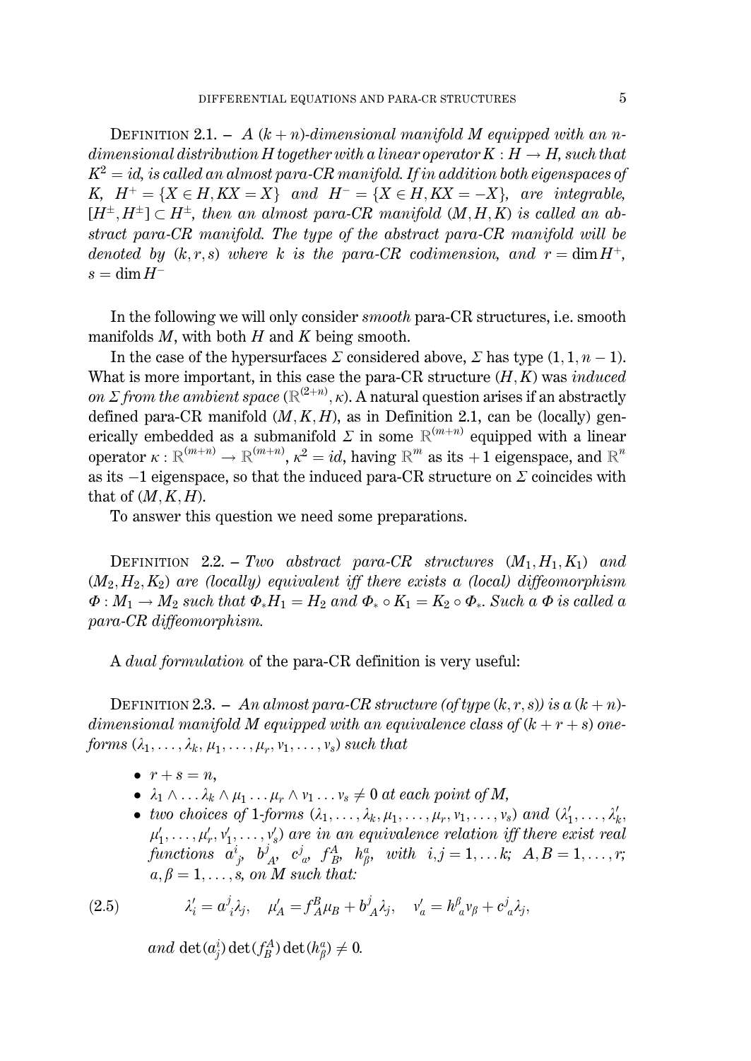Definition 2.1. – *A $(k+n)$-dimensional manifold $M$ equipped with an $n$-dimensional distribution $H$ together with a linear operator $K : H \to H$, such that $K^2 = id$, is called an almost para-CR manifold. If in addition both eigenspaces of $K$, $H^+ = \{X \in H, KX = X\}$ and $H^- = \{X \in H, KX = -X\}$, are integrable, $[H^\pm, H^\pm] \subset H^\pm$, then an almost para-CR manifold $(M, H, K)$ is called an abstract para-CR manifold. The type of the abstract para-CR manifold will be denoted by $(k, r, s)$ where $k$ is the para-CR codimension, and $r = \dim H^+$, $s = \dim H^-$*

In the following we will only consider *smooth* para-CR structures, i.e. smooth manifolds $M$, with both $H$ and $K$ being smooth.

In the case of the hypersurfaces $\Sigma$ considered above, $\Sigma$ has type $(1, 1, n-1)$. What is more important, in this case the para-CR structure $(H, K)$ was *induced on $\Sigma$ from the ambient space* $(\mathbb{R}^{(2+n)}, \kappa)$. A natural question arises if an abstractly defined para-CR manifold $(M, K, H)$, as in Definition 2.1, can be (locally) generically embedded as a submanifold $\Sigma$ in some $\mathbb{R}^{(m+n)}$ equipped with a linear operator $\kappa : \mathbb{R}^{(m+n)} \to \mathbb{R}^{(m+n)}$, $\kappa^2 = id$, having $\mathbb{R}^m$ as its $+1$ eigenspace, and $\mathbb{R}^n$ as its $-1$ eigenspace, so that the induced para-CR structure on $\Sigma$ coincides with that of $(M, K, H)$.

To answer this question we need some preparations.

Definition 2.2. – *Two abstract para-CR structures $(M_1, H_1, K_1)$ and $(M_2, H_2, K_2)$ are (locally) equivalent iff there exists a (local) diffeomorphism $\Phi : M_1 \to M_2$ such that $\Phi_* H_1 = H_2$ and $\Phi_* \circ K_1 = K_2 \circ \Phi_*$. Such a $\Phi$ is called a para-CR diffeomorphism.*

A *dual formulation* of the para-CR definition is very useful:

Definition 2.3. – *An almost para-CR structure (of type $(k, r, s)$) is a $(k+n)$-dimensional manifold $M$ equipped with an equivalence class of $(k+r+s)$ one-forms $(\lambda_1, \ldots, \lambda_k, \mu_1, \ldots, \mu_r, \nu_1, \ldots, \nu_s)$ such that*

- *$r + s = n$,*
- *$\lambda_1 \wedge \ldots \lambda_k \wedge \mu_1 \ldots \mu_r \wedge \nu_1 \ldots \nu_s \neq 0$ at each point of $M$,*
- *two choices of 1-forms $(\lambda_1, \ldots, \lambda_k, \mu_1, \ldots, \mu_r, \nu_1, \ldots, \nu_s)$ and $(\lambda'_1, \ldots, \lambda'_k, \mu'_1, \ldots, \mu'_r, \nu'_1, \ldots, \nu'_s)$ are in an equivalence relation iff there exist real functions $a^j{}_i$, $b^j{}_A$, $c^j{}_a$, $f^A_B$, $h^a_\beta$, with $i, j = 1, \ldots k$; $A, B = 1, \ldots, r$; $a, \beta = 1, \ldots, s$, on $M$ such that:*

$$\lambda'_i = a^j{}_i \lambda_j, \quad \mu'_A = f^B_A \mu_B + b^j{}_A \lambda_j, \quad \nu'_a = h^\beta{}_a \nu_\beta + c^j{}_a \lambda_j, \tag{2.5}$$

*and $\det(a^i_j) \det(f^A_B) \det(h^a_\beta) \neq 0$.*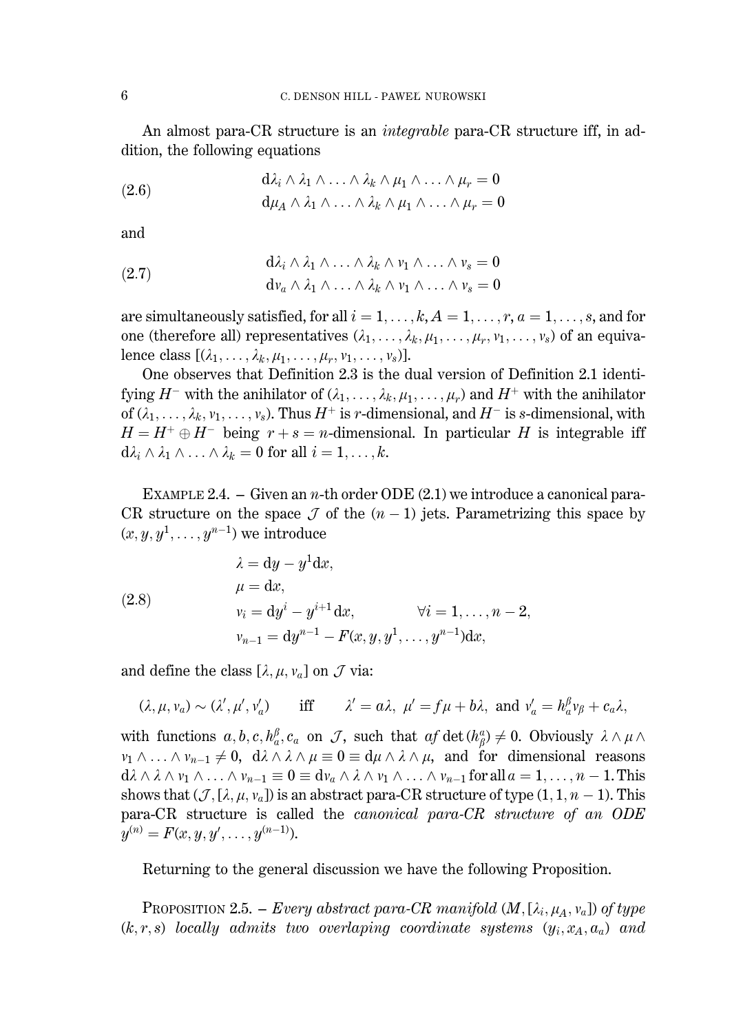An almost para-CR structure is an *integrable* para-CR structure iff, in addition, the following equations

$$
\begin{aligned}
&\mathrm{d}\lambda_i \wedge \lambda_1 \wedge \ldots \wedge \lambda_k \wedge \mu_1 \wedge \ldots \wedge \mu_r = 0 \\
&\mathrm{d}\mu_A \wedge \lambda_1 \wedge \ldots \wedge \lambda_k \wedge \mu_1 \wedge \ldots \wedge \mu_r = 0
\end{aligned}
\tag{2.6}
$$

and

$$
\begin{aligned}
&\mathrm{d}\lambda_i \wedge \lambda_1 \wedge \ldots \wedge \lambda_k \wedge \nu_1 \wedge \ldots \wedge \nu_s = 0 \\
&\mathrm{d}\nu_a \wedge \lambda_1 \wedge \ldots \wedge \lambda_k \wedge \nu_1 \wedge \ldots \wedge \nu_s = 0
\end{aligned}
\tag{2.7}
$$

are simultaneously satisfied, for all $i = 1, \ldots, k$, $A = 1, \ldots, r$, $a = 1, \ldots, s$, and for one (therefore all) representatives $(\lambda_1, \ldots, \lambda_k, \mu_1, \ldots, \mu_r, \nu_1, \ldots, \nu_s)$ of an equivalence class $[(\lambda_1, \ldots, \lambda_k, \mu_1, \ldots, \mu_r, \nu_1, \ldots, \nu_s)]$.

One observes that Definition 2.3 is the dual version of Definition 2.1 identifying $H^-$ with the anihilator of $(\lambda_1, \ldots, \lambda_k, \mu_1, \ldots, \mu_r)$ and $H^+$ with the anihilator of $(\lambda_1, \ldots, \lambda_k, \nu_1, \ldots, \nu_s)$. Thus $H^+$ is $r$-dimensional, and $H^-$ is $s$-dimensional, with $H = H^+ \oplus H^-$ being $r + s = n$-dimensional. In particular $H$ is integrable iff $\mathrm{d}\lambda_i \wedge \lambda_1 \wedge \ldots \wedge \lambda_k = 0$ for all $i = 1, \ldots, k$.

EXAMPLE 2.4. – Given an $n$-th order ODE (2.1) we introduce a canonical para-CR structure on the space $\mathcal{J}$ of the $(n-1)$ jets. Parametrizing this space by $(x, y, y^1, \ldots, y^{n-1})$ we introduce

$$
\begin{aligned}
&\lambda = \mathrm{d}y - y^1 \mathrm{d}x, \\
&\mu = \mathrm{d}x, \\
&\nu_i = \mathrm{d}y^i - y^{i+1}\mathrm{d}x, \qquad \forall i = 1, \ldots, n-2, \\
&\nu_{n-1} = \mathrm{d}y^{n-1} - F(x, y, y^1, \ldots, y^{n-1})\mathrm{d}x,
\end{aligned}
\tag{2.8}
$$

and define the class $[\lambda, \mu, \nu_a]$ on $\mathcal{J}$ via:

$$
(\lambda, \mu, \nu_a) \sim (\lambda', \mu', \nu'_a) \qquad \text{iff} \qquad \lambda' = a\lambda,\ \mu' = f\mu + b\lambda,\ \text{and}\ \nu'_a = h^\beta_a \nu_\beta + c_a \lambda,
$$

with functions $a, b, c, h^\beta_a, c_a$ on $\mathcal{J}$, such that $af \det(h^a_\beta) \neq 0$. Obviously $\lambda \wedge \mu \wedge \nu_1 \wedge \ldots \wedge \nu_{n-1} \neq 0$, $\mathrm{d}\lambda \wedge \lambda \wedge \mu \equiv 0 \equiv \mathrm{d}\mu \wedge \lambda \wedge \mu$, and for dimensional reasons $\mathrm{d}\lambda \wedge \lambda \wedge \nu_1 \wedge \ldots \wedge \nu_{n-1} \equiv 0 \equiv \mathrm{d}\nu_a \wedge \lambda \wedge \nu_1 \wedge \ldots \wedge \nu_{n-1}$ for all $a = 1, \ldots, n-1$. This shows that $(\mathcal{J}, [\lambda, \mu, \nu_a])$ is an abstract para-CR structure of type $(1, 1, n-1)$. This para-CR structure is called the *canonical para-CR structure of an ODE* $y^{(n)} = F(x, y, y', \ldots, y^{(n-1)})$.

Returning to the general discussion we have the following Proposition.

PROPOSITION 2.5. – *Every abstract para-CR manifold $(M, [\lambda_i, \mu_A, \nu_a])$ of type $(k, r, s)$ locally admits two overlaping coordinate systems $(y_i, x_A, a_a)$ and*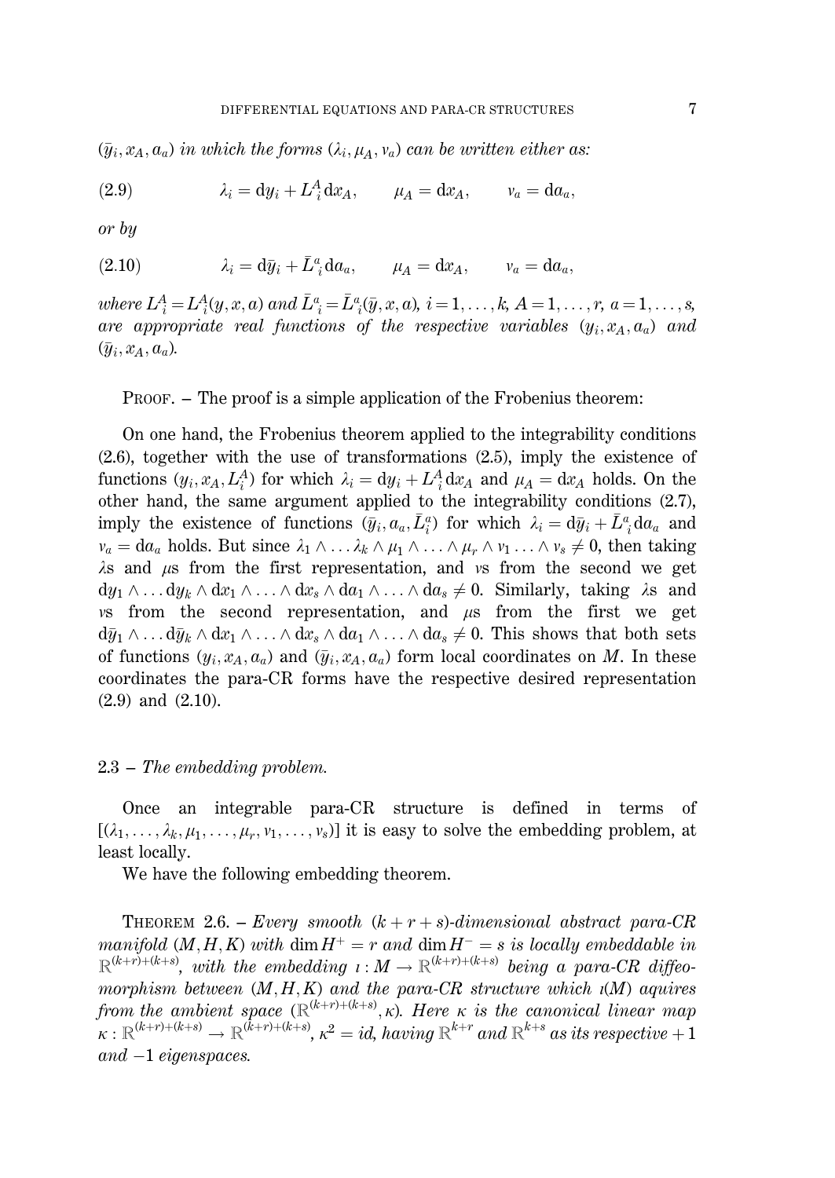*$(\bar{y}_i, x_A, a_a)$ in which the forms $(\lambda_i, \mu_A, \nu_a)$ can be written either as:*

$$\lambda_i = \mathrm{d}y_i + L_i^A \mathrm{d}x_A, \qquad \mu_A = \mathrm{d}x_A, \qquad \nu_a = \mathrm{d}a_a, \tag{2.9}$$

*or by*

$$\lambda_i = \mathrm{d}\bar{y}_i + \bar{L}_i^a \mathrm{d}a_a, \qquad \mu_A = \mathrm{d}x_A, \qquad \nu_a = \mathrm{d}a_a, \tag{2.10}$$

*where $L_i^A = L_i^A(y, x, a)$ and $\bar{L}_i^a = \bar{L}_i^a(\bar{y}, x, a)$, $i = 1, \ldots, k$, $A = 1, \ldots, r$, $a = 1, \ldots, s$, are appropriate real functions of the respective variables $(y_i, x_A, a_a)$ and $(\bar{y}_i, x_A, a_a)$.*

PROOF. – The proof is a simple application of the Frobenius theorem:

On one hand, the Frobenius theorem applied to the integrability conditions (2.6), together with the use of transformations (2.5), imply the existence of functions $(y_i, x_A, L_i^A)$ for which $\lambda_i = \mathrm{d}y_i + L_i^A \mathrm{d}x_A$ and $\mu_A = \mathrm{d}x_A$ holds. On the other hand, the same argument applied to the integrability conditions (2.7), imply the existence of functions $(\bar{y}_i, a_a, \bar{L}_i^a)$ for which $\lambda_i = \mathrm{d}\bar{y}_i + \bar{L}_i^a \mathrm{d}a_a$ and $\nu_a = \mathrm{d}a_a$ holds. But since $\lambda_1 \wedge \ldots \lambda_k \wedge \mu_1 \wedge \ldots \wedge \mu_r \wedge \nu_1 \ldots \wedge \nu_s \neq 0$, then taking $\lambda$s and $\mu$s from the first representation, and $\nu$s from the second we get $\mathrm{d}y_1 \wedge \ldots \mathrm{d}y_k \wedge \mathrm{d}x_1 \wedge \ldots \wedge \mathrm{d}x_s \wedge \mathrm{d}a_1 \wedge \ldots \wedge \mathrm{d}a_s \neq 0$. Similarly, taking $\lambda$s and $\nu$s from the second representation, and $\mu$s from the first we get $\mathrm{d}\bar{y}_1 \wedge \ldots \mathrm{d}\bar{y}_k \wedge \mathrm{d}x_1 \wedge \ldots \wedge \mathrm{d}x_s \wedge \mathrm{d}a_1 \wedge \ldots \wedge \mathrm{d}a_s \neq 0$. This shows that both sets of functions $(y_i, x_A, a_a)$ and $(\bar{y}_i, x_A, a_a)$ form local coordinates on $M$. In these coordinates the para-CR forms have the respective desired representation (2.9) and (2.10).

### 2.3 – *The embedding problem.*

Once an integrable para-CR structure is defined in terms of $[(\lambda_1, \ldots, \lambda_k, \mu_1, \ldots, \mu_r, \nu_1, \ldots, \nu_s)]$ it is easy to solve the embedding problem, at least locally.

We have the following embedding theorem.

THEOREM 2.6. – *Every smooth $(k + r + s)$-dimensional abstract para-CR manifold $(M, H, K)$ with $\dim H^+ = r$ and $\dim H^- = s$ is locally embeddable in $\mathbb{R}^{(k+r)+(k+s)}$, with the embedding $\imath : M \to \mathbb{R}^{(k+r)+(k+s)}$ being a para-CR diffeomorphism between $(M, H, K)$ and the para-CR structure which $\imath(M)$ aquires from the ambient space $(\mathbb{R}^{(k+r)+(k+s)}, \kappa)$. Here $\kappa$ is the canonical linear map $\kappa : \mathbb{R}^{(k+r)+(k+s)} \to \mathbb{R}^{(k+r)+(k+s)}$, $\kappa^2 = id$, having $\mathbb{R}^{k+r}$ and $\mathbb{R}^{k+s}$ as its respective $+1$ and $-1$ eigenspaces.*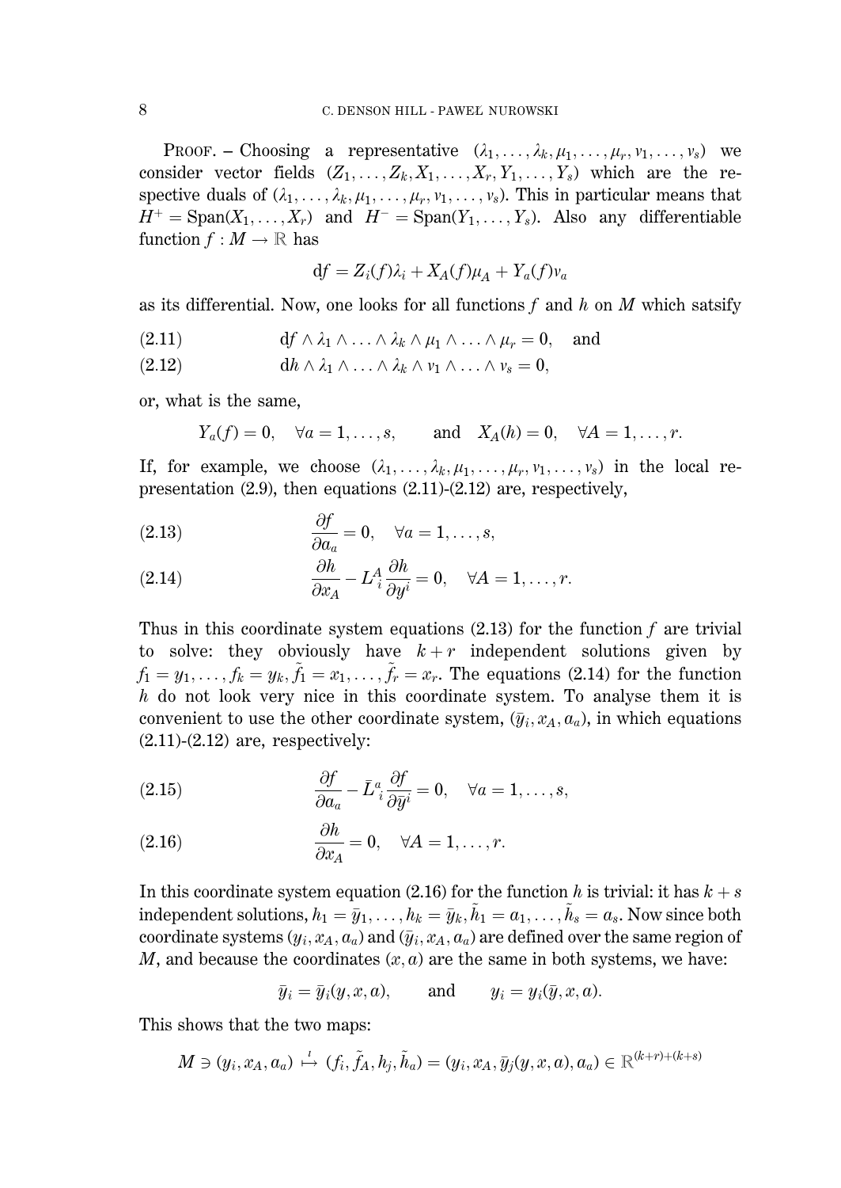PROOF. – Choosing a representative $(\lambda_1,\dots,\lambda_k,\mu_1,\dots,\mu_r,\nu_1,\dots,\nu_s)$ we consider vector fields $(Z_1,\dots,Z_k,X_1,\dots,X_r,Y_1,\dots,Y_s)$ which are the respective duals of $(\lambda_1,\dots,\lambda_k,\mu_1,\dots,\mu_r,\nu_1,\dots,\nu_s)$. This in particular means that $H^+=\mathrm{Span}(X_1,\dots,X_r)$ and $H^-=\mathrm{Span}(Y_1,\dots,Y_s)$. Also any differentiable function $f:M\to\mathbb{R}$ has

$$\mathrm{d}f = Z_i(f)\lambda_i + X_A(f)\mu_A + Y_a(f)\nu_a$$

as its differential. Now, one looks for all functions $f$ and $h$ on $M$ which satsify

$$\mathrm{d}f\wedge\lambda_1\wedge\ldots\wedge\lambda_k\wedge\mu_1\wedge\ldots\wedge\mu_r=0,\quad\text{and}\tag{2.11}$$

$$\mathrm{d}h\wedge\lambda_1\wedge\ldots\wedge\lambda_k\wedge\nu_1\wedge\ldots\wedge\nu_s=0,\tag{2.12}$$

or, what is the same,

$$Y_a(f)=0,\quad\forall a=1,\dots,s,\qquad\text{and}\quad X_A(h)=0,\quad\forall A=1,\dots,r.$$

If, for example, we choose $(\lambda_1,\dots,\lambda_k,\mu_1,\dots,\mu_r,\nu_1,\dots,\nu_s)$ in the local representation (2.9), then equations (2.11)-(2.12) are, respectively,

$$\frac{\partial f}{\partial a_a}=0,\quad\forall a=1,\dots,s,\tag{2.13}$$

$$\frac{\partial h}{\partial x_A}-L^A_i\frac{\partial h}{\partial y^i}=0,\quad\forall A=1,\dots,r.\tag{2.14}$$

Thus in this coordinate system equations (2.13) for the function $f$ are trivial to solve: they obviously have $k+r$ independent solutions given by $f_1=y_1,\dots,f_k=y_k,\tilde f_1=x_1,\dots,\tilde f_r=x_r$. The equations (2.14) for the function $h$ do not look very nice in this coordinate system. To analyse them it is convenient to use the other coordinate system, $(\bar y_i,x_A,a_a)$, in which equations (2.11)-(2.12) are, respectively:

$$\frac{\partial f}{\partial a_a}-\bar L^a_i\frac{\partial f}{\partial \bar y^i}=0,\quad\forall a=1,\dots,s,\tag{2.15}$$

$$\frac{\partial h}{\partial x_A}=0,\quad\forall A=1,\dots,r.\tag{2.16}$$

In this coordinate system equation (2.16) for the function $h$ is trivial: it has $k+s$ independent solutions, $h_1=\bar y_1,\dots,h_k=\bar y_k,\tilde h_1=a_1,\dots,\tilde h_s=a_s$. Now since both coordinate systems $(y_i,x_A,a_a)$ and $(\bar y_i,x_A,a_a)$ are defined over the same region of $M$, and because the coordinates $(x,a)$ are the same in both systems, we have:

$$\bar y_i=\bar y_i(y,x,a),\qquad\text{and}\qquad y_i=y_i(\bar y,x,a).$$

This shows that the two maps:

$$M\ni(y_i,x_A,a_a)\overset{\iota}{\mapsto}(f_i,\tilde f_A,h_j,\tilde h_a)=(y_i,x_A,\bar y_j(y,x,a),a_a)\in\mathbb{R}^{(k+r)+(k+s)}$$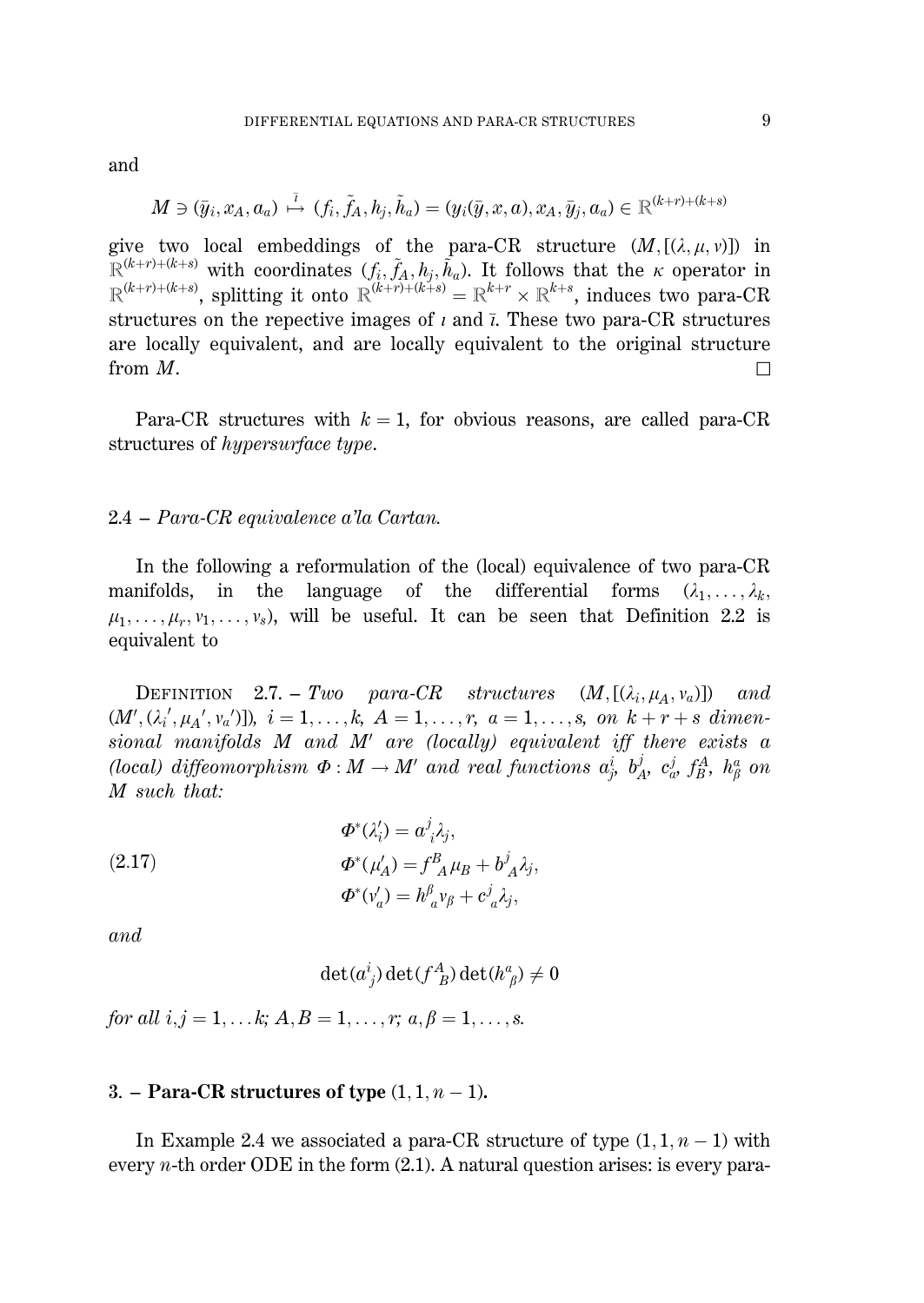and

$$M \ni (\bar{y}_i, x_A, a_a) \overset{\bar{\imath}}{\mapsto} (f_i, \tilde{f}_A, h_j, \tilde{h}_a) = (y_i(\bar{y}, x, a), x_A, \bar{y}_j, a_a) \in \mathbb{R}^{(k+r)+(k+s)}$$

give two local embeddings of the para-CR structure $(M, [(\lambda, \mu, \nu)])$ in $\mathbb{R}^{(k+r)+(k+s)}$ with coordinates $(f_i, \tilde{f}_A, h_j, \tilde{h}_a)$. It follows that the $\kappa$ operator in $\mathbb{R}^{(k+r)+(k+s)}$, splitting it onto $\mathbb{R}^{(k+r)+(k+s)} = \mathbb{R}^{k+r} \times \mathbb{R}^{k+s}$, induces two para-CR structures on the repective images of $\imath$ and $\bar{\imath}$. These two para-CR structures are locally equivalent, and are locally equivalent to the original structure from $M$. □

Para-CR structures with $k = 1$, for obvious reasons, are called para-CR structures of *hypersurface type*.

### 2.4 – *Para-CR equivalence a'la Cartan.*

In the following a reformulation of the (local) equivalence of two para-CR manifolds, in the language of the differential forms $(\lambda_1, \ldots, \lambda_k, \mu_1, \ldots, \mu_r, \nu_1, \ldots, \nu_s)$, will be useful. It can be seen that Definition 2.2 is equivalent to

DEFINITION 2.7. – *Two para-CR structures $(M, [(\lambda_i, \mu_A, \nu_a)])$ and $(M', (\lambda_i{}', \mu_A{}', \nu_a{}')])$, $i = 1, \ldots, k$, $A = 1, \ldots, r$, $a = 1, \ldots, s$, on $k + r + s$ dimensional manifolds $M$ and $M'$ are (locally) equivalent iff there exists a (local) diffeomorphism $\Phi : M \to M'$ and real functions $a^i_j$, $b^j_A$, $c^j_a$, $f^A_B$, $h^a_\beta$ on $M$ such that:*

$$\begin{aligned} \Phi^*(\lambda'_i) &= a^j{}_i \lambda_j, \\ \Phi^*(\mu'_A) &= f^B{}_A \mu_B + b^j{}_A \lambda_j, \\ \Phi^*(\nu'_a) &= h^\beta{}_a \nu_\beta + c^j{}_a \lambda_j, \end{aligned} \tag{2.17}$$

*and*

$$\det(a^i{}_j) \det(f^A{}_B) \det(h^a{}_\beta) \neq 0$$

*for all $i, j = 1, \ldots k$; $A, B = 1, \ldots, r$; $a, \beta = 1, \ldots, s$.*

## 3. – Para-CR structures of type $(1, 1, n-1)$.

In Example 2.4 we associated a para-CR structure of type $(1, 1, n-1)$ with every $n$-th order ODE in the form (2.1). A natural question arises: is every para-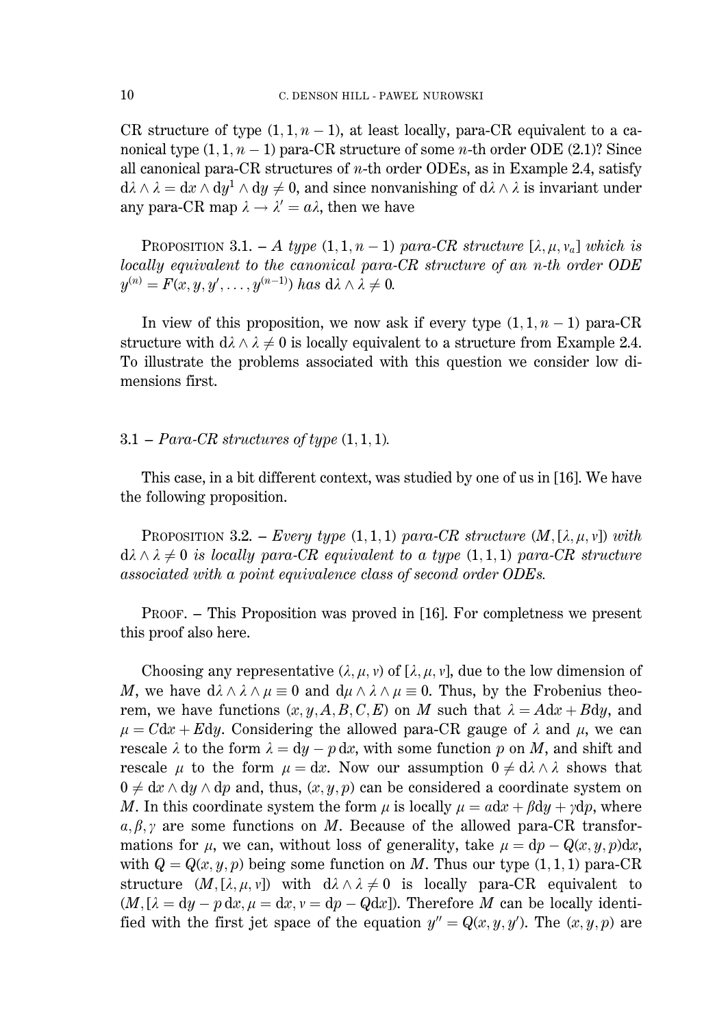CR structure of type $(1,1,n-1)$, at least locally, para-CR equivalent to a canonical type $(1,1,n-1)$ para-CR structure of some $n$-th order ODE (2.1)? Since all canonical para-CR structures of $n$-th order ODEs, as in Example 2.4, satisfy $\mathrm{d}\lambda\wedge\lambda = \mathrm{d}x\wedge\mathrm{d}y^1\wedge\mathrm{d}y\neq 0$, and since nonvanishing of $\mathrm{d}\lambda\wedge\lambda$ is invariant under any para-CR map $\lambda\to\lambda' = a\lambda$, then we have

PROPOSITION 3.1. – *A type $(1,1,n-1)$ para-CR structure $[\lambda,\mu,\nu_a]$ which is locally equivalent to the canonical para-CR structure of an $n$-th order ODE $y^{(n)} = F(x,y,y',\dots,y^{(n-1)})$ has $\mathrm{d}\lambda\wedge\lambda\neq 0$.*

In view of this proposition, we now ask if every type $(1,1,n-1)$ para-CR structure with $\mathrm{d}\lambda\wedge\lambda\neq 0$ is locally equivalent to a structure from Example 2.4. To illustrate the problems associated with this question we consider low dimensions first.

### 3.1 – *Para-CR structures of type* $(1,1,1)$.

This case, in a bit different context, was studied by one of us in [16]. We have the following proposition.

PROPOSITION 3.2. – *Every type $(1,1,1)$ para-CR structure $(M,[\lambda,\mu,\nu])$ with $\mathrm{d}\lambda\wedge\lambda\neq 0$ is locally para-CR equivalent to a type $(1,1,1)$ para-CR structure associated with a point equivalence class of second order ODEs.*

PROOF. – This Proposition was proved in [16]. For completness we present this proof also here.

Choosing any representative $(\lambda,\mu,\nu)$ of $[\lambda,\mu,\nu]$, due to the low dimension of $M$, we have $\mathrm{d}\lambda\wedge\lambda\wedge\mu\equiv 0$ and $\mathrm{d}\mu\wedge\lambda\wedge\mu\equiv 0$. Thus, by the Frobenius theorem, we have functions $(x,y,A,B,C,E)$ on $M$ such that $\lambda = A\mathrm{d}x + B\mathrm{d}y$, and $\mu = C\mathrm{d}x + E\mathrm{d}y$. Considering the allowed para-CR gauge of $\lambda$ and $\mu$, we can rescale $\lambda$ to the form $\lambda = \mathrm{d}y - p\,\mathrm{d}x$, with some function $p$ on $M$, and shift and rescale $\mu$ to the form $\mu = \mathrm{d}x$. Now our assumption $0\neq\mathrm{d}\lambda\wedge\lambda$ shows that $0\neq\mathrm{d}x\wedge\mathrm{d}y\wedge\mathrm{d}p$ and, thus, $(x,y,p)$ can be considered a coordinate system on $M$. In this coordinate system the form $\mu$ is locally $\mu = a\mathrm{d}x + \beta\mathrm{d}y + \gamma\mathrm{d}p$, where $a,\beta,\gamma$ are some functions on $M$. Because of the allowed para-CR transformations for $\mu$, we can, without loss of generality, take $\mu = \mathrm{d}p - Q(x,y,p)\mathrm{d}x$, with $Q = Q(x,y,p)$ being some function on $M$. Thus our type $(1,1,1)$ para-CR structure $(M,[\lambda,\mu,\nu])$ with $\mathrm{d}\lambda\wedge\lambda\neq 0$ is locally para-CR equivalent to $(M,[\lambda = \mathrm{d}y - p\,\mathrm{d}x, \mu = \mathrm{d}x, \nu = \mathrm{d}p - Q\mathrm{d}x])$. Therefore $M$ can be locally identified with the first jet space of the equation $y'' = Q(x,y,y')$. The $(x,y,p)$ are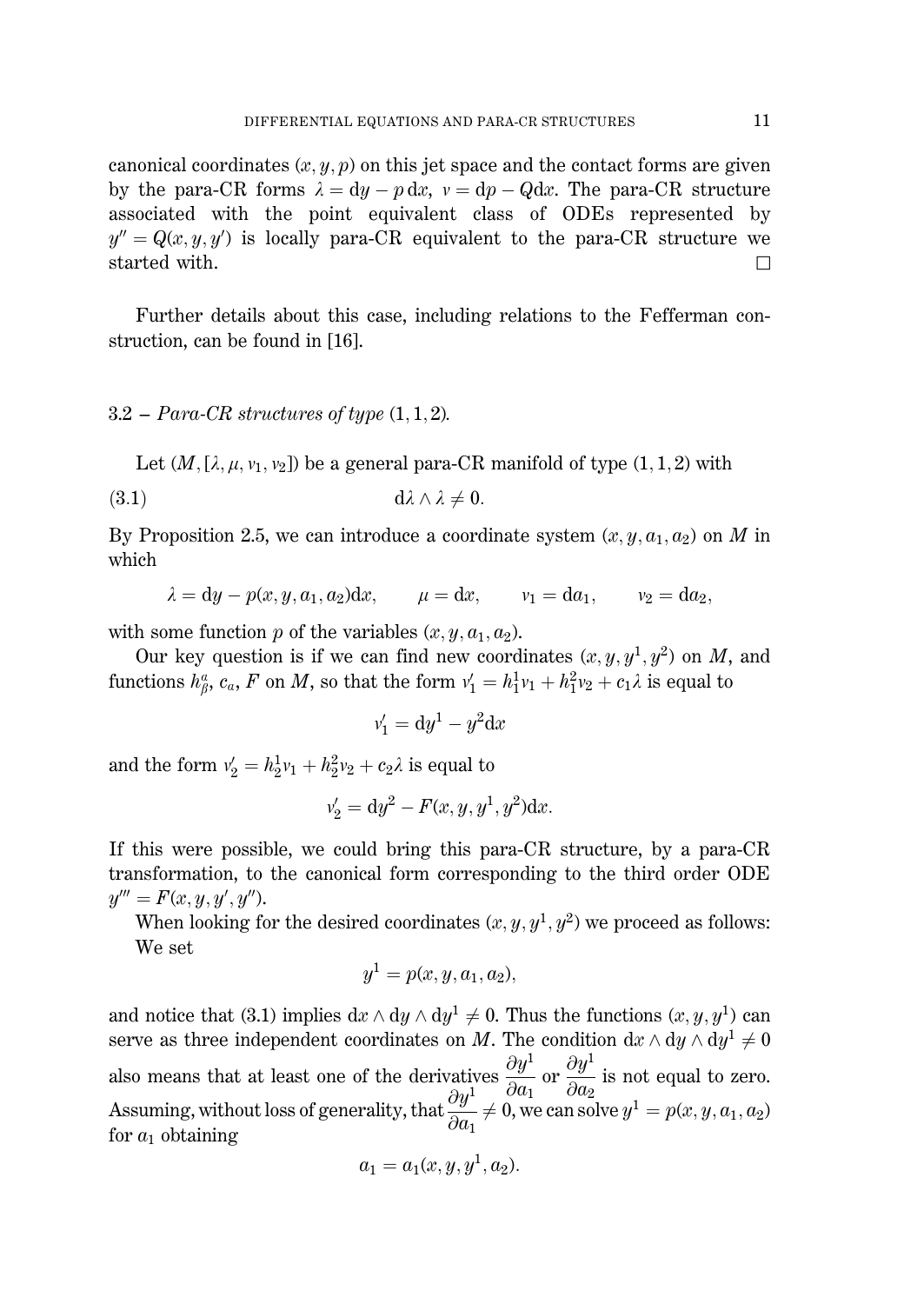canonical coordinates $(x, y, p)$ on this jet space and the contact forms are given by the para-CR forms $\lambda = \mathrm{d}y - p\,\mathrm{d}x$, $\nu = \mathrm{d}p - Q\mathrm{d}x$. The para-CR structure associated with the point equivalent class of ODEs represented by $y'' = Q(x, y, y')$ is locally para-CR equivalent to the para-CR structure we started with. $\square$

Further details about this case, including relations to the Fefferman construction, can be found in [16].

### 3.2 – *Para-CR structures of type* $(1, 1, 2)$.

Let $(M, [\lambda, \mu, \nu_1, \nu_2])$ be a general para-CR manifold of type $(1, 1, 2)$ with

$$\mathrm{d}\lambda \wedge \lambda \neq 0. \tag{3.1}$$

By Proposition 2.5, we can introduce a coordinate system $(x, y, a_1, a_2)$ on $M$ in which

$$\lambda = \mathrm{d}y - p(x, y, a_1, a_2)\mathrm{d}x, \qquad \mu = \mathrm{d}x, \qquad \nu_1 = \mathrm{d}a_1, \qquad \nu_2 = \mathrm{d}a_2,$$

with some function $p$ of the variables $(x, y, a_1, a_2)$.

Our key question is if we can find new coordinates $(x, y, y^1, y^2)$ on $M$, and functions $h^\alpha_\beta$, $c_a$, $F$ on $M$, so that the form $\nu'_1 = h^1_1\nu_1 + h^2_1\nu_2 + c_1\lambda$ is equal to

$$\nu'_1 = \mathrm{d}y^1 - y^2\mathrm{d}x$$

and the form $\nu'_2 = h^1_2\nu_1 + h^2_2\nu_2 + c_2\lambda$ is equal to

$$\nu'_2 = \mathrm{d}y^2 - F(x, y, y^1, y^2)\mathrm{d}x.$$

If this were possible, we could bring this para-CR structure, by a para-CR transformation, to the canonical form corresponding to the third order ODE $y''' = F(x, y, y', y'')$.

When looking for the desired coordinates $(x, y, y^1, y^2)$ we proceed as follows: We set

$$y^1 = p(x, y, a_1, a_2),$$

and notice that (3.1) implies $\mathrm{d}x \wedge \mathrm{d}y \wedge \mathrm{d}y^1 \neq 0$. Thus the functions $(x, y, y^1)$ can serve as three independent coordinates on $M$. The condition $\mathrm{d}x \wedge \mathrm{d}y \wedge \mathrm{d}y^1 \neq 0$ also means that at least one of the derivatives $\dfrac{\partial y^1}{\partial a_1}$ or $\dfrac{\partial y^1}{\partial a_2}$ is not equal to zero. Assuming, without loss of generality, that $\dfrac{\partial y^1}{\partial a_1} \neq 0$, we can solve $y^1 = p(x, y, a_1, a_2)$ for $a_1$ obtaining

$$a_1 = a_1(x, y, y^1, a_2).$$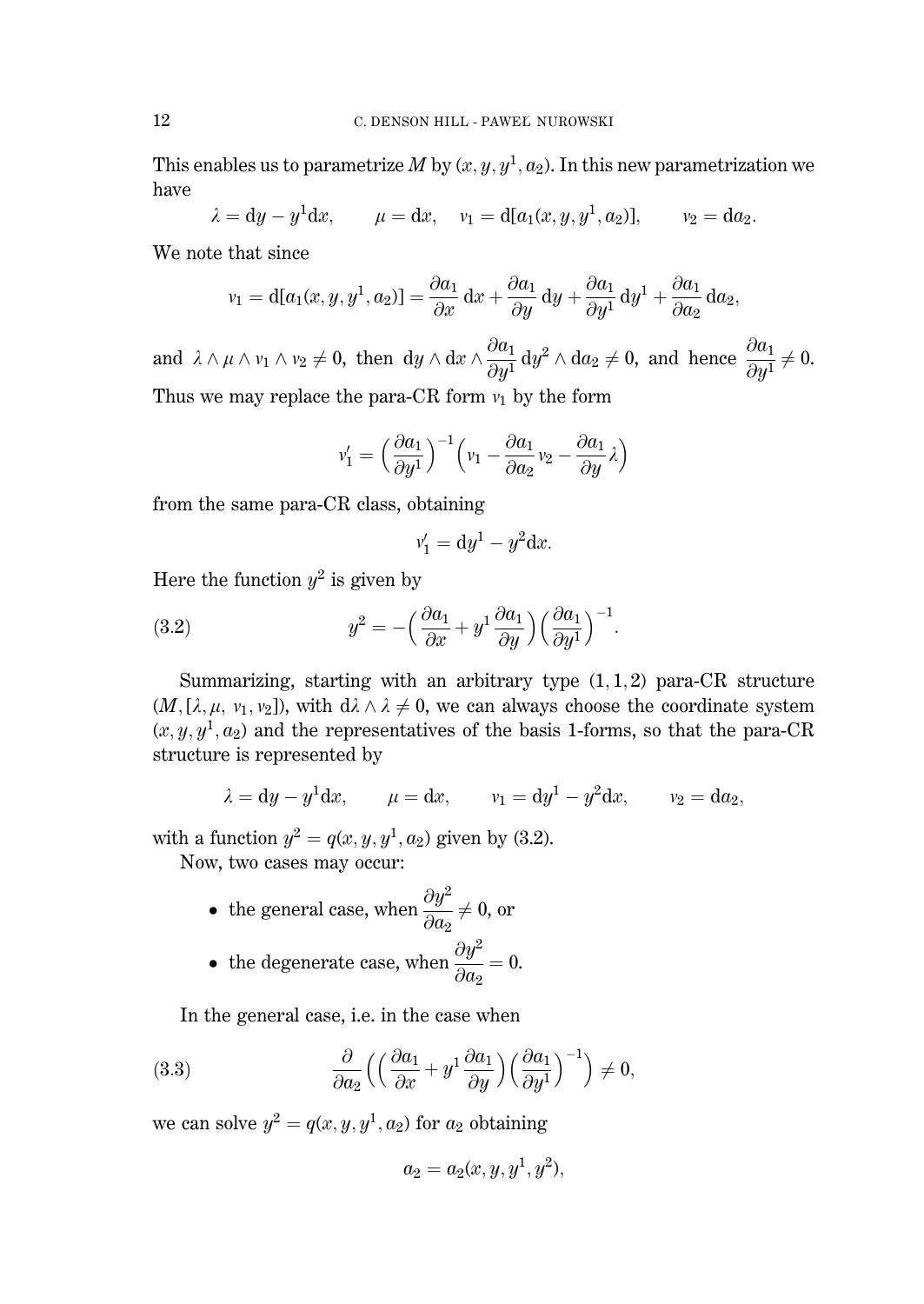This enables us to parametrize $M$ by $(x, y, y^1, a_2)$. In this new parametrization we have

$$\lambda = \mathrm{d}y - y^1\mathrm{d}x, \qquad \mu = \mathrm{d}x, \quad \nu_1 = \mathrm{d}[a_1(x,y,y^1,a_2)], \qquad \nu_2 = \mathrm{d}a_2.$$

We note that since

$$\nu_1 = \mathrm{d}[a_1(x,y,y^1,a_2)] = \frac{\partial a_1}{\partial x}\,\mathrm{d}x + \frac{\partial a_1}{\partial y}\,\mathrm{d}y + \frac{\partial a_1}{\partial y^1}\,\mathrm{d}y^1 + \frac{\partial a_1}{\partial a_2}\,\mathrm{d}a_2,$$

and $\lambda \wedge \mu \wedge \nu_1 \wedge \nu_2 \neq 0$, then $\mathrm{d}y \wedge \mathrm{d}x \wedge \frac{\partial a_1}{\partial y^1}\,\mathrm{d}y^2 \wedge \mathrm{d}a_2 \neq 0$, and hence $\frac{\partial a_1}{\partial y^1} \neq 0$. Thus we may replace the para-CR form $\nu_1$ by the form

$$\nu_1' = \Big(\frac{\partial a_1}{\partial y^1}\Big)^{-1}\Big(\nu_1 - \frac{\partial a_1}{\partial a_2}\nu_2 - \frac{\partial a_1}{\partial y}\lambda\Big)$$

from the same para-CR class, obtaining

$$\nu_1' = \mathrm{d}y^1 - y^2\mathrm{d}x.$$

Here the function $y^2$ is given by

$$y^2 = -\Big(\frac{\partial a_1}{\partial x} + y^1\frac{\partial a_1}{\partial y}\Big)\Big(\frac{\partial a_1}{\partial y^1}\Big)^{-1}. \tag{3.2}$$

Summarizing, starting with an arbitrary type $(1,1,2)$ para-CR structure $(M,[\lambda,\mu,\ \nu_1,\nu_2])$, with $\mathrm{d}\lambda \wedge \lambda \neq 0$, we can always choose the coordinate system $(x, y, y^1, a_2)$ and the representatives of the basis 1-forms, so that the para-CR structure is represented by

$$\lambda = \mathrm{d}y - y^1\mathrm{d}x, \qquad \mu = \mathrm{d}x, \qquad \nu_1 = \mathrm{d}y^1 - y^2\mathrm{d}x, \qquad \nu_2 = \mathrm{d}a_2,$$

with a function $y^2 = q(x,y,y^1,a_2)$ given by (3.2).

Now, two cases may occur:

- the general case, when $\frac{\partial y^2}{\partial a_2} \neq 0$, or
- the degenerate case, when $\frac{\partial y^2}{\partial a_2} = 0$.

In the general case, i.e. in the case when

$$\frac{\partial}{\partial a_2}\Big(\Big(\frac{\partial a_1}{\partial x} + y^1\frac{\partial a_1}{\partial y}\Big)\Big(\frac{\partial a_1}{\partial y^1}\Big)^{-1}\Big) \neq 0, \tag{3.3}$$

we can solve $y^2 = q(x,y,y^1,a_2)$ for $a_2$ obtaining

$$a_2 = a_2(x,y,y^1,y^2),$$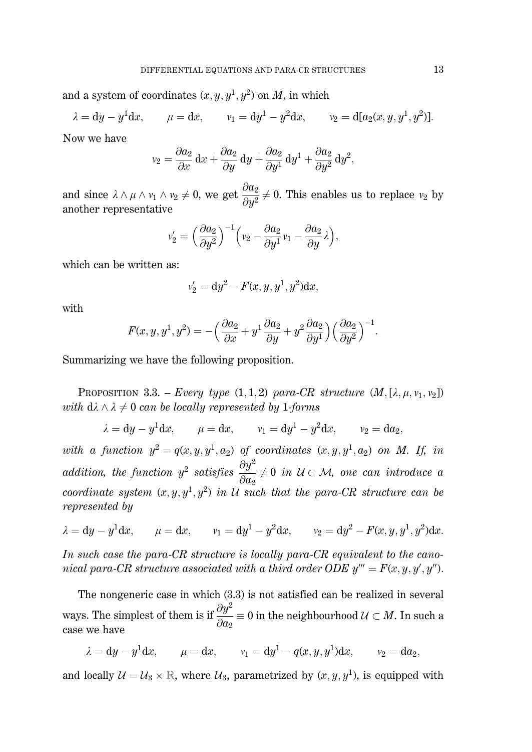and a system of coordinates $(x, y, y^1, y^2)$ on $M$, in which

$$\lambda = \mathrm{d}y - y^1\mathrm{d}x, \qquad \mu = \mathrm{d}x, \qquad \nu_1 = \mathrm{d}y^1 - y^2\mathrm{d}x, \qquad \nu_2 = \mathrm{d}[a_2(x, y, y^1, y^2)].$$

Now we have

$$\nu_2 = \frac{\partial a_2}{\partial x}\,\mathrm{d}x + \frac{\partial a_2}{\partial y}\,\mathrm{d}y + \frac{\partial a_2}{\partial y^1}\,\mathrm{d}y^1 + \frac{\partial a_2}{\partial y^2}\,\mathrm{d}y^2,$$

and since $\lambda \wedge \mu \wedge \nu_1 \wedge \nu_2 \neq 0$, we get $\dfrac{\partial a_2}{\partial y^2} \neq 0$. This enables us to replace $\nu_2$ by another representative

$$\nu_2' = \Big(\frac{\partial a_2}{\partial y^2}\Big)^{-1}\Big(\nu_2 - \frac{\partial a_2}{\partial y^1}\,\nu_1 - \frac{\partial a_2}{\partial y}\,\lambda\Big),$$

which can be written as:

$$\nu_2' = \mathrm{d}y^2 - F(x, y, y^1, y^2)\mathrm{d}x,$$

with

$$F(x, y, y^1, y^2) = -\Big(\frac{\partial a_2}{\partial x} + y^1\,\frac{\partial a_2}{\partial y} + y^2\,\frac{\partial a_2}{\partial y^1}\Big)\Big(\frac{\partial a_2}{\partial y^2}\Big)^{-1}.$$

Summarizing we have the following proposition.

Proposition 3.3. – *Every type* $(1, 1, 2)$ *para-CR structure* $(M, [\lambda, \mu, \nu_1, \nu_2])$ *with* $\mathrm{d}\lambda \wedge \lambda \neq 0$ *can be locally represented by 1-forms*

$$\lambda = \mathrm{d}y - y^1\mathrm{d}x, \qquad \mu = \mathrm{d}x, \qquad \nu_1 = \mathrm{d}y^1 - y^2\mathrm{d}x, \qquad \nu_2 = \mathrm{d}a_2,$$

*with a function* $y^2 = q(x, y, y^1, a_2)$ *of coordinates* $(x, y, y^1, a_2)$ *on* $M$*. If, in addition, the function* $y^2$ *satisfies* $\dfrac{\partial y^2}{\partial a_2} \neq 0$ *in* $\mathcal{U} \subset \mathcal{M}$*, one can introduce a coordinate system* $(x, y, y^1, y^2)$ *in* $\mathcal{U}$ *such that the para-CR structure can be represented by*

$$\lambda = \mathrm{d}y - y^1\mathrm{d}x, \qquad \mu = \mathrm{d}x, \qquad \nu_1 = \mathrm{d}y^1 - y^2\mathrm{d}x, \qquad \nu_2 = \mathrm{d}y^2 - F(x, y, y^1, y^2)\mathrm{d}x.$$

*In such case the para-CR structure is locally para-CR equivalent to the canonical para-CR structure associated with a third order ODE* $y''' = F(x, y, y', y'')$*.*

The nongeneric case in which (3.3) is not satisfied can be realized in several ways. The simplest of them is if $\dfrac{\partial y^2}{\partial a_2} \equiv 0$ in the neighbourhood $\mathcal{U} \subset M$. In such a case we have

$$\lambda = \mathrm{d}y - y^1\mathrm{d}x, \qquad \mu = \mathrm{d}x, \qquad \nu_1 = \mathrm{d}y^1 - q(x, y, y^1)\mathrm{d}x, \qquad \nu_2 = \mathrm{d}a_2,$$

and locally $\mathcal{U} = \mathcal{U}_3 \times \mathbb{R}$, where $\mathcal{U}_3$, parametrized by $(x, y, y^1)$, is equipped with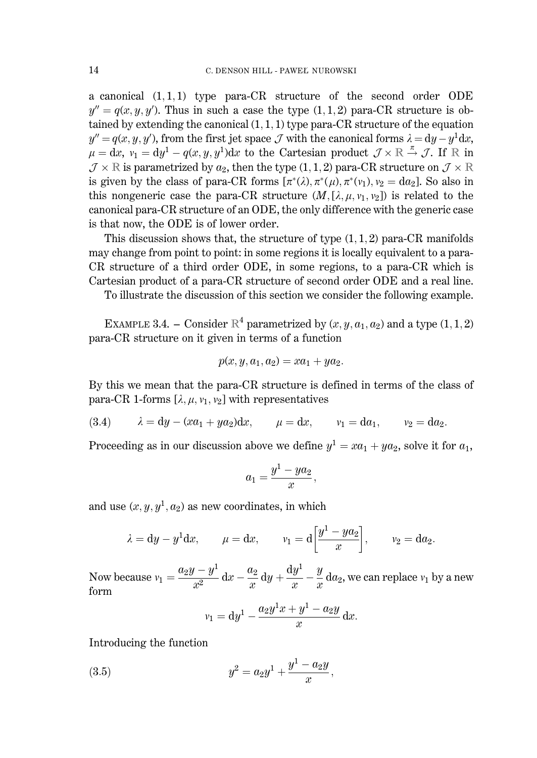a canonical $(1,1,1)$ type para-CR structure of the second order ODE $y'' = q(x,y,y')$. Thus in such a case the type $(1,1,2)$ para-CR structure is obtained by extending the canonical $(1,1,1)$ type para-CR structure of the equation $y'' = q(x,y,y')$, from the first jet space $\mathcal{J}$ with the canonical forms $\lambda = \mathrm{d}y - y^1\mathrm{d}x$, $\mu = \mathrm{d}x$, $\nu_1 = \mathrm{d}y^1 - q(x,y,y^1)\mathrm{d}x$ to the Cartesian product $\mathcal{J}\times\mathbb{R} \xrightarrow{\pi} \mathcal{J}$. If $\mathbb{R}$ in $\mathcal{J}\times\mathbb{R}$ is parametrized by $a_2$, then the type $(1,1,2)$ para-CR structure on $\mathcal{J}\times\mathbb{R}$ is given by the class of para-CR forms $[\pi^*(\lambda), \pi^*(\mu), \pi^*(\nu_1), \nu_2 = \mathrm{d}a_2]$. So also in this nongeneric case the para-CR structure $(M, [\lambda,\mu,\nu_1,\nu_2])$ is related to the canonical para-CR structure of an ODE, the only difference with the generic case is that now, the ODE is of lower order.

This discussion shows that, the structure of type $(1,1,2)$ para-CR manifolds may change from point to point: in some regions it is locally equivalent to a para-CR structure of a third order ODE, in some regions, to a para-CR which is Cartesian product of a para-CR structure of second order ODE and a real line.

To illustrate the discussion of this section we consider the following example.

EXAMPLE 3.4. – Consider $\mathbb{R}^4$ parametrized by $(x,y,a_1,a_2)$ and a type $(1,1,2)$ para-CR structure on it given in terms of a function

$$p(x,y,a_1,a_2) = xa_1 + ya_2.$$

By this we mean that the para-CR structure is defined in terms of the class of para-CR 1-forms $[\lambda,\mu,\nu_1,\nu_2]$ with representatives

$$\lambda = \mathrm{d}y - (xa_1 + ya_2)\mathrm{d}x, \qquad \mu = \mathrm{d}x, \qquad \nu_1 = \mathrm{d}a_1, \qquad \nu_2 = \mathrm{d}a_2. \tag{3.4}$$

Proceeding as in our discussion above we define $y^1 = xa_1 + ya_2$, solve it for $a_1$,

$$a_1 = \frac{y^1 - ya_2}{x},$$

and use $(x,y,y^1,a_2)$ as new coordinates, in which

$$\lambda = \mathrm{d}y - y^1\mathrm{d}x, \qquad \mu = \mathrm{d}x, \qquad \nu_1 = \mathrm{d}\Big[\frac{y^1 - ya_2}{x}\Big], \qquad \nu_2 = \mathrm{d}a_2.$$

Now because $\nu_1 = \dfrac{a_2 y - y^1}{x^2}\,\mathrm{d}x - \dfrac{a_2}{x}\,\mathrm{d}y + \dfrac{\mathrm{d}y^1}{x} - \dfrac{y}{x}\,\mathrm{d}a_2$, we can replace $\nu_1$ by a new form

$$\nu_1 = \mathrm{d}y^1 - \frac{a_2 y^1 x + y^1 - a_2 y}{x}\,\mathrm{d}x.$$

Introducing the function

$$y^2 = a_2 y^1 + \frac{y^1 - a_2 y}{x}, \tag{3.5}$$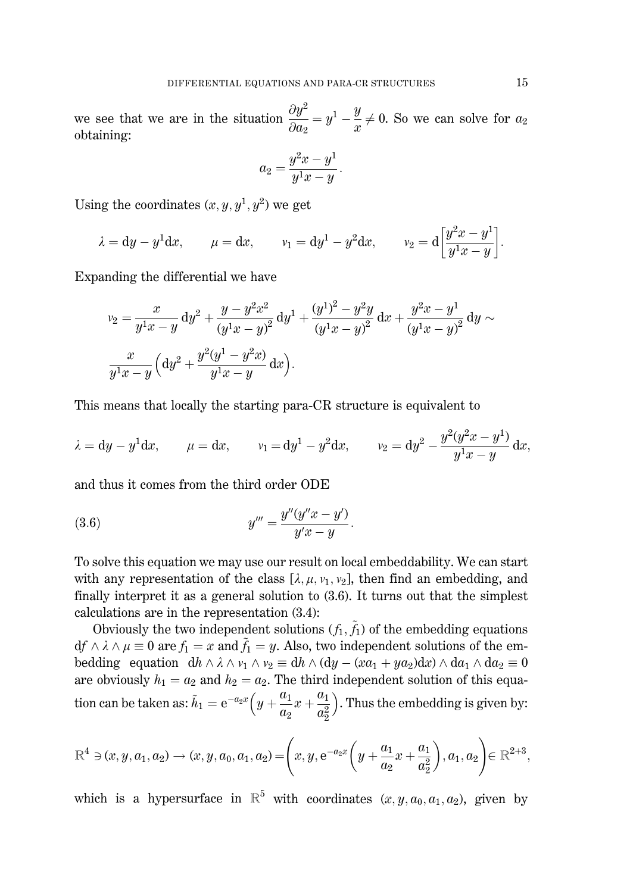we see that we are in the situation $\dfrac{\partial y^2}{\partial a_2} = y^1 - \dfrac{y}{x} \neq 0$. So we can solve for $a_2$ obtaining:

$$a_2 = \frac{y^2 x - y^1}{y^1 x - y}.$$

Using the coordinates $(x, y, y^1, y^2)$ we get

$$\lambda = \mathrm{d}y - y^1 \mathrm{d}x, \qquad \mu = \mathrm{d}x, \qquad \nu_1 = \mathrm{d}y^1 - y^2 \mathrm{d}x, \qquad \nu_2 = \mathrm{d}\Big[\frac{y^2 x - y^1}{y^1 x - y}\Big].$$

Expanding the differential we have

$$\nu_2 = \frac{x}{y^1 x - y}\,\mathrm{d}y^2 + \frac{y - y^2 x^2}{(y^1 x - y)^2}\,\mathrm{d}y^1 + \frac{(y^1)^2 - y^2 y}{(y^1 x - y)^2}\,\mathrm{d}x + \frac{y^2 x - y^1}{(y^1 x - y)^2}\,\mathrm{d}y \sim$$
$$\frac{x}{y^1 x - y}\Big(\mathrm{d}y^2 + \frac{y^2(y^1 - y^2 x)}{y^1 x - y}\,\mathrm{d}x\Big).$$

This means that locally the starting para-CR structure is equivalent to

$$\lambda = \mathrm{d}y - y^1 \mathrm{d}x, \qquad \mu = \mathrm{d}x, \qquad \nu_1 = \mathrm{d}y^1 - y^2 \mathrm{d}x, \qquad \nu_2 = \mathrm{d}y^2 - \frac{y^2(y^2 x - y^1)}{y^1 x - y}\,\mathrm{d}x,$$

and thus it comes from the third order ODE

$$y''' = \frac{y''(y'' x - y')}{y' x - y}. \tag{3.6}$$

To solve this equation we may use our result on local embeddability. We can start with any representation of the class $[\lambda, \mu, \nu_1, \nu_2]$, then find an embedding, and finally interpret it as a general solution to (3.6). It turns out that the simplest calculations are in the representation (3.4):

Obviously the two independent solutions $(f_1, \tilde{f}_1)$ of the embedding equations $\mathrm{d}f \wedge \lambda \wedge \mu \equiv 0$ are $f_1 = x$ and $\tilde{f}_1 = y$. Also, two independent solutions of the embedding equation $\mathrm{d}h \wedge \lambda \wedge \nu_1 \wedge \nu_2 \equiv \mathrm{d}h \wedge (\mathrm{d}y - (xa_1 + ya_2)\mathrm{d}x) \wedge \mathrm{d}a_1 \wedge \mathrm{d}a_2 \equiv 0$ are obviously $h_1 = a_2$ and $h_2 = a_2$. The third independent solution of this equation can be taken as: $\tilde{h}_1 = \mathrm{e}^{-a_2 x}\Big(y + \dfrac{a_1}{a_2}x + \dfrac{a_1}{a_2^2}\Big)$. Thus the embedding is given by:

$$\mathbb{R}^4 \ni (x, y, a_1, a_2) \to (x, y, a_0, a_1, a_2) = \left(x, y, \mathrm{e}^{-a_2 x}\Big(y + \frac{a_1}{a_2}x + \frac{a_1}{a_2^2}\Big), a_1, a_2\right) \in \mathbb{R}^{2+3},$$

which is a hypersurface in $\mathbb{R}^5$ with coordinates $(x, y, a_0, a_1, a_2)$, given by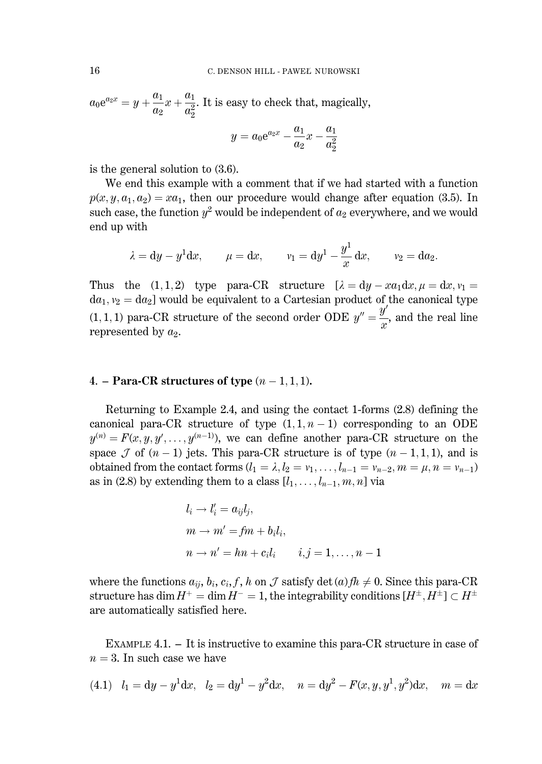$a_0 e^{a_2 x} = y + \frac{a_1}{a_2}x + \frac{a_1}{a_2^2}$. It is easy to check that, magically,

$$y = a_0 e^{a_2 x} - \frac{a_1}{a_2}x - \frac{a_1}{a_2^2}$$

is the general solution to (3.6).

We end this example with a comment that if we had started with a function $p(x, y, a_1, a_2) = xa_1$, then our procedure would change after equation (3.5). In such case, the function $y^2$ would be independent of $a_2$ everywhere, and we would end up with

$$\lambda = \mathrm{d}y - y^1 \mathrm{d}x, \qquad \mu = \mathrm{d}x, \qquad \nu_1 = \mathrm{d}y^1 - \frac{y^1}{x}\,\mathrm{d}x, \qquad \nu_2 = \mathrm{d}a_2.$$

Thus the $(1, 1, 2)$ type para-CR structure $[\lambda = \mathrm{d}y - xa_1\mathrm{d}x, \mu = \mathrm{d}x, \nu_1 = \mathrm{d}a_1, \nu_2 = \mathrm{d}a_2]$ would be equivalent to a Cartesian product of the canonical type $(1, 1, 1)$ para-CR structure of the second order ODE $y'' = \frac{y'}{x}$, and the real line represented by $a_2$.

## 4. – Para-CR structures of type $(n - 1, 1, 1)$.

Returning to Example 2.4, and using the contact 1-forms (2.8) defining the canonical para-CR structure of type $(1, 1, n - 1)$ corresponding to an ODE $y^{(n)} = F(x, y, y', \dots, y^{(n-1)})$, we can define another para-CR structure on the space $\mathcal{J}$ of $(n - 1)$ jets. This para-CR structure is of type $(n - 1, 1, 1)$, and is obtained from the contact forms $(l_1 = \lambda, l_2 = \nu_1, \dots, l_{n-1} = \nu_{n-2}, m = \mu, n = \nu_{n-1})$ as in (2.8) by extending them to a class $[l_1, \dots, l_{n-1}, m, n]$ via

$$\begin{aligned}
&l_i \to l_i' = a_{ij} l_j,\\
&m \to m' = fm + b_i l_i,\\
&n \to n' = hn + c_i l_i \qquad i, j = 1, \dots, n - 1
\end{aligned}$$

where the functions $a_{ij}$, $b_i$, $c_i$, $f$, $h$ on $\mathcal{J}$ satisfy $\det(a) fh \neq 0$. Since this para-CR structure has $\dim H^+ = \dim H^- = 1$, the integrability conditions $[H^\pm, H^\pm] \subset H^\pm$ are automatically satisfied here.

EXAMPLE 4.1. – It is instructive to examine this para-CR structure in case of $n = 3$. In such case we have

$$l_1 = \mathrm{d}y - y^1\mathrm{d}x, \quad l_2 = \mathrm{d}y^1 - y^2\mathrm{d}x, \quad n = \mathrm{d}y^2 - F(x, y, y^1, y^2)\mathrm{d}x, \quad m = \mathrm{d}x \tag{4.1}$$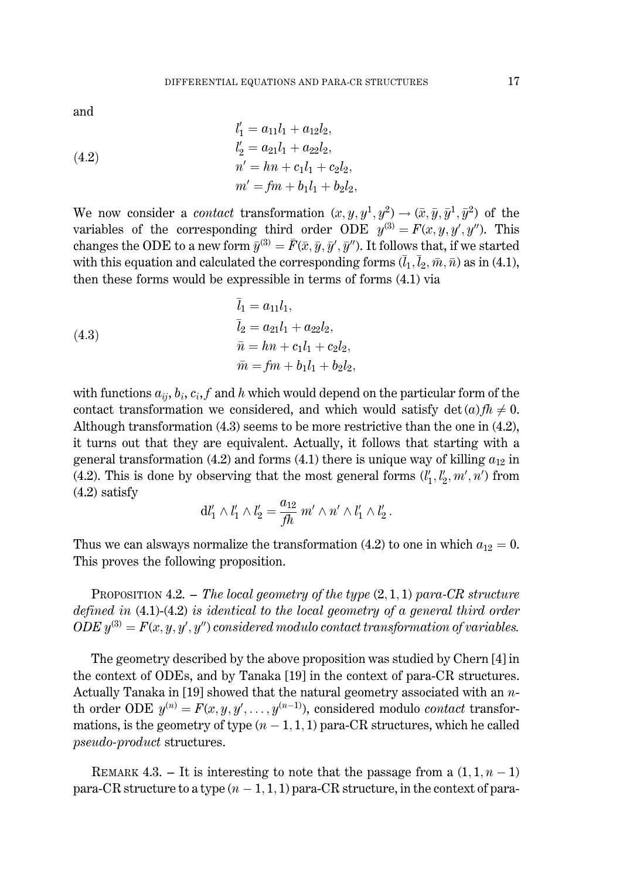and

$$
\begin{aligned}
l_1' &= a_{11}l_1 + a_{12}l_2,\\
l_2' &= a_{21}l_1 + a_{22}l_2,\\
n' &= hn + c_1 l_1 + c_2 l_2,\\
m' &= fm + b_1 l_1 + b_2 l_2,
\end{aligned}
\tag{4.2}
$$

We now consider a *contact* transformation $(x, y, y^1, y^2) \to (\bar{x}, \bar{y}, \bar{y}^1, \bar{y}^2)$ of the variables of the corresponding third order ODE $y^{(3)} = F(x, y, y', y'')$. This changes the ODE to a new form $\bar{y}^{(3)} = \bar{F}(\bar{x}, \bar{y}, \bar{y}', \bar{y}'')$. It follows that, if we started with this equation and calculated the corresponding forms $(\bar{l}_1, \bar{l}_2, \bar{m}, \bar{n})$ as in (4.1), then these forms would be expressible in terms of forms (4.1) via

$$
\begin{aligned}
\bar{l}_1 &= a_{11}l_1,\\
\bar{l}_2 &= a_{21}l_1 + a_{22}l_2,\\
\bar{n} &= hn + c_1 l_1 + c_2 l_2,\\
\bar{m} &= fm + b_1 l_1 + b_2 l_2,
\end{aligned}
\tag{4.3}
$$

with functions $a_{ij}, b_i, c_i, f$ and $h$ which would depend on the particular form of the contact transformation we considered, and which would satisfy $\det(a)fh \neq 0$. Although transformation (4.3) seems to be more restrictive than the one in (4.2), it turns out that they are equivalent. Actually, it follows that starting with a general transformation (4.2) and forms (4.1) there is unique way of killing $a_{12}$ in (4.2). This is done by observing that the most general forms $(l_1', l_2', m', n')$ from (4.2) satisfy

$$
\mathrm{d}l_1' \wedge l_1' \wedge l_2' = \frac{a_{12}}{fh}\, m' \wedge n' \wedge l_1' \wedge l_2' \,.
$$

Thus we can alsways normalize the transformation (4.2) to one in which $a_{12} = 0$. This proves the following proposition.

PROPOSITION 4.2. – *The local geometry of the type* $(2, 1, 1)$ *para-CR structure defined in* (4.1)-(4.2) *is identical to the local geometry of a general third order ODE* $y^{(3)} = F(x, y, y', y'')$ *considered modulo contact transformation of variables.*

The geometry described by the above proposition was studied by Chern [4] in the context of ODEs, and by Tanaka [19] in the context of para-CR structures. Actually Tanaka in [19] showed that the natural geometry associated with an $n$-th order ODE $y^{(n)} = F(x, y, y', \dots, y^{(n-1)})$, considered modulo *contact* transformations, is the geometry of type $(n-1, 1, 1)$ para-CR structures, which he called *pseudo-product* structures.

REMARK 4.3. – It is interesting to note that the passage from a $(1, 1, n-1)$ para-CR structure to a type $(n-1, 1, 1)$ para-CR structure, in the context of para-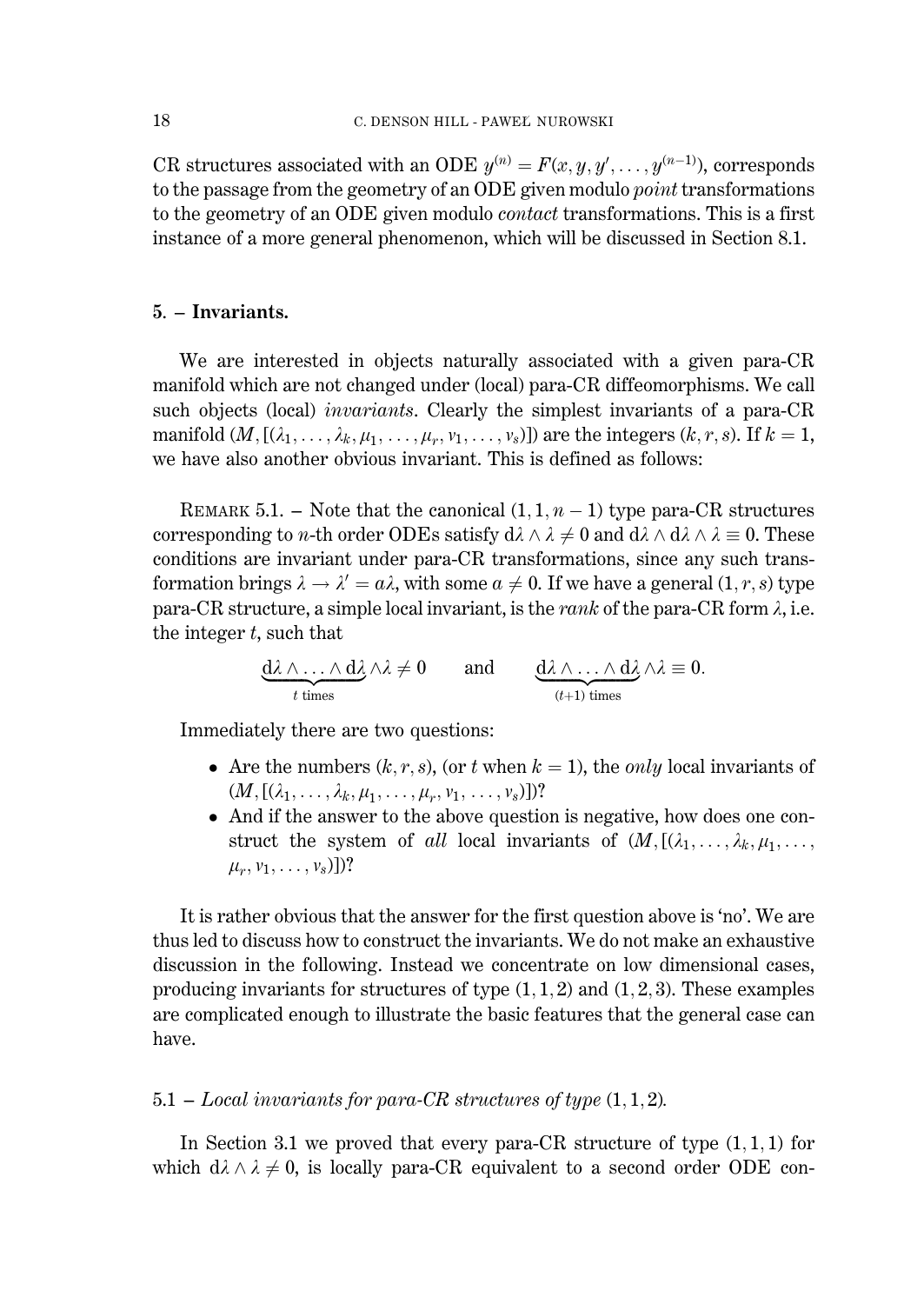CR structures associated with an ODE $y^{(n)} = F(x, y, y', \dots, y^{(n-1)})$, corresponds to the passage from the geometry of an ODE given modulo *point* transformations to the geometry of an ODE given modulo *contact* transformations. This is a first instance of a more general phenomenon, which will be discussed in Section 8.1.

## 5. – Invariants.

We are interested in objects naturally associated with a given para-CR manifold which are not changed under (local) para-CR diffeomorphisms. We call such objects (local) *invariants*. Clearly the simplest invariants of a para-CR manifold $(M, [(\lambda_1, \dots, \lambda_k, \mu_1, \dots, \mu_r, \nu_1, \dots, \nu_s)])$ are the integers $(k, r, s)$. If $k = 1$, we have also another obvious invariant. This is defined as follows:

REMARK 5.1. – Note that the canonical $(1, 1, n-1)$ type para-CR structures corresponding to $n$-th order ODEs satisfy $\mathrm{d}\lambda \wedge \lambda \neq 0$ and $\mathrm{d}\lambda \wedge \mathrm{d}\lambda \wedge \lambda \equiv 0$. These conditions are invariant under para-CR transformations, since any such transformation brings $\lambda \to \lambda' = a\lambda$, with some $a \neq 0$. If we have a general $(1, r, s)$ type para-CR structure, a simple local invariant, is the *rank* of the para-CR form $\lambda$, i.e. the integer $t$, such that

$$\underbrace{\mathrm{d}\lambda \wedge \dots \wedge \mathrm{d}\lambda}_{t \text{ times}} \wedge \lambda \neq 0 \qquad \text{and} \qquad \underbrace{\mathrm{d}\lambda \wedge \dots \wedge \mathrm{d}\lambda}_{(t+1) \text{ times}} \wedge \lambda \equiv 0.$$

Immediately there are two questions:

- Are the numbers $(k, r, s)$, (or $t$ when $k = 1$), the *only* local invariants of $(M, [(\lambda_1, \dots, \lambda_k, \mu_1, \dots, \mu_r, \nu_1, \dots, \nu_s)])$?
- And if the answer to the above question is negative, how does one construct the system of *all* local invariants of $(M, [(\lambda_1, \dots, \lambda_k, \mu_1, \dots, \mu_r, \nu_1, \dots, \nu_s)])$?

It is rather obvious that the answer for the first question above is 'no'. We are thus led to discuss how to construct the invariants. We do not make an exhaustive discussion in the following. Instead we concentrate on low dimensional cases, producing invariants for structures of type $(1, 1, 2)$ and $(1, 2, 3)$. These examples are complicated enough to illustrate the basic features that the general case can have.

### 5.1 – *Local invariants for para-CR structures of type* $(1, 1, 2)$.

In Section 3.1 we proved that every para-CR structure of type $(1, 1, 1)$ for which $\mathrm{d}\lambda \wedge \lambda \neq 0$, is locally para-CR equivalent to a second order ODE con-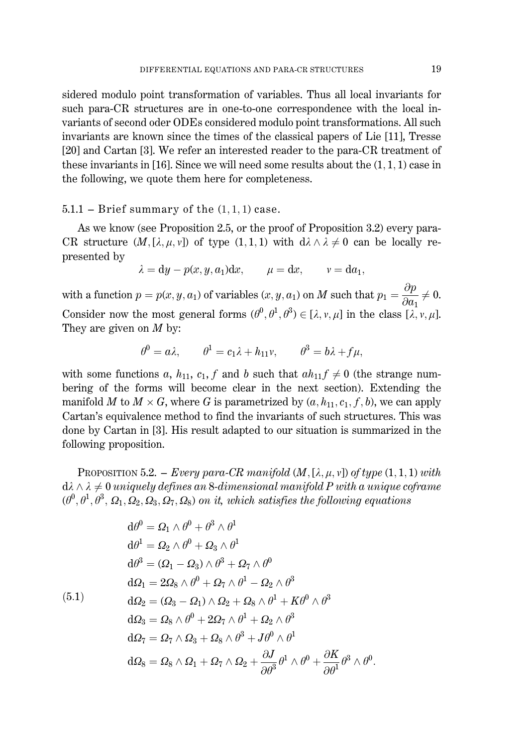sidered modulo point transformation of variables. Thus all local invariants for such para-CR structures are in one-to-one correspondence with the local invariants of second oder ODEs considered modulo point transformations. All such invariants are known since the times of the classical papers of Lie [11], Tresse [20] and Cartan [3]. We refer an interested reader to the para-CR treatment of these invariants in [16]. Since we will need some results about the $(1,1,1)$ case in the following, we quote them here for completeness.

### 5.1.1 – Brief summary of the $(1,1,1)$ case.

As we know (see Proposition 2.5, or the proof of Proposition 3.2) every para-CR structure $(M,[\lambda,\mu,\nu])$ of type $(1,1,1)$ with $\mathrm{d}\lambda\wedge\lambda\neq 0$ can be locally represented by

$$\lambda = \mathrm{d}y - p(x,y,a_1)\mathrm{d}x, \qquad \mu = \mathrm{d}x, \qquad \nu = \mathrm{d}a_1,$$

with a function $p = p(x,y,a_1)$ of variables $(x,y,a_1)$ on $M$ such that $p_1 = \dfrac{\partial p}{\partial a_1}\neq 0$. Consider now the most general forms $(\theta^0,\theta^1,\theta^3)\in[\lambda,\nu,\mu]$ in the class $[\lambda,\nu,\mu]$. They are given on $M$ by:

$$\theta^0 = a\lambda, \qquad \theta^1 = c_1\lambda + h_{11}\nu, \qquad \theta^3 = b\lambda + f\mu,$$

with some functions $a$, $h_{11}$, $c_1$, $f$ and $b$ such that $ah_{11}f\neq 0$ (the strange numbering of the forms will become clear in the next section). Extending the manifold $M$ to $M\times G$, where $G$ is parametrized by $(a,h_{11},c_1,f,b)$, we can apply Cartan's equivalence method to find the invariants of such structures. This was done by Cartan in [3]. His result adapted to our situation is summarized in the following proposition.

Proposition 5.2. – *Every para-CR manifold $(M,[\lambda,\mu,\nu])$ of type $(1,1,1)$ with $\mathrm{d}\lambda\wedge\lambda\neq 0$ uniquely defines an 8-dimensional manifold $P$ with a unique coframe $(\theta^0,\theta^1,\theta^3,\Omega_1,\Omega_2,\Omega_3,\Omega_7,\Omega_8)$ on it, which satisfies the following equations*

$$\begin{aligned}
\mathrm{d}\theta^0 &= \Omega_1\wedge\theta^0 + \theta^3\wedge\theta^1\\
\mathrm{d}\theta^1 &= \Omega_2\wedge\theta^0 + \Omega_3\wedge\theta^1\\
\mathrm{d}\theta^3 &= (\Omega_1-\Omega_3)\wedge\theta^3 + \Omega_7\wedge\theta^0\\
\mathrm{d}\Omega_1 &= 2\Omega_8\wedge\theta^0 + \Omega_7\wedge\theta^1 - \Omega_2\wedge\theta^3\\
\mathrm{d}\Omega_2 &= (\Omega_3-\Omega_1)\wedge\Omega_2 + \Omega_8\wedge\theta^1 + K\theta^0\wedge\theta^3\\
\mathrm{d}\Omega_3 &= \Omega_8\wedge\theta^0 + 2\Omega_7\wedge\theta^1 + \Omega_2\wedge\theta^3\\
\mathrm{d}\Omega_7 &= \Omega_7\wedge\Omega_3 + \Omega_8\wedge\theta^3 + J\theta^0\wedge\theta^1\\
\mathrm{d}\Omega_8 &= \Omega_8\wedge\Omega_1 + \Omega_7\wedge\Omega_2 + \frac{\partial J}{\partial\theta^3}\theta^1\wedge\theta^0 + \frac{\partial K}{\partial\theta^1}\theta^3\wedge\theta^0.
\end{aligned}\tag{5.1}$$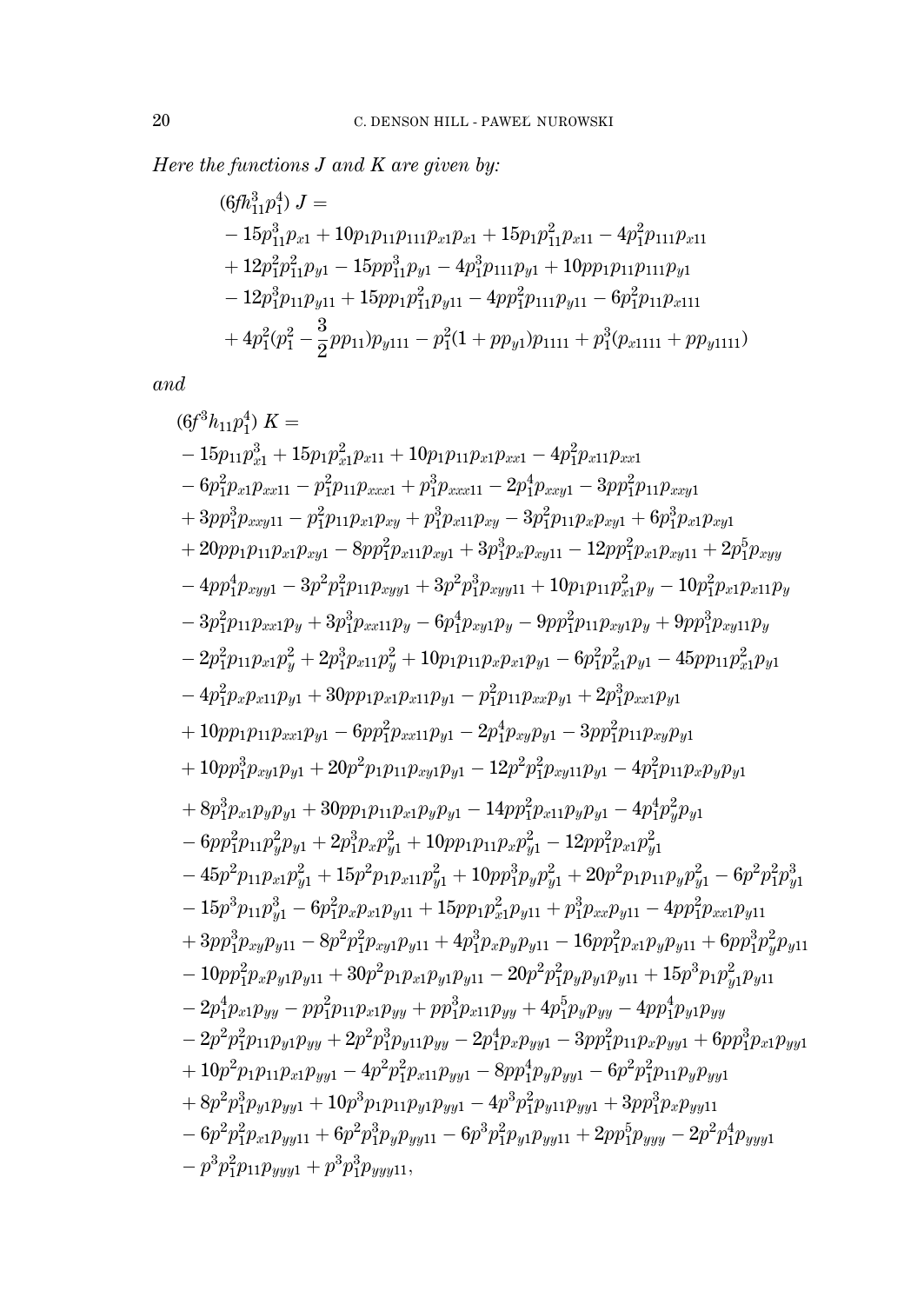*Here the functions $J$ and $K$ are given by:*

$$
\begin{aligned}
&(6fh_{11}^3p_1^4)\ J = \\
&-15p_{11}^3p_{x1}+10p_1p_{11}p_{111}p_{x1}p_{x1}+15p_1p_{11}^2p_{x11}-4p_1^2p_{111}p_{x11}\\
&+12p_1^2p_{11}^2p_{y1}-15pp_{11}^3p_{y1}-4p_1^3p_{111}p_{y1}+10pp_1p_{11}p_{111}p_{y1}\\
&-12p_1^3p_{11}p_{y11}+15pp_1p_{11}^2p_{y11}-4pp_1^2p_{111}p_{y11}-6p_1^2p_{11}p_{x111}\\
&+4p_1^2(p_1^2-\frac{3}{2}pp_{11})p_{y111}-p_1^2(1+pp_{y1})p_{1111}+p_1^3(p_{x1111}+pp_{y1111})
\end{aligned}
$$

*and*

$$
\begin{aligned}
&(6f^3h_{11}p_1^4)\ K = \\
&-15p_{11}p_{x1}^3+15p_1p_{x1}^2p_{x11}+10p_1p_{11}p_{x1}p_{xx1}-4p_1^2p_{x11}p_{xx1}\\
&-6p_1^2p_{x1}p_{xx11}-p_1^2p_{11}p_{xxx1}+p_1^3p_{xxx11}-2p_1^4p_{xxy1}-3pp_1^2p_{11}p_{xxy1}\\
&+3pp_1^3p_{xxy11}-p_1^2p_{11}p_{x1}p_{xy}+p_1^3p_{x11}p_{xy}-3p_1^2p_{11}p_xp_{xy1}+6p_1^3p_{x1}p_{xy1}\\
&+20pp_1p_{11}p_{x1}p_{xy1}-8pp_1^2p_{x11}p_{xy1}+3p_1^3p_xp_{xy11}-12pp_1^2p_{x1}p_{xy11}+2p_1^5p_{xyy}\\
&-4pp_1^4p_{xyy1}-3p^2p_1^2p_{11}p_{xyy1}+3p^2p_1^3p_{xyy11}+10p_1p_{11}p_{x1}^2p_y-10p_1^2p_{x1}p_{x11}p_y\\
&-3p_1^2p_{11}p_{xx1}p_y+3p_1^3p_{xx11}p_y-6p_1^4p_{xy1}p_y-9pp_1^2p_{11}p_{xy1}p_y+9pp_1^3p_{xy11}p_y\\
&-2p_1^2p_{11}p_{x1}p_y^2+2p_1^3p_{x11}p_y^2+10p_1p_{11}p_xp_{x1}p_{y1}-6p_1^2p_{x1}^2p_{y1}-45pp_{11}p_{x1}^2p_{y1}\\
&-4p_1^2p_xp_{x11}p_{y1}+30pp_1p_{x1}p_{x11}p_{y1}-p_1^2p_{11}p_{xx}p_{y1}+2p_1^3p_{xx1}p_{y1}\\
&+10pp_1p_{11}p_{xx1}p_{y1}-6pp_1^2p_{xx11}p_{y1}-2p_1^4p_{xy}p_{y1}-3pp_1^2p_{11}p_{xy}p_{y1}\\
&+10pp_1^3p_{xy1}p_{y1}+20p^2p_1p_{11}p_{xy1}p_{y1}-12p^2p_1^2p_{xy11}p_{y1}-4p_1^2p_{11}p_xp_yp_{y1}\\
&+8p_1^3p_{x1}p_yp_{y1}+30pp_1p_{11}p_{x1}p_yp_{y1}-14pp_1^2p_{x11}p_yp_{y1}-4p_1^4p_y^2p_{y1}\\
&-6pp_1^2p_{11}p_y^2p_{y1}+2p_1^3p_xp_{y1}^2+10pp_1p_{11}p_xp_{y1}^2-12pp_1^2p_{x1}p_{y1}^2\\
&-45p^2p_{11}p_{x1}p_{y1}^2+15p^2p_1p_{x11}p_{y1}^2+10pp_1^3p_yp_{y1}^2+20p^2p_1p_{11}p_yp_{y1}^2-6p^2p_1^2p_{y1}^3\\
&-15p^3p_{11}p_{y1}^3-6p_1^2p_xp_{x1}p_{y11}+15pp_1p_{x1}^2p_{y11}+p_1^3p_{xx}p_{y11}-4pp_1^2p_{xx1}p_{y11}\\
&+3pp_1^3p_{xy}p_{y11}-8p^2p_1^2p_{xy1}p_{y11}+4p_1^3p_xp_yp_{y11}-16pp_1^2p_{x1}p_yp_{y11}+6pp_1^3p_y^2p_{y11}\\
&-10pp_1^2p_xp_{y1}p_{y11}+30p^2p_1p_{x1}p_{y1}p_{y11}-20p^2p_1^2p_yp_{y1}p_{y11}+15p^3p_1p_{y1}^2p_{y11}\\
&-2p_1^4p_{x1}p_{yy}-pp_1^2p_{11}p_{x1}p_{yy}+pp_1^3p_{x11}p_{yy}+4p_1^5p_yp_{yy}-4pp_1^4p_{y1}p_{yy}\\
&-2p^2p_1^2p_{11}p_{y1}p_{yy}+2p^2p_1^3p_{y11}p_{yy}-2p_1^4p_xp_{yy1}-3pp_1^2p_{11}p_xp_{yy1}+6pp_1^3p_{x1}p_{yy1}\\
&+10p^2p_1p_{11}p_{x1}p_{yy1}-4p^2p_1^2p_{x11}p_{yy1}-8pp_1^4p_yp_{yy1}-6p^2p_1^2p_{11}p_yp_{yy1}\\
&+8p^2p_1^3p_{y1}p_{yy1}+10p^3p_1p_{11}p_{y1}p_{yy1}-4p^3p_1^2p_{y11}p_{yy1}+3pp_1^3p_xp_{yy11}\\
&-6p^2p_1^2p_{x1}p_{yy11}+6p^2p_1^3p_yp_{yy11}-6p^3p_1^2p_{y1}p_{yy11}+2pp_1^5p_{yyy}-2p^2p_1^4p_{yyy1}\\
&-p^3p_1^2p_{11}p_{yyy1}+p^3p_1^3p_{yyy11},
\end{aligned}
$$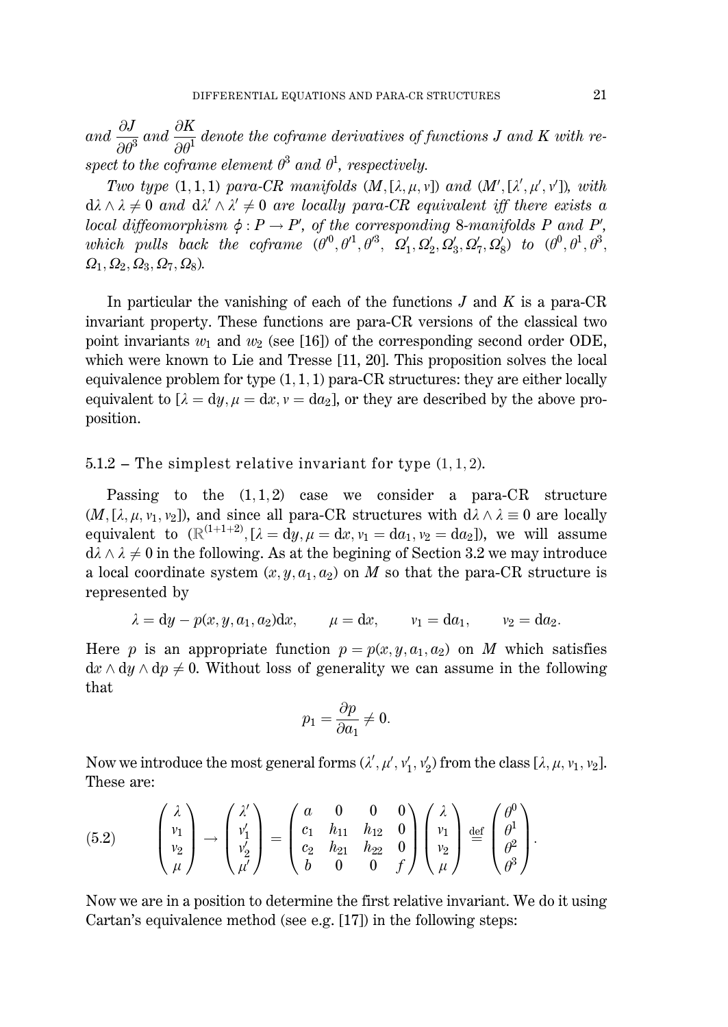*and* $\dfrac{\partial J}{\partial \theta^3}$ *and* $\dfrac{\partial K}{\partial \theta^1}$ *denote the coframe derivatives of functions* $J$ *and* $K$ *with respect to the coframe element* $\theta^3$ *and* $\theta^1$*, respectively.*

*Two type* $(1,1,1)$ *para-CR manifolds* $(M,[\lambda,\mu,\nu])$ *and* $(M',[\lambda',\mu',\nu'])$*, with* $\mathrm{d}\lambda\wedge\lambda\neq 0$ *and* $\mathrm{d}\lambda'\wedge\lambda'\neq 0$ *are locally para-CR equivalent iff there exists a local diffeomorphism* $\phi : P\to P'$*, of the corresponding* $8$*-manifolds* $P$ *and* $P'$*, which pulls back the coframe* $(\theta'^0,\theta'^1,\theta'^3,\ \Omega'_1,\Omega'_2,\Omega'_3,\Omega'_7,\Omega'_8)$ *to* $(\theta^0,\theta^1,\theta^3,$ $\Omega_1,\Omega_2,\Omega_3,\Omega_7,\Omega_8)$*.*

In particular the vanishing of each of the functions $J$ and $K$ is a para-CR invariant property. These functions are para-CR versions of the classical two point invariants $w_1$ and $w_2$ (see [16]) of the corresponding second order ODE, which were known to Lie and Tresse [11, 20]. This proposition solves the local equivalence problem for type $(1,1,1)$ para-CR structures: they are either locally equivalent to $[\lambda=\mathrm{d}y,\mu=\mathrm{d}x,\nu=\mathrm{d}a_2]$, or they are described by the above proposition.

### 5.1.2 – The simplest relative invariant for type $(1,1,2)$.

Passing to the $(1,1,2)$ case we consider a para-CR structure $(M,[\lambda,\mu,\nu_1,\nu_2])$, and since all para-CR structures with $\mathrm{d}\lambda\wedge\lambda\equiv 0$ are locally equivalent to $(\mathbb{R}^{(1+1+2)},[\lambda=\mathrm{d}y,\mu=\mathrm{d}x,\nu_1=\mathrm{d}a_1,\nu_2=\mathrm{d}a_2])$, we will assume $\mathrm{d}\lambda\wedge\lambda\neq 0$ in the following. As at the begining of Section 3.2 we may introduce a local coordinate system $(x,y,a_1,a_2)$ on $M$ so that the para-CR structure is represented by

$$\lambda=\mathrm{d}y-p(x,y,a_1,a_2)\mathrm{d}x,\qquad \mu=\mathrm{d}x,\qquad \nu_1=\mathrm{d}a_1,\qquad \nu_2=\mathrm{d}a_2.$$

Here $p$ is an appropriate function $p=p(x,y,a_1,a_2)$ on $M$ which satisfies $\mathrm{d}x\wedge\mathrm{d}y\wedge\mathrm{d}p\neq 0$. Without loss of generality we can assume in the following that

$$p_1=\frac{\partial p}{\partial a_1}\neq 0.$$

Now we introduce the most general forms $(\lambda',\mu',\nu'_1,\nu'_2)$ from the class $[\lambda,\mu,\nu_1,\nu_2]$. These are:

$$\begin{pmatrix}\lambda\\ \nu_1\\ \nu_2\\ \mu\end{pmatrix}\to\begin{pmatrix}\lambda'\\ \nu'_1\\ \nu'_2\\ \mu'\end{pmatrix}=\begin{pmatrix}a&0&0&0\\ c_1&h_{11}&h_{12}&0\\ c_2&h_{21}&h_{22}&0\\ b&0&0&f\end{pmatrix}\begin{pmatrix}\lambda\\ \nu_1\\ \nu_2\\ \mu\end{pmatrix}\overset{\mathrm{def}}{=}\begin{pmatrix}\theta^0\\ \theta^1\\ \theta^2\\ \theta^3\end{pmatrix}.\tag{5.2}$$

Now we are in a position to determine the first relative invariant. We do it using Cartan's equivalence method (see e.g. [17]) in the following steps: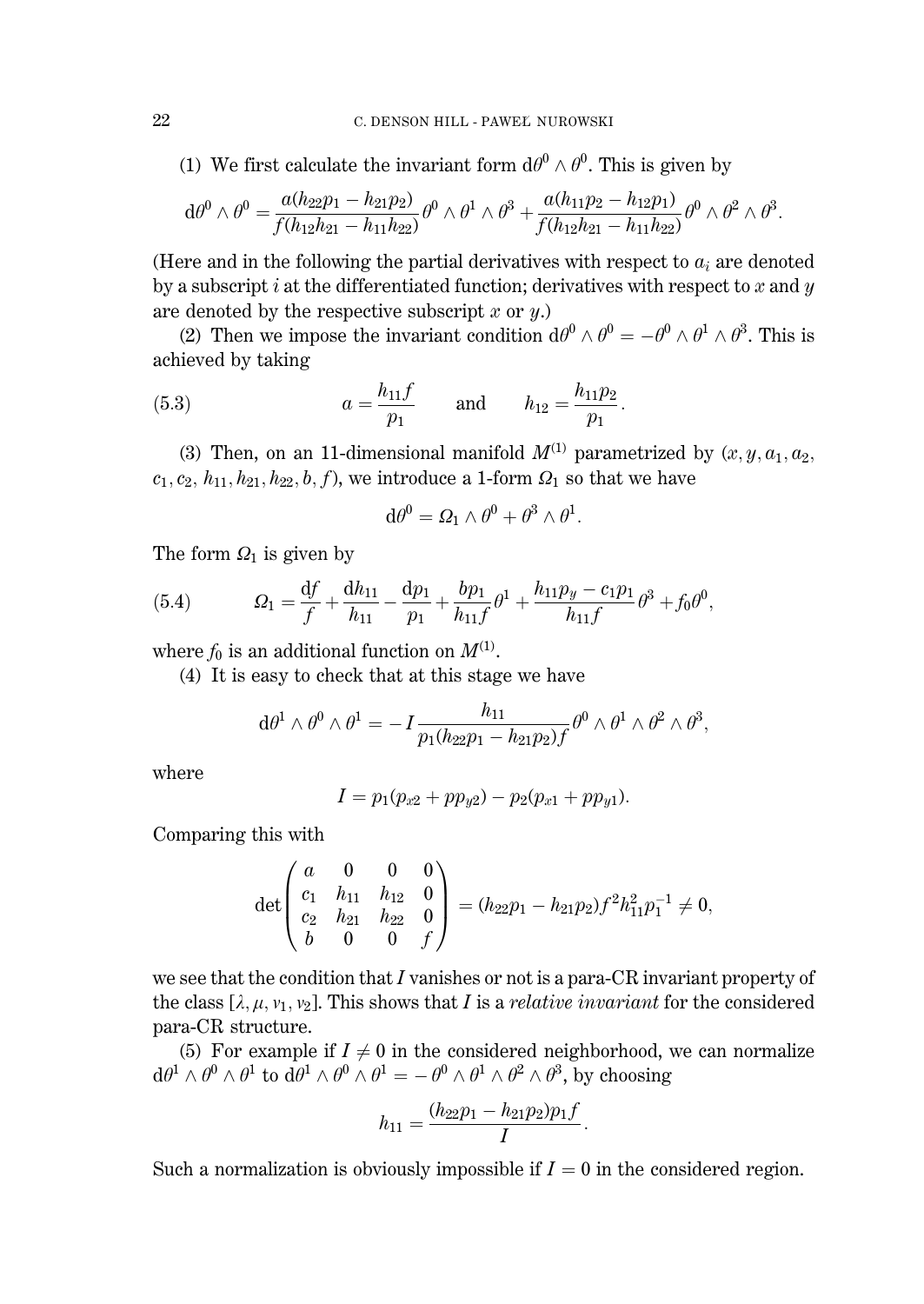(1) We first calculate the invariant form $\mathrm{d}\theta^0 \wedge \theta^0$. This is given by

$$\mathrm{d}\theta^0 \wedge \theta^0 = \frac{a(h_{22}p_1 - h_{21}p_2)}{f(h_{12}h_{21} - h_{11}h_{22})}\theta^0 \wedge \theta^1 \wedge \theta^3 + \frac{a(h_{11}p_2 - h_{12}p_1)}{f(h_{12}h_{21} - h_{11}h_{22})}\theta^0 \wedge \theta^2 \wedge \theta^3.$$

(Here and in the following the partial derivatives with respect to $a_i$ are denoted by a subscript $i$ at the differentiated function; derivatives with respect to $x$ and $y$ are denoted by the respective subscript $x$ or $y$.)

(2) Then we impose the invariant condition $\mathrm{d}\theta^0 \wedge \theta^0 = -\theta^0 \wedge \theta^1 \wedge \theta^3$. This is achieved by taking

$$a = \frac{h_{11}f}{p_1} \qquad \text{and} \qquad h_{12} = \frac{h_{11}p_2}{p_1}. \tag{5.3}$$

(3) Then, on an 11-dimensional manifold $M^{(1)}$ parametrized by $(x, y, a_1, a_2, c_1, c_2, h_{11}, h_{21}, h_{22}, b, f)$, we introduce a 1-form $\Omega_1$ so that we have

$$\mathrm{d}\theta^0 = \Omega_1 \wedge \theta^0 + \theta^3 \wedge \theta^1.$$

The form $\Omega_1$ is given by

$$\Omega_1 = \frac{\mathrm{d}f}{f} + \frac{\mathrm{d}h_{11}}{h_{11}} - \frac{\mathrm{d}p_1}{p_1} + \frac{bp_1}{h_{11}f}\theta^1 + \frac{h_{11}p_y - c_1p_1}{h_{11}f}\theta^3 + f_0\theta^0, \tag{5.4}$$

where $f_0$ is an additional function on $M^{(1)}$.

(4) It is easy to check that at this stage we have

$$\mathrm{d}\theta^1 \wedge \theta^0 \wedge \theta^1 = -I\frac{h_{11}}{p_1(h_{22}p_1 - h_{21}p_2)f}\theta^0 \wedge \theta^1 \wedge \theta^2 \wedge \theta^3,$$

where

$$I = p_1(p_{x2} + pp_{y2}) - p_2(p_{x1} + pp_{y1}).$$

Comparing this with

$$\det\begin{pmatrix} a & 0 & 0 & 0 \\ c_1 & h_{11} & h_{12} & 0 \\ c_2 & h_{21} & h_{22} & 0 \\ b & 0 & 0 & f \end{pmatrix} = (h_{22}p_1 - h_{21}p_2)f^2h_{11}^2p_1^{-1} \neq 0,$$

we see that the condition that $I$ vanishes or not is a para-CR invariant property of the class $[\lambda, \mu, v_1, v_2]$. This shows that $I$ is a *relative invariant* for the considered para-CR structure.

(5) For example if $I \neq 0$ in the considered neighborhood, we can normalize $\mathrm{d}\theta^1 \wedge \theta^0 \wedge \theta^1$ to $\mathrm{d}\theta^1 \wedge \theta^0 \wedge \theta^1 = -\theta^0 \wedge \theta^1 \wedge \theta^2 \wedge \theta^3$, by choosing

$$h_{11} = \frac{(h_{22}p_1 - h_{21}p_2)p_1f}{I}.$$

Such a normalization is obviously impossible if $I = 0$ in the considered region.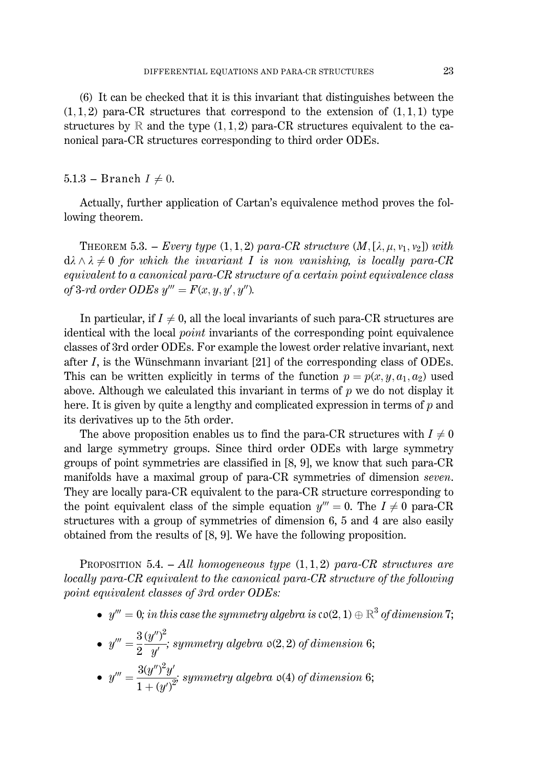(6) It can be checked that it is this invariant that distinguishes between the $(1,1,2)$ para-CR structures that correspond to the extension of $(1,1,1)$ type structures by $\mathbb{R}$ and the type $(1,1,2)$ para-CR structures equivalent to the canonical para-CR structures corresponding to third order ODEs.

#### 5.1.3 – Branch $I \neq 0$.

Actually, further application of Cartan's equivalence method proves the following theorem.

THEOREM 5.3. – *Every type $(1,1,2)$ para-CR structure $(M, [\lambda, \mu, \nu_1, \nu_2])$ with $\mathrm{d}\lambda \wedge \lambda \neq 0$ for which the invariant $I$ is non vanishing, is locally para-CR equivalent to a canonical para-CR structure of a certain point equivalence class of 3-rd order ODEs $y''' = F(x, y, y', y'')$.*

In particular, if $I \neq 0$, all the local invariants of such para-CR structures are identical with the local *point* invariants of the corresponding point equivalence classes of 3rd order ODEs. For example the lowest order relative invariant, next after $I$, is the Wünschmann invariant [21] of the corresponding class of ODEs. This can be written explicitly in terms of the function $p = p(x, y, a_1, a_2)$ used above. Although we calculated this invariant in terms of $p$ we do not display it here. It is given by quite a lengthy and complicated expression in terms of $p$ and its derivatives up to the 5th order.

The above proposition enables us to find the para-CR structures with $I \neq 0$ and large symmetry groups. Since third order ODEs with large symmetry groups of point symmetries are classified in [8, 9], we know that such para-CR manifolds have a maximal group of para-CR symmetries of dimension *seven*. They are locally para-CR equivalent to the para-CR structure corresponding to the point equivalent class of the simple equation $y''' = 0$. The $I \neq 0$ para-CR structures with a group of symmetries of dimension 6, 5 and 4 are also easily obtained from the results of [8, 9]. We have the following proposition.

PROPOSITION 5.4. – *All homogeneous type $(1,1,2)$ para-CR structures are locally para-CR equivalent to the canonical para-CR structure of the following point equivalent classes of 3rd order ODEs:*

- $y''' = 0$*; in this case the symmetry algebra is* $\mathfrak{co}(2,1) \oplus \mathbb{R}^3$ *of dimension* 7;
- $y''' = \dfrac{3}{2}\dfrac{(y'')^2}{y'}$*; symmetry algebra* $\mathfrak{o}(2,2)$ *of dimension* 6;
- $y''' = \dfrac{3(y'')^2 y'}{1 + (y')^2}$*; symmetry algebra* $\mathfrak{o}(4)$ *of dimension* 6;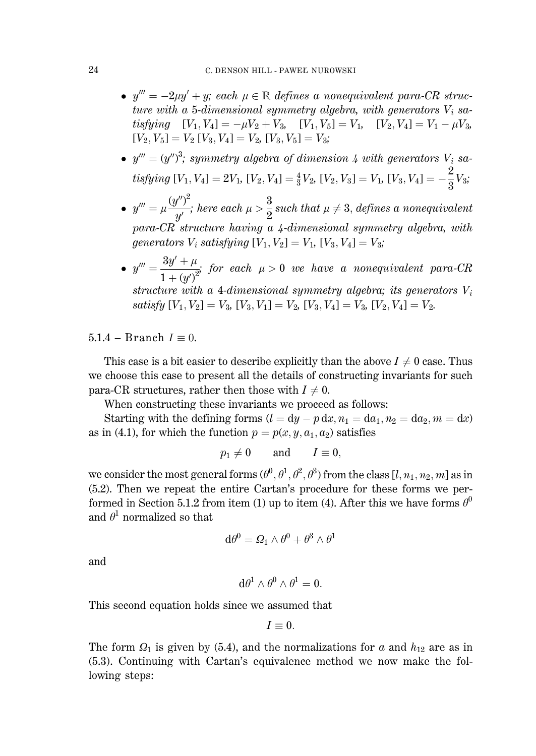- $y''' = -2\mu y' + y$; *each* $\mu \in \mathbb{R}$ *defines a nonequivalent para-CR structure with a* 5*-dimensional symmetry algebra, with generators* $V_i$ *satisfying* $[V_1, V_4] = -\mu V_2 + V_3$, $[V_1, V_5] = V_1$, $[V_2, V_4] = V_1 - \mu V_3$, $[V_2, V_5] = V_2$ $[V_3, V_4] = V_2$, $[V_3, V_5] = V_3$;
- $y''' = (y'')^3$; *symmetry algebra of dimension 4 with generators* $V_i$ *satisfying* $[V_1, V_4] = 2V_1$, $[V_2, V_4] = \frac{4}{3}V_2$, $[V_2, V_3] = V_1$, $[V_3, V_4] = -\dfrac{2}{3}V_3$;
- $y''' = \mu\dfrac{(y'')^2}{y'}$; *here each* $\mu > \dfrac{3}{2}$ *such that* $\mu \neq 3$, *defines a nonequivalent para-CR structure having a 4-dimensional symmetry algebra, with generators* $V_i$ *satisfying* $[V_1, V_2] = V_1$, $[V_3, V_4] = V_3$;
- $y''' = \dfrac{3y' + \mu}{1 + (y')^2}$; *for each* $\mu > 0$ *we have a nonequivalent para-CR structure with a* 4*-dimensional symmetry algebra; its generators* $V_i$ *satisfy* $[V_1, V_2] = V_3$, $[V_3, V_1] = V_2$, $[V_3, V_4] = V_3$, $[V_2, V_4] = V_2$.

#### 5.1.4 – Branch $I \equiv 0$.

This case is a bit easier to describe explicitly than the above $I \neq 0$ case. Thus we choose this case to present all the details of constructing invariants for such para-CR structures, rather then those with $I \neq 0$.

When constructing these invariants we proceed as follows:

Starting with the defining forms ($l = \mathrm{d}y - p\,\mathrm{d}x, n_1 = \mathrm{d}a_1, n_2 = \mathrm{d}a_2, m = \mathrm{d}x$) as in (4.1), for which the function $p = p(x, y, a_1, a_2)$ satisfies

$$p_1 \neq 0 \qquad \text{and} \qquad I \equiv 0,$$

we consider the most general forms $(\theta^0, \theta^1, \theta^2, \theta^3)$ from the class $[l, n_1, n_2, m]$ as in (5.2). Then we repeat the entire Cartan's procedure for these forms we performed in Section 5.1.2 from item (1) up to item (4). After this we have forms $\theta^0$ and $\theta^1$ normalized so that

$$\mathrm{d}\theta^0 = \Omega_1 \wedge \theta^0 + \theta^3 \wedge \theta^1$$

and

$$\mathrm{d}\theta^1 \wedge \theta^0 \wedge \theta^1 = 0.$$

This second equation holds since we assumed that

$$I \equiv 0.$$

The form $\Omega_1$ is given by (5.4), and the normalizations for $a$ and $h_{12}$ are as in (5.3). Continuing with Cartan's equivalence method we now make the following steps: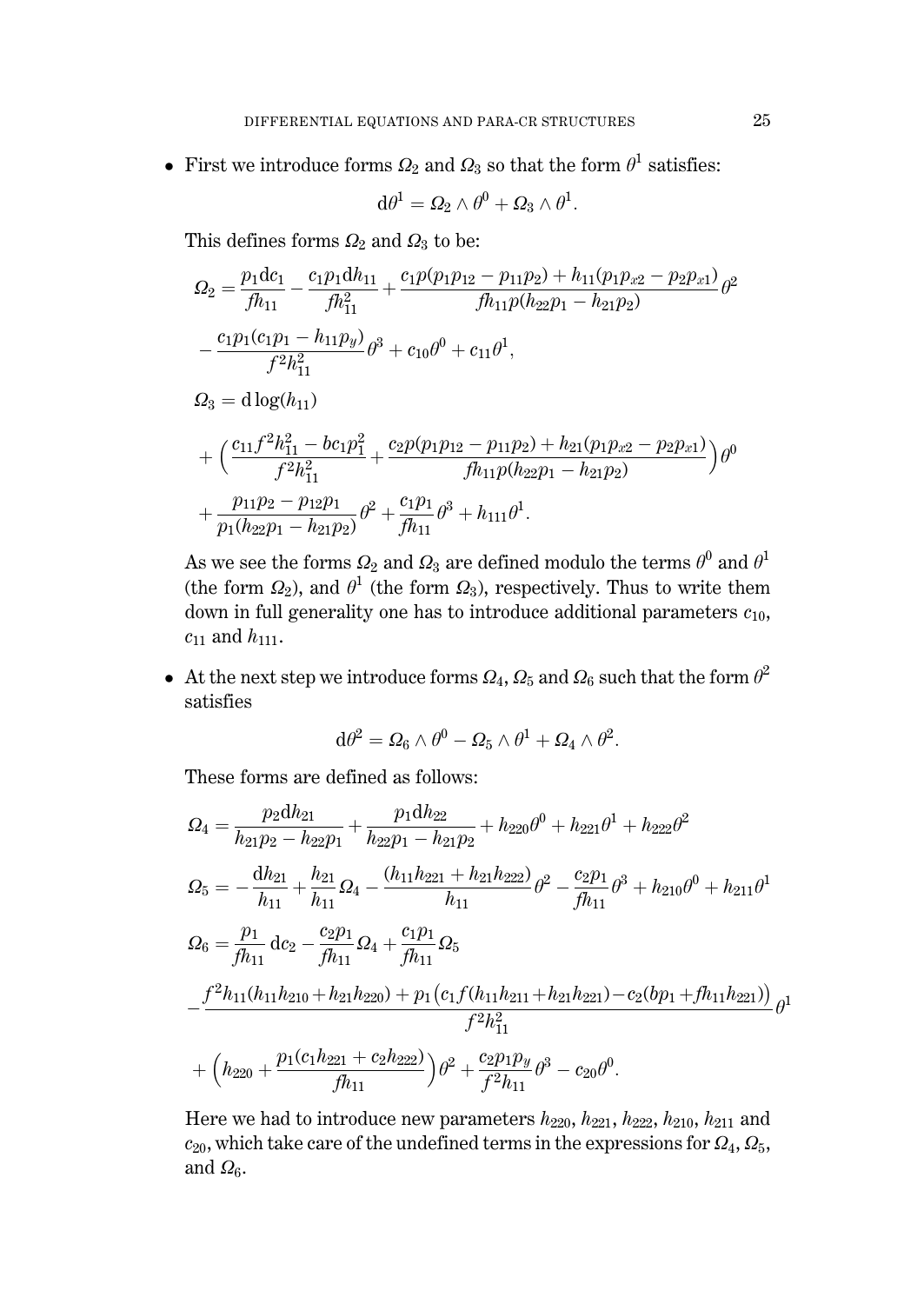- First we introduce forms $\Omega_2$ and $\Omega_3$ so that the form $\theta^1$ satisfies:

$$\mathrm{d}\theta^1 = \Omega_2 \wedge \theta^0 + \Omega_3 \wedge \theta^1.$$

  This defines forms $\Omega_2$ and $\Omega_3$ to be:

$$\Omega_2 = \frac{p_1 \mathrm{d}c_1}{f h_{11}} - \frac{c_1 p_1 \mathrm{d}h_{11}}{f h_{11}^2} + \frac{c_1 p (p_1 p_{12} - p_{11} p_2) + h_{11}(p_1 p_{x2} - p_2 p_{x1})}{f h_{11} p (h_{22} p_1 - h_{21} p_2)} \theta^2$$

$$- \frac{c_1 p_1 (c_1 p_1 - h_{11} p_y)}{f^2 h_{11}^2} \theta^3 + c_{10}\theta^0 + c_{11}\theta^1,$$

$$\Omega_3 = \mathrm{d}\log(h_{11})$$

$$+ \Big( \frac{c_{11} f^2 h_{11}^2 - b c_1 p_1^2}{f^2 h_{11}^2} + \frac{c_2 p (p_1 p_{12} - p_{11} p_2) + h_{21}(p_1 p_{x2} - p_2 p_{x1})}{f h_{11} p (h_{22} p_1 - h_{21} p_2)} \Big) \theta^0$$

$$+ \frac{p_{11} p_2 - p_{12} p_1}{p_1 (h_{22} p_1 - h_{21} p_2)} \theta^2 + \frac{c_1 p_1}{f h_{11}} \theta^3 + h_{111}\theta^1.$$

  As we see the forms $\Omega_2$ and $\Omega_3$ are defined modulo the terms $\theta^0$ and $\theta^1$ (the form $\Omega_2$), and $\theta^1$ (the form $\Omega_3$), respectively. Thus to write them down in full generality one has to introduce additional parameters $c_{10}$, $c_{11}$ and $h_{111}$.

- At the next step we introduce forms $\Omega_4$, $\Omega_5$ and $\Omega_6$ such that the form $\theta^2$ satisfies

$$\mathrm{d}\theta^2 = \Omega_6 \wedge \theta^0 - \Omega_5 \wedge \theta^1 + \Omega_4 \wedge \theta^2.$$

  These forms are defined as follows:

$$\Omega_4 = \frac{p_2 \mathrm{d}h_{21}}{h_{21} p_2 - h_{22} p_1} + \frac{p_1 \mathrm{d}h_{22}}{h_{22} p_1 - h_{21} p_2} + h_{220}\theta^0 + h_{221}\theta^1 + h_{222}\theta^2$$

$$\Omega_5 = -\frac{\mathrm{d}h_{21}}{h_{11}} + \frac{h_{21}}{h_{11}}\Omega_4 - \frac{(h_{11} h_{221} + h_{21} h_{222})}{h_{11}} \theta^2 - \frac{c_2 p_1}{f h_{11}} \theta^3 + h_{210}\theta^0 + h_{211}\theta^1$$

$$\Omega_6 = \frac{p_1}{f h_{11}} \mathrm{d}c_2 - \frac{c_2 p_1}{f h_{11}} \Omega_4 + \frac{c_1 p_1}{f h_{11}} \Omega_5$$

$$- \frac{f^2 h_{11} (h_{11} h_{210} + h_{21} h_{220}) + p_1 \big( c_1 f (h_{11} h_{211} + h_{21} h_{221}) - c_2 (b p_1 + f h_{11} h_{221}) \big)}{f^2 h_{11}^2} \theta^1$$

$$+ \Big( h_{220} + \frac{p_1 (c_1 h_{221} + c_2 h_{222})}{f h_{11}} \Big) \theta^2 + \frac{c_2 p_1 p_y}{f^2 h_{11}} \theta^3 - c_{20}\theta^0.$$

  Here we had to introduce new parameters $h_{220}$, $h_{221}$, $h_{222}$, $h_{210}$, $h_{211}$ and $c_{20}$, which take care of the undefined terms in the expressions for $\Omega_4$, $\Omega_5$, and $\Omega_6$.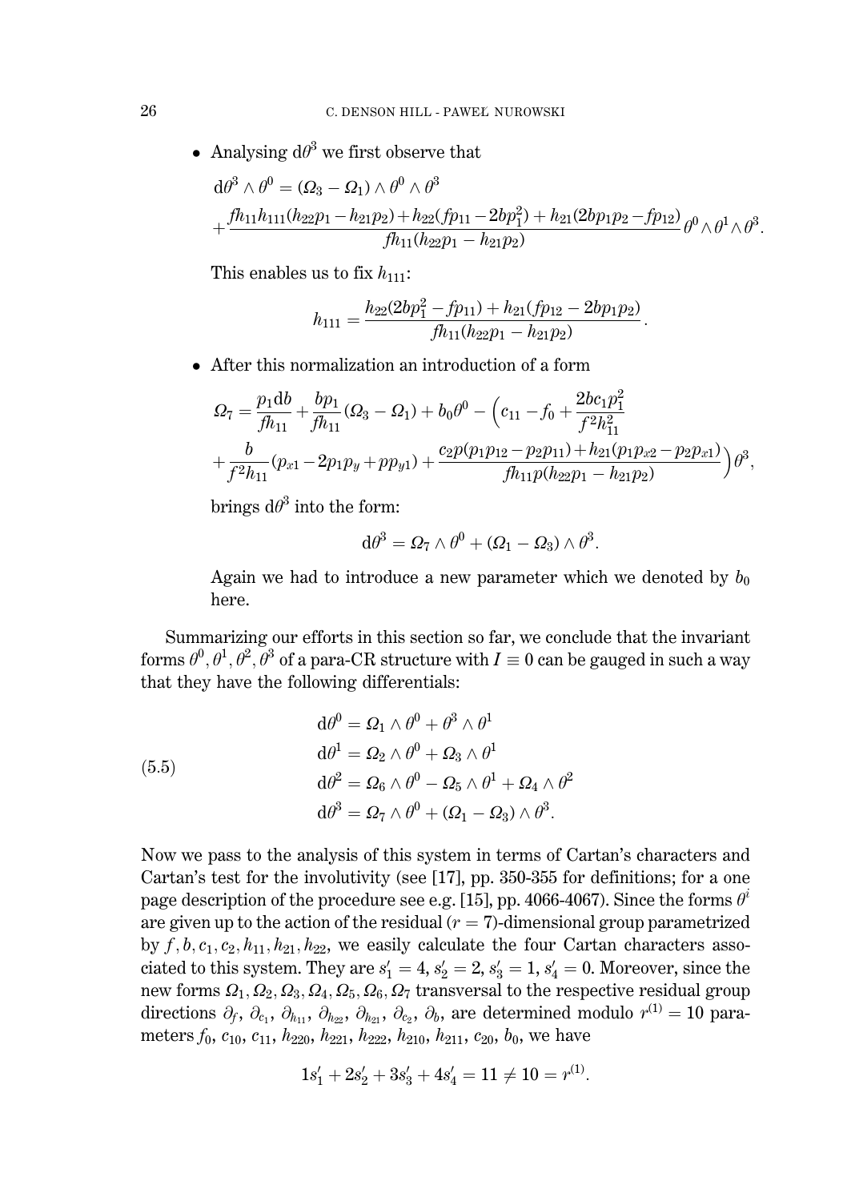- Analysing $\mathrm{d}\theta^3$ we first observe that

  $$\mathrm{d}\theta^3\wedge\theta^0=(\Omega_3-\Omega_1)\wedge\theta^0\wedge\theta^3$$
  $$+\frac{fh_{11}h_{111}(h_{22}p_1-h_{21}p_2)+h_{22}(fp_{11}-2bp_1^2)+h_{21}(2bp_1p_2-fp_{12})}{fh_{11}(h_{22}p_1-h_{21}p_2)}\theta^0\wedge\theta^1\wedge\theta^3.$$

  This enables us to fix $h_{111}$:

  $$h_{111}=\frac{h_{22}(2bp_1^2-fp_{11})+h_{21}(fp_{12}-2bp_1p_2)}{fh_{11}(h_{22}p_1-h_{21}p_2)}.$$

- After this normalization an introduction of a form

  $$\Omega_7=\frac{p_1\mathrm{d}b}{fh_{11}}+\frac{bp_1}{fh_{11}}(\Omega_3-\Omega_1)+b_0\theta^0-\Big(c_{11}-f_0+\frac{2bc_1p_1^2}{f^2h_{11}^2}$$
  $$+\frac{b}{f^2h_{11}}(p_{x1}-2p_1p_y+pp_{y1})+\frac{c_2p(p_1p_{12}-p_2p_{11})+h_{21}(p_1p_{x2}-p_2p_{x1})}{fh_{11}p(h_{22}p_1-h_{21}p_2)}\Big)\theta^3,$$

  brings $\mathrm{d}\theta^3$ into the form:

  $$\mathrm{d}\theta^3=\Omega_7\wedge\theta^0+(\Omega_1-\Omega_3)\wedge\theta^3.$$

  Again we had to introduce a new parameter which we denoted by $b_0$ here.

Summarizing our efforts in this section so far, we conclude that the invariant forms $\theta^0,\theta^1,\theta^2,\theta^3$ of a para-CR structure with $I\equiv 0$ can be gauged in such a way that they have the following differentials:

$$\begin{aligned}
\mathrm{d}\theta^0&=\Omega_1\wedge\theta^0+\theta^3\wedge\theta^1\\
\mathrm{d}\theta^1&=\Omega_2\wedge\theta^0+\Omega_3\wedge\theta^1\\
\mathrm{d}\theta^2&=\Omega_6\wedge\theta^0-\Omega_5\wedge\theta^1+\Omega_4\wedge\theta^2\\
\mathrm{d}\theta^3&=\Omega_7\wedge\theta^0+(\Omega_1-\Omega_3)\wedge\theta^3.
\end{aligned}\tag{5.5}$$

Now we pass to the analysis of this system in terms of Cartan's characters and Cartan's test for the involutivity (see [17], pp. 350-355 for definitions; for a one page description of the procedure see e.g. [15], pp. 4066-4067). Since the forms $\theta^i$ are given up to the action of the residual ($r=7$)-dimensional group parametrized by $f,b,c_1,c_2,h_{11},h_{21},h_{22}$, we easily calculate the four Cartan characters associated to this system. They are $s_1'=4$, $s_2'=2$, $s_3'=1$, $s_4'=0$. Moreover, since the new forms $\Omega_1,\Omega_2,\Omega_3,\Omega_4,\Omega_5,\Omega_6,\Omega_7$ transversal to the respective residual group directions $\partial_f$, $\partial_{c_1}$, $\partial_{h_{11}}$, $\partial_{h_{22}}$, $\partial_{h_{21}}$, $\partial_{c_2}$, $\partial_b$, are determined modulo $r^{(1)}=10$ parameters $f_0$, $c_{10}$, $c_{11}$, $h_{220}$, $h_{221}$, $h_{222}$, $h_{210}$, $h_{211}$, $c_{20}$, $b_0$, we have

$$1s_1'+2s_2'+3s_3'+4s_4'=11\neq 10=r^{(1)}.$$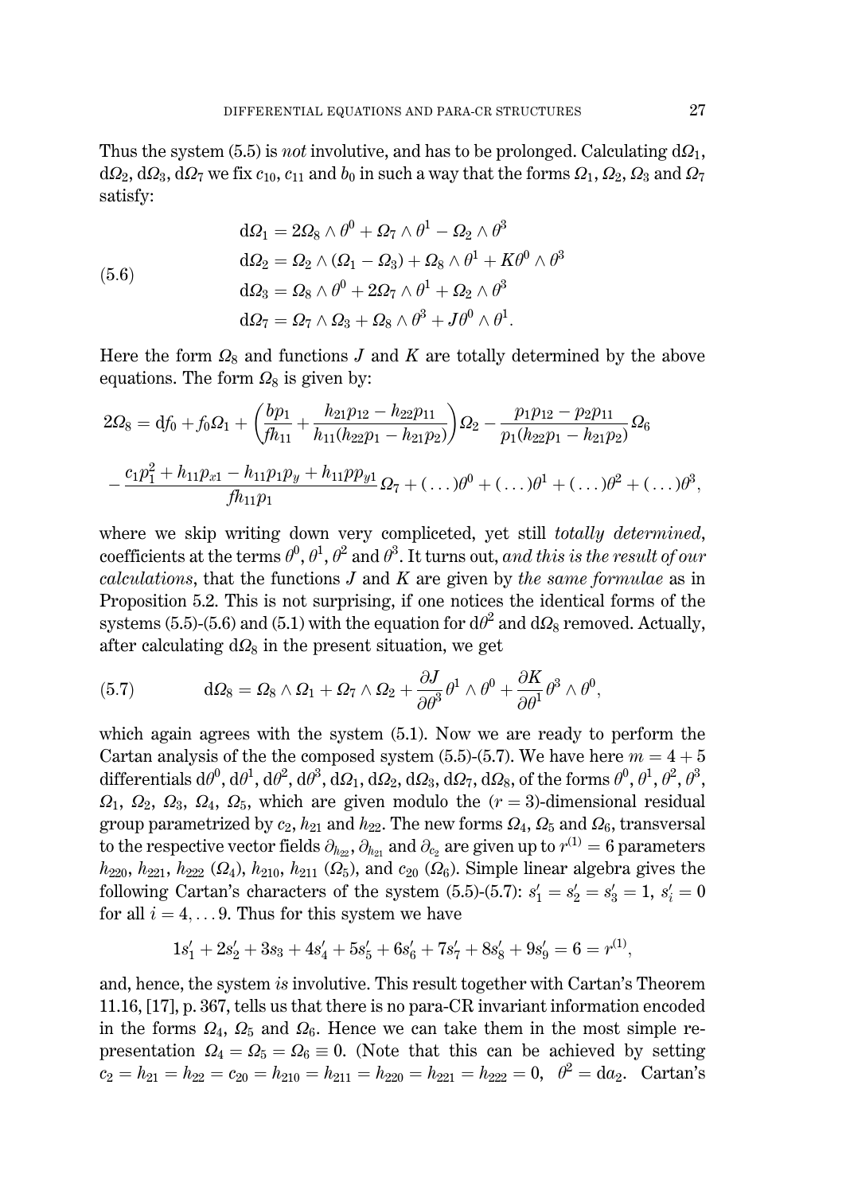Thus the system (5.5) is *not* involutive, and has to be prolonged. Calculating $\mathrm{d}\Omega_1$, $\mathrm{d}\Omega_2$, $\mathrm{d}\Omega_3$, $\mathrm{d}\Omega_7$ we fix $c_{10}$, $c_{11}$ and $b_0$ in such a way that the forms $\Omega_1$, $\Omega_2$, $\Omega_3$ and $\Omega_7$ satisfy:

$$
\begin{aligned}
&\mathrm{d}\Omega_1 = 2\Omega_8\wedge\theta^0+\Omega_7\wedge\theta^1-\Omega_2\wedge\theta^3\\
&\mathrm{d}\Omega_2 = \Omega_2\wedge(\Omega_1-\Omega_3)+\Omega_8\wedge\theta^1+K\theta^0\wedge\theta^3\\
&\mathrm{d}\Omega_3 = \Omega_8\wedge\theta^0+2\Omega_7\wedge\theta^1+\Omega_2\wedge\theta^3\\
&\mathrm{d}\Omega_7 = \Omega_7\wedge\Omega_3+\Omega_8\wedge\theta^3+J\theta^0\wedge\theta^1.
\end{aligned}
\tag{5.6}
$$

Here the form $\Omega_8$ and functions $J$ and $K$ are totally determined by the above equations. The form $\Omega_8$ is given by:

$$
2\Omega_8=\mathrm{d}f_0+f_0\Omega_1+\Big(\frac{bp_1}{fh_{11}}+\frac{h_{21}p_{12}-h_{22}p_{11}}{h_{11}(h_{22}p_1-h_{21}p_2)}\Big)\Omega_2-\frac{p_1p_{12}-p_2p_{11}}{p_1(h_{22}p_1-h_{21}p_2)}\Omega_6
$$

$$
-\frac{c_1p_1^2+h_{11}p_{x1}-h_{11}p_1p_y+h_{11}pp_{y1}}{fh_{11}p_1}\Omega_7+(\dots)\theta^0+(\dots)\theta^1+(\dots)\theta^2+(\dots)\theta^3,
$$

where we skip writing down very compliceted, yet still *totally determined*, coefficients at the terms $\theta^0$, $\theta^1$, $\theta^2$ and $\theta^3$. It turns out, *and this is the result of our calculations*, that the functions $J$ and $K$ are given by *the same formulae* as in Proposition 5.2. This is not surprising, if one notices the identical forms of the systems (5.5)-(5.6) and (5.1) with the equation for $\mathrm{d}\theta^2$ and $\mathrm{d}\Omega_8$ removed. Actually, after calculating $\mathrm{d}\Omega_8$ in the present situation, we get

$$
\mathrm{d}\Omega_8=\Omega_8\wedge\Omega_1+\Omega_7\wedge\Omega_2+\frac{\partial J}{\partial\theta^3}\theta^1\wedge\theta^0+\frac{\partial K}{\partial\theta^1}\theta^3\wedge\theta^0,
\tag{5.7}
$$

which again agrees with the system (5.1). Now we are ready to perform the Cartan analysis of the the composed system (5.5)-(5.7). We have here $m=4+5$ differentials $\mathrm{d}\theta^0$, $\mathrm{d}\theta^1$, $\mathrm{d}\theta^2$, $\mathrm{d}\theta^3$, $\mathrm{d}\Omega_1$, $\mathrm{d}\Omega_2$, $\mathrm{d}\Omega_3$, $\mathrm{d}\Omega_7$, $\mathrm{d}\Omega_8$, of the forms $\theta^0$, $\theta^1$, $\theta^2$, $\theta^3$, $\Omega_1$, $\Omega_2$, $\Omega_3$, $\Omega_4$, $\Omega_5$, which are given modulo the $(r=3)$-dimensional residual group parametrized by $c_2$, $h_{21}$ and $h_{22}$. The new forms $\Omega_4$, $\Omega_5$ and $\Omega_6$, transversal to the respective vector fields $\partial_{h_{22}}$, $\partial_{h_{21}}$ and $\partial_{c_2}$ are given up to $r^{(1)}=6$ parameters $h_{220}$, $h_{221}$, $h_{222}$ ($\Omega_4$), $h_{210}$, $h_{211}$ ($\Omega_5$), and $c_{20}$ ($\Omega_6$). Simple linear algebra gives the following Cartan's characters of the system (5.5)-(5.7): $s_1'=s_2'=s_3'=1$, $s_i'=0$ for all $i=4,\dots 9$. Thus for this system we have

$$
1s_1'+2s_2'+3s_3+4s_4'+5s_5'+6s_6'+7s_7'+8s_8'+9s_9'=6=r^{(1)},
$$

and, hence, the system *is* involutive. This result together with Cartan's Theorem 11.16, [17], p. 367, tells us that there is no para-CR invariant information encoded in the forms $\Omega_4$, $\Omega_5$ and $\Omega_6$. Hence we can take them in the most simple representation $\Omega_4=\Omega_5=\Omega_6\equiv 0$. (Note that this can be achieved by setting $c_2=h_{21}=h_{22}=c_{20}=h_{210}=h_{211}=h_{220}=h_{221}=h_{222}=0$, $\theta^2=\mathrm{d}a_2$. Cartan's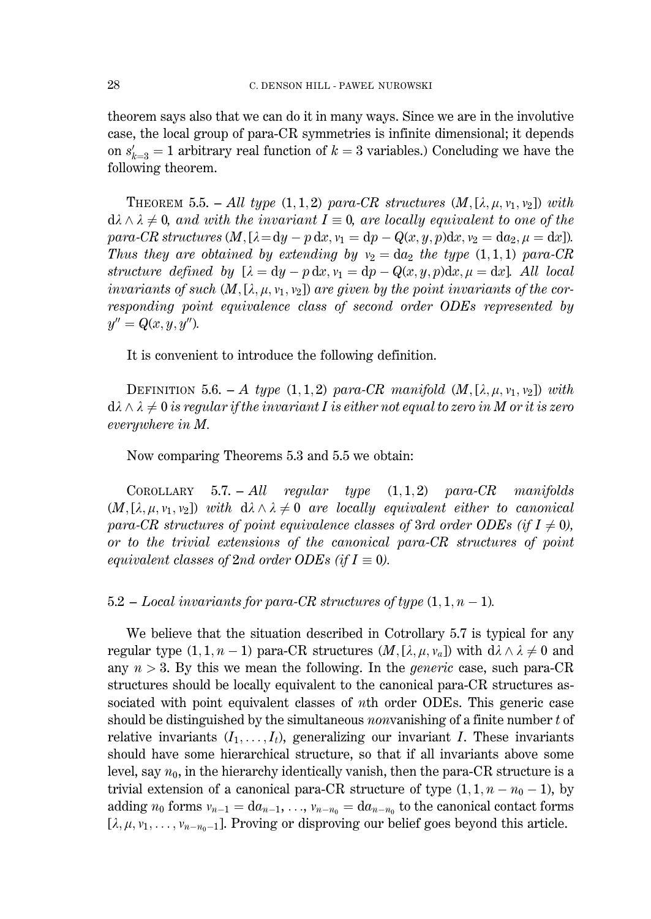theorem says also that we can do it in many ways. Since we are in the involutive case, the local group of para-CR symmetries is infinite dimensional; it depends on $s'_{k=3} = 1$ arbitrary real function of $k = 3$ variables.) Concluding we have the following theorem.

THEOREM 5.5. – *All type* $(1,1,2)$ *para-CR structures* $(M, [\lambda, \mu, \nu_1, \nu_2])$ *with* $\mathrm{d}\lambda \wedge \lambda \neq 0$, *and with the invariant* $I \equiv 0$, *are locally equivalent to one of the para-CR structures* $(M, [\lambda = \mathrm{d}y - p\,\mathrm{d}x, \nu_1 = \mathrm{d}p - Q(x,y,p)\mathrm{d}x, \nu_2 = \mathrm{d}a_2, \mu = \mathrm{d}x])$. *Thus they are obtained by extending by* $\nu_2 = \mathrm{d}a_2$ *the type* $(1,1,1)$ *para-CR structure defined by* $[\lambda = \mathrm{d}y - p\,\mathrm{d}x, \nu_1 = \mathrm{d}p - Q(x,y,p)\mathrm{d}x, \mu = \mathrm{d}x]$. *All local invariants of such* $(M, [\lambda, \mu, \nu_1, \nu_2])$ *are given by the point invariants of the corresponding point equivalence class of second order ODEs represented by* $y'' = Q(x, y, y'')$.

It is convenient to introduce the following definition.

DEFINITION 5.6. – *A type* $(1,1,2)$ *para-CR manifold* $(M, [\lambda, \mu, \nu_1, \nu_2])$ *with* $\mathrm{d}\lambda \wedge \lambda \neq 0$ *is regular if the invariant* $I$ *is either not equal to zero in* $M$ *or it is zero everywhere in* $M$.

Now comparing Theorems 5.3 and 5.5 we obtain:

COROLLARY 5.7. – *All regular type* $(1,1,2)$ *para-CR manifolds* $(M, [\lambda, \mu, \nu_1, \nu_2])$ *with* $\mathrm{d}\lambda \wedge \lambda \neq 0$ *are locally equivalent either to canonical para-CR structures of point equivalence classes of* 3*rd order ODEs (if* $I \neq 0$*), or to the trivial extensions of the canonical para-CR structures of point equivalent classes of* 2*nd order ODEs (if* $I \equiv 0$*).*

## 5.2 – *Local invariants for para-CR structures of type* $(1,1,n-1)$.

We believe that the situation described in Cotrollary 5.7 is typical for any regular type $(1,1,n-1)$ para-CR structures $(M, [\lambda, \mu, \nu_a])$ with $\mathrm{d}\lambda \wedge \lambda \neq 0$ and any $n > 3$. By this we mean the following. In the *generic* case, such para-CR structures should be locally equivalent to the canonical para-CR structures associated with point equivalent classes of $n$th order ODEs. This generic case should be distinguished by the simultaneous *non*vanishing of a finite number $t$ of relative invariants $(I_1, \ldots, I_t)$, generalizing our invariant $I$. These invariants should have some hierarchical structure, so that if all invariants above some level, say $n_0$, in the hierarchy identically vanish, then the para-CR structure is a trivial extension of a canonical para-CR structure of type $(1,1,n-n_0-1)$, by adding $n_0$ forms $\nu_{n-1} = \mathrm{d}a_{n-1}, \ldots, \nu_{n-n_0} = \mathrm{d}a_{n-n_0}$ to the canonical contact forms $[\lambda, \mu, \nu_1, \ldots, \nu_{n-n_0-1}]$. Proving or disproving our belief goes beyond this article.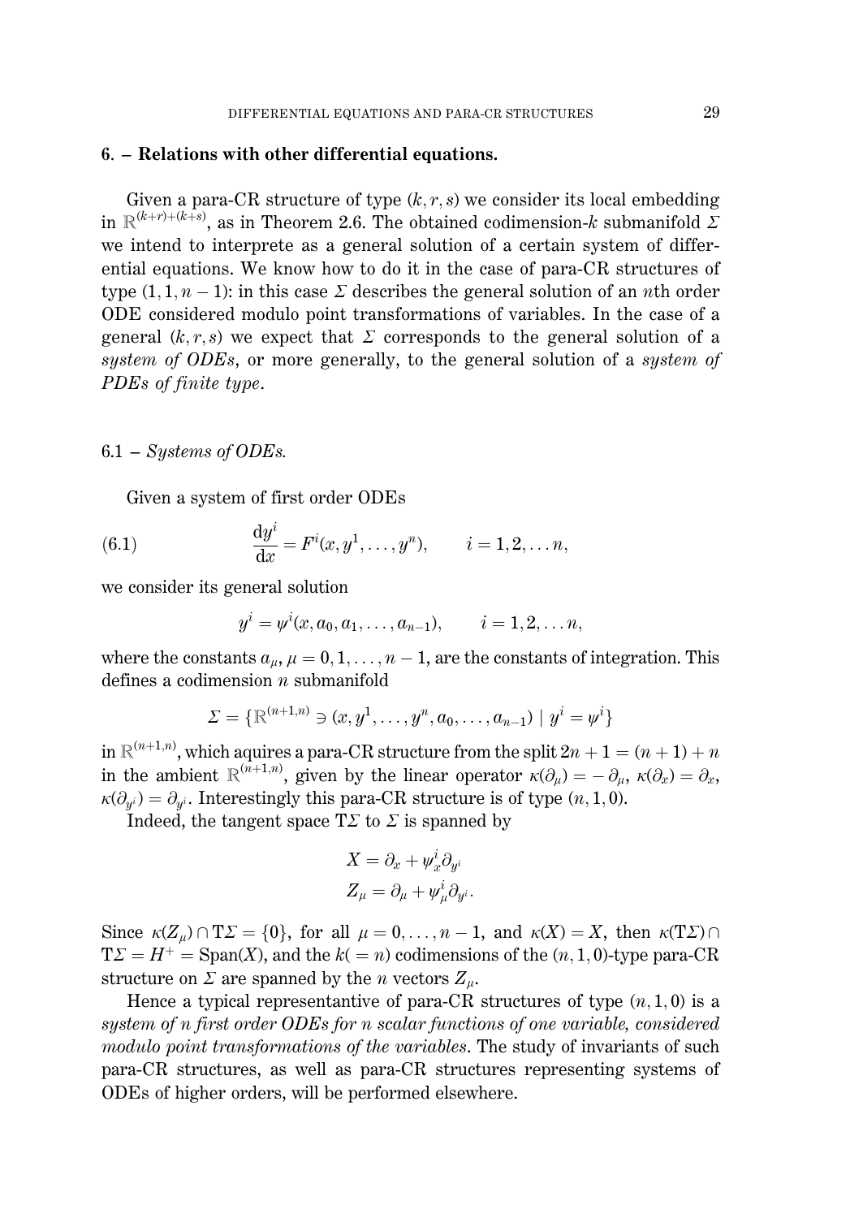## 6. – Relations with other differential equations.

Given a para-CR structure of type $(k, r, s)$ we consider its local embedding in $\mathbb{R}^{(k+r)+(k+s)}$, as in Theorem 2.6. The obtained codimension-$k$ submanifold $\Sigma$ we intend to interprete as a general solution of a certain system of differential equations. We know how to do it in the case of para-CR structures of type $(1, 1, n-1)$: in this case $\Sigma$ describes the general solution of an $n$th order ODE considered modulo point transformations of variables. In the case of a general $(k, r, s)$ we expect that $\Sigma$ corresponds to the general solution of a *system of ODEs*, or more generally, to the general solution of a *system of PDEs of finite type*.

### 6.1 – *Systems of ODEs.*

Given a system of first order ODEs

$$\frac{\mathrm{d}y^i}{\mathrm{d}x} = F^i(x, y^1, \ldots, y^n), \qquad i = 1, 2, \ldots n, \tag{6.1}$$

we consider its general solution

$$y^i = \psi^i(x, a_0, a_1, \ldots, a_{n-1}), \qquad i = 1, 2, \ldots n,$$

where the constants $a_\mu$, $\mu = 0, 1, \ldots, n-1$, are the constants of integration. This defines a codimension $n$ submanifold

$$\Sigma = \{\mathbb{R}^{(n+1,n)} \ni (x, y^1, \ldots, y^n, a_0, \ldots, a_{n-1}) \mid y^i = \psi^i\}$$

in $\mathbb{R}^{(n+1,n)}$, which aquires a para-CR structure from the split $2n+1 = (n+1)+n$ in the ambient $\mathbb{R}^{(n+1,n)}$, given by the linear operator $\kappa(\partial_\mu) = -\partial_\mu$, $\kappa(\partial_x) = \partial_x$, $\kappa(\partial_{y^i}) = \partial_{y^i}$. Interestingly this para-CR structure is of type $(n, 1, 0)$.

Indeed, the tangent space $\mathrm{T}\Sigma$ to $\Sigma$ is spanned by

$$X = \partial_x + \psi^i_x \partial_{y^i}$$
$$Z_\mu = \partial_\mu + \psi^i_\mu \partial_{y^i}.$$

Since $\kappa(Z_\mu) \cap \mathrm{T}\Sigma = \{0\}$, for all $\mu = 0, \ldots, n-1$, and $\kappa(X) = X$, then $\kappa(\mathrm{T}\Sigma) \cap \mathrm{T}\Sigma = H^+ = \mathrm{Span}(X)$, and the $k(=n)$ codimensions of the $(n, 1, 0)$-type para-CR structure on $\Sigma$ are spanned by the $n$ vectors $Z_\mu$.

Hence a typical representantive of para-CR structures of type $(n, 1, 0)$ is a *system of $n$ first order ODEs for $n$ scalar functions of one variable, considered modulo point transformations of the variables*. The study of invariants of such para-CR structures, as well as para-CR structures representing systems of ODEs of higher orders, will be performed elsewhere.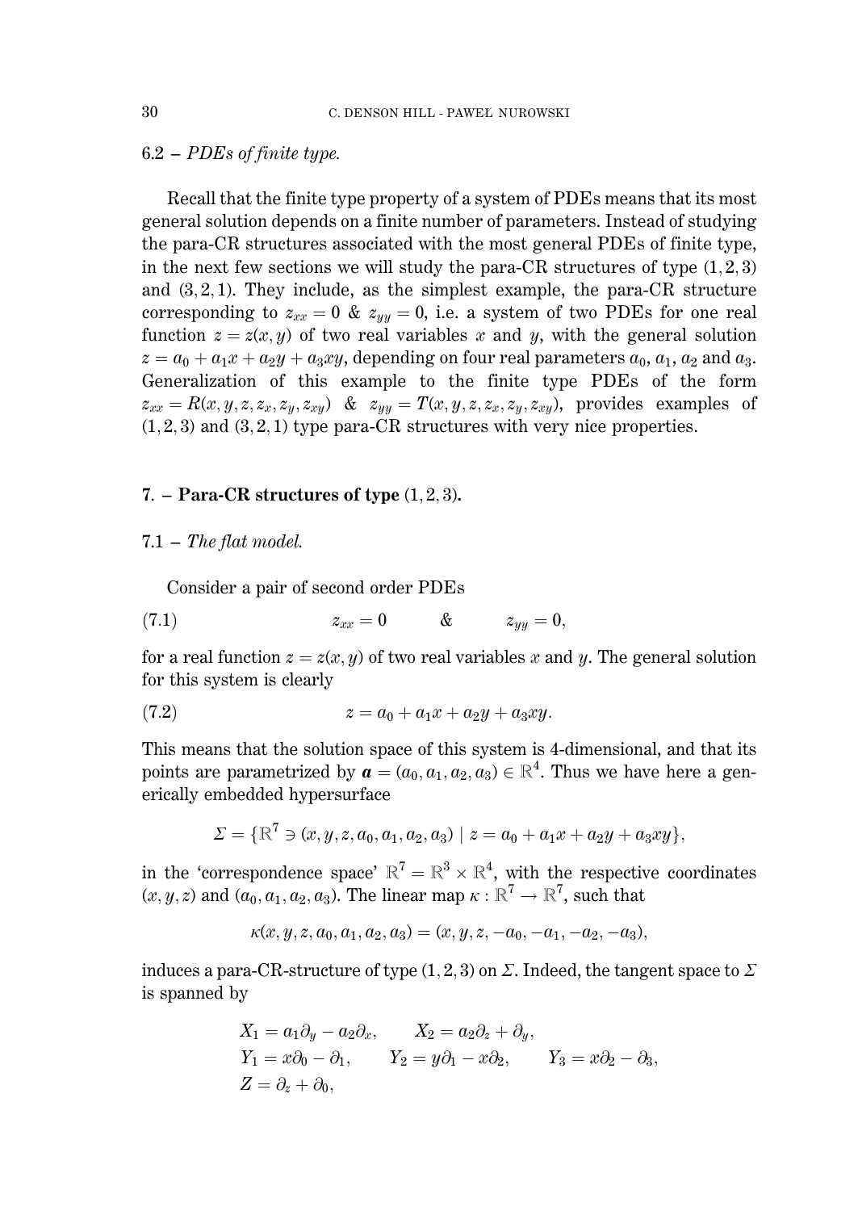### 6.2 – *PDEs of finite type.*

Recall that the finite type property of a system of PDEs means that its most general solution depends on a finite number of parameters. Instead of studying the para-CR structures associated with the most general PDEs of finite type, in the next few sections we will study the para-CR structures of type $(1, 2, 3)$ and $(3, 2, 1)$. They include, as the simplest example, the para-CR structure corresponding to $z_{xx} = 0$ & $z_{yy} = 0$, i.e. a system of two PDEs for one real function $z = z(x, y)$ of two real variables $x$ and $y$, with the general solution $z = a_0 + a_1 x + a_2 y + a_3 xy$, depending on four real parameters $a_0$, $a_1$, $a_2$ and $a_3$. Generalization of this example to the finite type PDEs of the form $z_{xx} = R(x, y, z, z_x, z_y, z_{xy})$ & $z_{yy} = T(x, y, z, z_x, z_y, z_{xy})$, provides examples of $(1, 2, 3)$ and $(3, 2, 1)$ type para-CR structures with very nice properties.

## 7. – Para-CR structures of type $(1, 2, 3)$.

### 7.1 – *The flat model.*

Consider a pair of second order PDEs

$$z_{xx} = 0 \qquad \& \qquad z_{yy} = 0, \tag{7.1}$$

for a real function $z = z(x, y)$ of two real variables $x$ and $y$. The general solution for this system is clearly

$$z = a_0 + a_1 x + a_2 y + a_3 xy. \tag{7.2}$$

This means that the solution space of this system is 4-dimensional, and that its points are parametrized by $\boldsymbol{a} = (a_0, a_1, a_2, a_3) \in \mathbb{R}^4$. Thus we have here a generically embedded hypersurface

$$\Sigma = \{\mathbb{R}^7 \ni (x, y, z, a_0, a_1, a_2, a_3) \mid z = a_0 + a_1 x + a_2 y + a_3 xy\},$$

in the 'correspondence space' $\mathbb{R}^7 = \mathbb{R}^3 \times \mathbb{R}^4$, with the respective coordinates $(x, y, z)$ and $(a_0, a_1, a_2, a_3)$. The linear map $\kappa : \mathbb{R}^7 \to \mathbb{R}^7$, such that

$$\kappa(x, y, z, a_0, a_1, a_2, a_3) = (x, y, z, -a_0, -a_1, -a_2, -a_3),$$

induces a para-CR-structure of type $(1, 2, 3)$ on $\Sigma$. Indeed, the tangent space to $\Sigma$ is spanned by

$$\begin{aligned}
&X_1 = a_1 \partial_y - a_2 \partial_x, \qquad X_2 = a_2 \partial_z + \partial_y, \\
&Y_1 = x\partial_0 - \partial_1, \qquad Y_2 = y\partial_1 - x\partial_2, \qquad Y_3 = x\partial_2 - \partial_3, \\
&Z = \partial_z + \partial_0,
\end{aligned}$$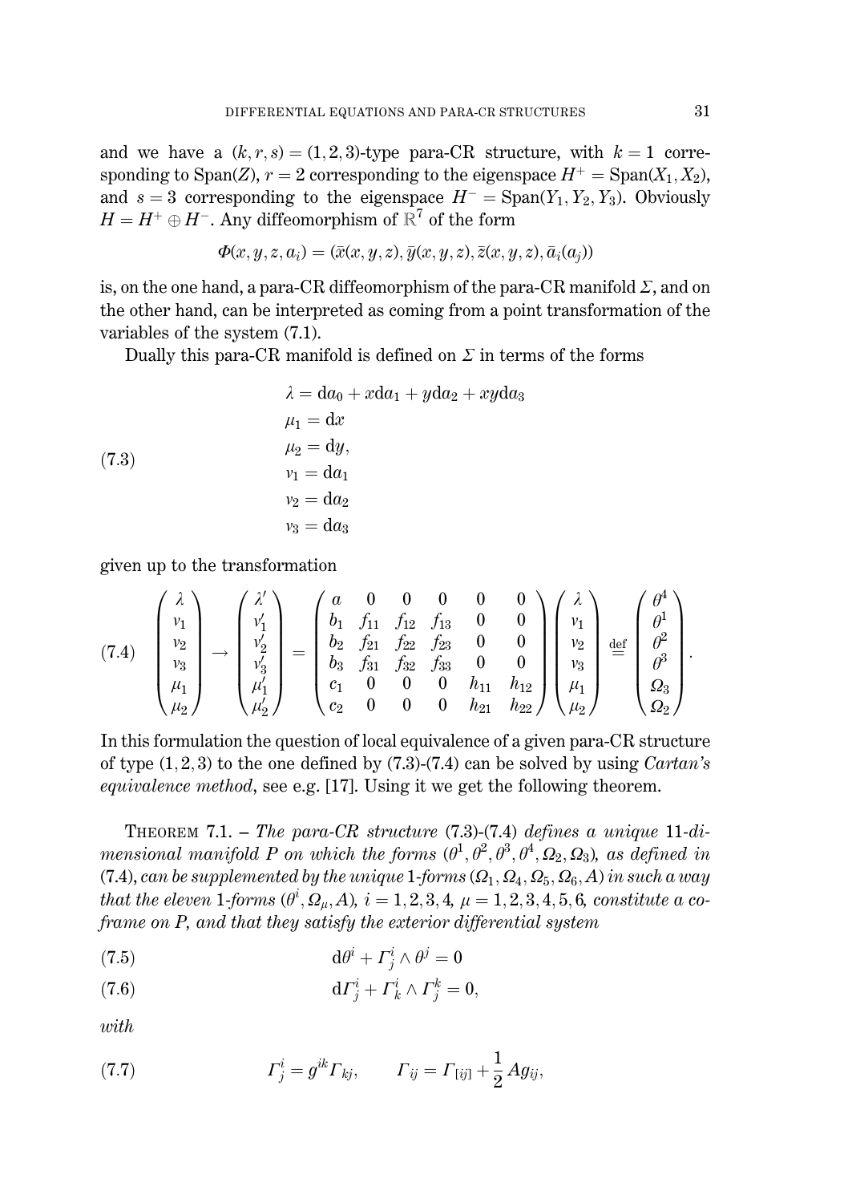and we have a $(k, r, s) = (1, 2, 3)$-type para-CR structure, with $k = 1$ corresponding to $\mathrm{Span}(Z)$, $r = 2$ corresponding to the eigenspace $H^+ = \mathrm{Span}(X_1, X_2)$, and $s = 3$ corresponding to the eigenspace $H^- = \mathrm{Span}(Y_1, Y_2, Y_3)$. Obviously $H = H^+ \oplus H^-$. Any diffeomorphism of $\mathbb{R}^7$ of the form

$$\Phi(x, y, z, a_i) = (\bar{x}(x, y, z), \bar{y}(x, y, z), \bar{z}(x, y, z), \bar{a}_i(a_j))$$

is, on the one hand, a para-CR diffeomorphism of the para-CR manifold $\Sigma$, and on the other hand, can be interpreted as coming from a point transformation of the variables of the system (7.1).

Dually this para-CR manifold is defined on $\Sigma$ in terms of the forms

$$
\begin{aligned}
\lambda &= \mathrm{d}a_0 + x\mathrm{d}a_1 + y\mathrm{d}a_2 + xy\mathrm{d}a_3 \\
\mu_1 &= \mathrm{d}x \\
\mu_2 &= \mathrm{d}y, \\
\nu_1 &= \mathrm{d}a_1 \\
\nu_2 &= \mathrm{d}a_2 \\
\nu_3 &= \mathrm{d}a_3
\end{aligned}
\tag{7.3}
$$

given up to the transformation

$$
\begin{pmatrix} \lambda \\ \nu_1 \\ \nu_2 \\ \nu_3 \\ \mu_1 \\ \mu_2 \end{pmatrix} \to \begin{pmatrix} \lambda' \\ \nu_1' \\ \nu_2' \\ \nu_3' \\ \mu_1' \\ \mu_2' \end{pmatrix} = \begin{pmatrix} a & 0 & 0 & 0 & 0 & 0 \\ b_1 & f_{11} & f_{12} & f_{13} & 0 & 0 \\ b_2 & f_{21} & f_{22} & f_{23} & 0 & 0 \\ b_3 & f_{31} & f_{32} & f_{33} & 0 & 0 \\ c_1 & 0 & 0 & 0 & h_{11} & h_{12} \\ c_2 & 0 & 0 & 0 & h_{21} & h_{22} \end{pmatrix} \begin{pmatrix} \lambda \\ \nu_1 \\ \nu_2 \\ \nu_3 \\ \mu_1 \\ \mu_2 \end{pmatrix} \stackrel{\mathrm{def}}{=} \begin{pmatrix} \theta^4 \\ \theta^1 \\ \theta^2 \\ \theta^3 \\ \Omega_3 \\ \Omega_2 \end{pmatrix}. \tag{7.4}
$$

In this formulation the question of local equivalence of a given para-CR structure of type $(1, 2, 3)$ to the one defined by (7.3)-(7.4) can be solved by using *Cartan's equivalence method*, see e.g. [17]. Using it we get the following theorem.

THEOREM 7.1. – *The para-CR structure* (7.3)-(7.4) *defines a unique* 11-*dimensional manifold $P$ on which the forms $(\theta^1, \theta^2, \theta^3, \theta^4, \Omega_2, \Omega_3)$, as defined in* (7.4), *can be supplemented by the unique* 1-*forms $(\Omega_1, \Omega_4, \Omega_5, \Omega_6, A)$ in such a way that the eleven* 1-*forms $(\theta^i, \Omega_\mu, A)$, $i = 1, 2, 3, 4$, $\mu = 1, 2, 3, 4, 5, 6$, constitute a coframe on $P$, and that they satisfy the exterior differential system*

$$\mathrm{d}\theta^i + \Gamma^i_{\ j} \wedge \theta^j = 0 \tag{7.5}$$

$$\mathrm{d}\Gamma^i_{\ j} + \Gamma^i_{\ k} \wedge \Gamma^k_{\ j} = 0, \tag{7.6}$$

*with*

$$\Gamma^i_{\ j} = g^{ik}\Gamma_{kj}, \qquad \Gamma_{ij} = \Gamma_{[ij]} + \frac{1}{2} A g_{ij}, \tag{7.7}$$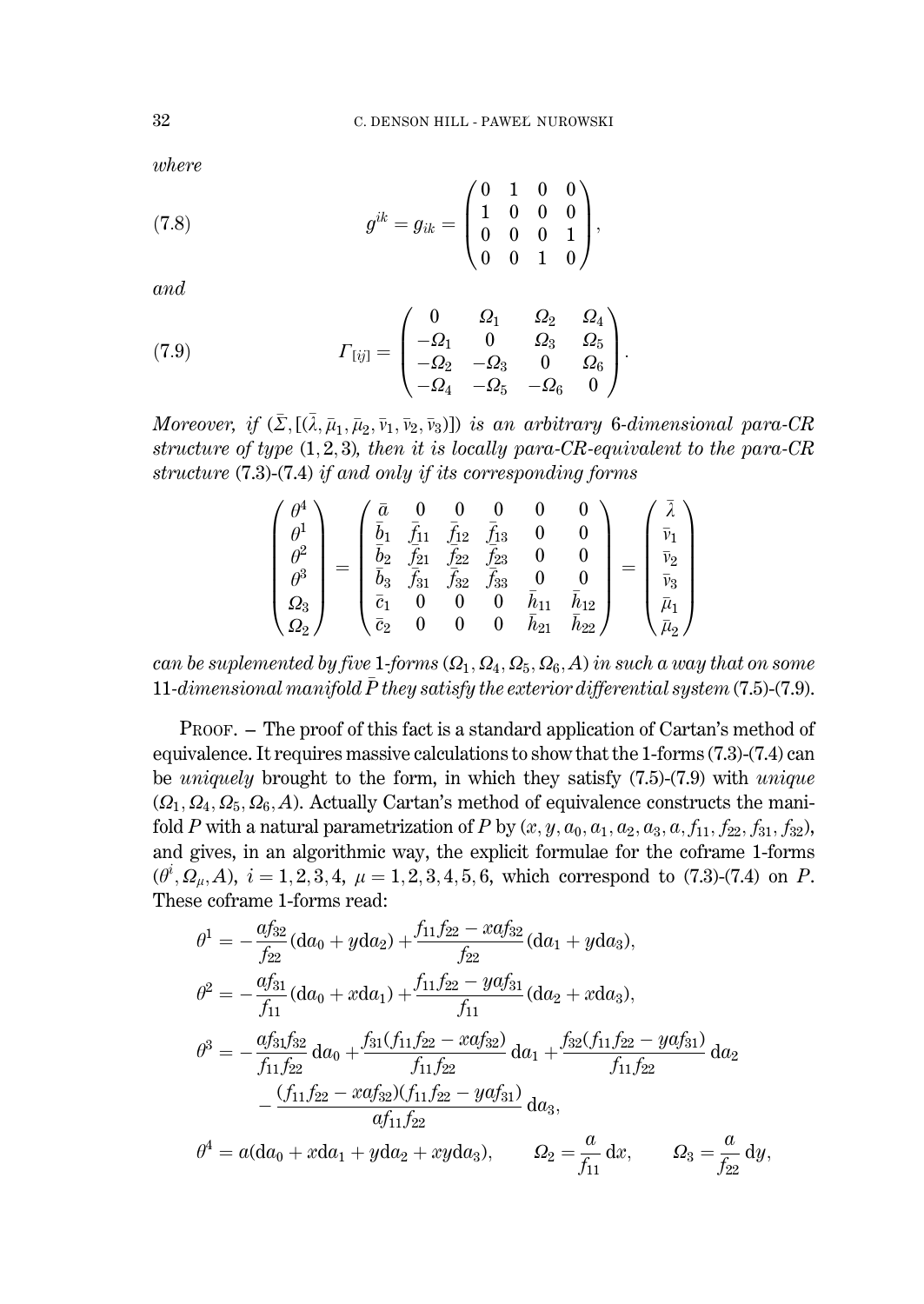*where*

$$g^{ik} = g_{ik} = \begin{pmatrix} 0 & 1 & 0 & 0 \\ 1 & 0 & 0 & 0 \\ 0 & 0 & 0 & 1 \\ 0 & 0 & 1 & 0 \end{pmatrix}, \tag{7.8}$$

*and*

$$\Gamma_{[ij]} = \begin{pmatrix} 0 & \Omega_1 & \Omega_2 & \Omega_4 \\ -\Omega_1 & 0 & \Omega_3 & \Omega_5 \\ -\Omega_2 & -\Omega_3 & 0 & \Omega_6 \\ -\Omega_4 & -\Omega_5 & -\Omega_6 & 0 \end{pmatrix}. \tag{7.9}$$

*Moreover, if* $(\bar{\Sigma}, [(\bar{\lambda}, \bar{\mu}_1, \bar{\mu}_2, \bar{\nu}_1, \bar{\nu}_2, \bar{\nu}_3)])$ *is an arbitrary* 6*-dimensional para-CR structure of type* $(1,2,3)$*, then it is locally para-CR-equivalent to the para-CR structure* (7.3)-(7.4) *if and only if its corresponding forms*

$$\begin{pmatrix} \theta^4 \\ \theta^1 \\ \theta^2 \\ \theta^3 \\ \Omega_3 \\ \Omega_2 \end{pmatrix} = \begin{pmatrix} \bar{a} & 0 & 0 & 0 & 0 & 0 \\ \bar{b}_1 & \bar{f}_{11} & \bar{f}_{12} & \bar{f}_{13} & 0 & 0 \\ \bar{b}_2 & \bar{f}_{21} & \bar{f}_{22} & \bar{f}_{23} & 0 & 0 \\ \bar{b}_3 & \bar{f}_{31} & \bar{f}_{32} & \bar{f}_{33} & 0 & 0 \\ \bar{c}_1 & 0 & 0 & 0 & \bar{h}_{11} & \bar{h}_{12} \\ \bar{c}_2 & 0 & 0 & 0 & \bar{h}_{21} & \bar{h}_{22} \end{pmatrix} = \begin{pmatrix} \bar{\lambda} \\ \bar{\nu}_1 \\ \bar{\nu}_2 \\ \bar{\nu}_3 \\ \bar{\mu}_1 \\ \bar{\mu}_2 \end{pmatrix}$$

*can be suplemented by five* 1*-forms* $(\Omega_1, \Omega_4, \Omega_5, \Omega_6, A)$ *in such a way that on some* 11*-dimensional manifold* $\bar{P}$ *they satisfy the exterior differential system* (7.5)-(7.9).

Proof. – The proof of this fact is a standard application of Cartan's method of equivalence. It requires massive calculations to show that the 1-forms (7.3)-(7.4) can be *uniquely* brought to the form, in which they satisfy (7.5)-(7.9) with *unique* $(\Omega_1, \Omega_4, \Omega_5, \Omega_6, A)$. Actually Cartan's method of equivalence constructs the manifold $P$ with a natural parametrization of $P$ by $(x, y, a_0, a_1, a_2, a_3, a, f_{11}, f_{22}, f_{31}, f_{32})$, and gives, in an algorithmic way, the explicit formulae for the coframe 1-forms $(\theta^i, \Omega_\mu, A)$, $i = 1,2,3,4$, $\mu = 1,2,3,4,5,6$, which correspond to (7.3)-(7.4) on $P$. These coframe 1-forms read:

$$\theta^1 = -\frac{af_{32}}{f_{22}}(\mathrm{d}a_0 + y\mathrm{d}a_2) + \frac{f_{11}f_{22} - xaf_{32}}{f_{22}}(\mathrm{d}a_1 + y\mathrm{d}a_3),$$

$$\theta^2 = -\frac{af_{31}}{f_{11}}(\mathrm{d}a_0 + x\mathrm{d}a_1) + \frac{f_{11}f_{22} - yaf_{31}}{f_{11}}(\mathrm{d}a_2 + x\mathrm{d}a_3),$$

$$\theta^3 = -\frac{af_{31}f_{32}}{f_{11}f_{22}}\,\mathrm{d}a_0 + \frac{f_{31}(f_{11}f_{22} - xaf_{32})}{f_{11}f_{22}}\,\mathrm{d}a_1 + \frac{f_{32}(f_{11}f_{22} - yaf_{31})}{f_{11}f_{22}}\,\mathrm{d}a_2$$
$$- \frac{(f_{11}f_{22} - xaf_{32})(f_{11}f_{22} - yaf_{31})}{af_{11}f_{22}}\,\mathrm{d}a_3,$$

$$\theta^4 = a(\mathrm{d}a_0 + x\mathrm{d}a_1 + y\mathrm{d}a_2 + xy\mathrm{d}a_3), \qquad \Omega_2 = \frac{a}{f_{11}}\,\mathrm{d}x, \qquad \Omega_3 = \frac{a}{f_{22}}\,\mathrm{d}y,$$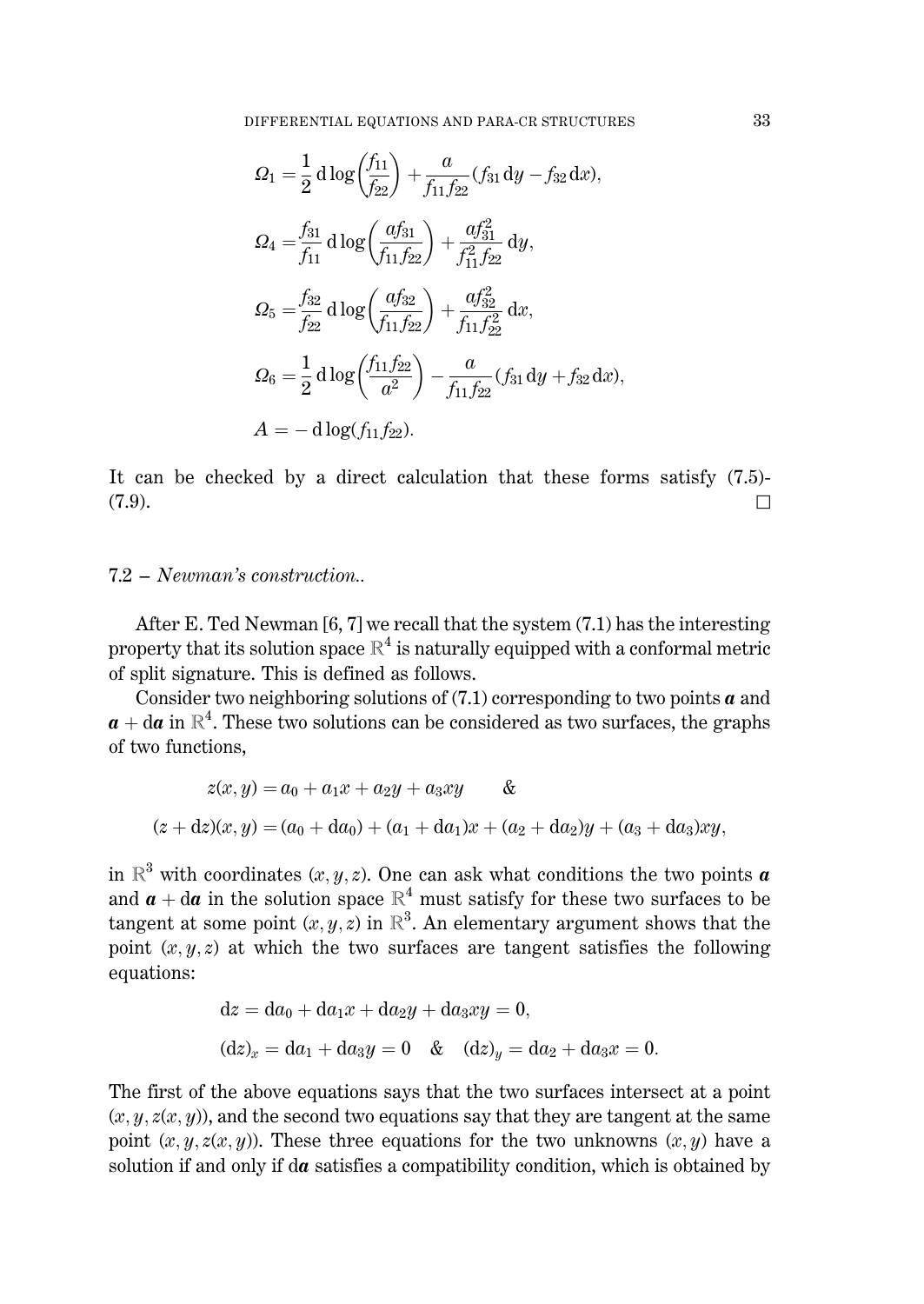$$
\begin{aligned}
\Omega_1 &= \frac{1}{2}\,\mathrm{d}\log\!\left(\frac{f_{11}}{f_{22}}\right) + \frac{a}{f_{11}f_{22}}(f_{31}\,\mathrm{d}y - f_{32}\,\mathrm{d}x),\\
\Omega_4 &= \frac{f_{31}}{f_{11}}\,\mathrm{d}\log\!\left(\frac{af_{31}}{f_{11}f_{22}}\right) + \frac{af_{31}^2}{f_{11}^2 f_{22}}\,\mathrm{d}y,\\
\Omega_5 &= \frac{f_{32}}{f_{22}}\,\mathrm{d}\log\!\left(\frac{af_{32}}{f_{11}f_{22}}\right) + \frac{af_{32}^2}{f_{11}f_{22}^2}\,\mathrm{d}x,\\
\Omega_6 &= \frac{1}{2}\,\mathrm{d}\log\!\left(\frac{f_{11}f_{22}}{a^2}\right) - \frac{a}{f_{11}f_{22}}(f_{31}\,\mathrm{d}y + f_{32}\,\mathrm{d}x),\\
A &= -\,\mathrm{d}\log(f_{11}f_{22}).
\end{aligned}
$$

It can be checked by a direct calculation that these forms satisfy (7.5)-(7.9). □

### 7.2 – *Newman's construction.*.

After E. Ted Newman [6, 7] we recall that the system (7.1) has the interesting property that its solution space $\mathbb{R}^4$ is naturally equipped with a conformal metric of split signature. This is defined as follows.

Consider two neighboring solutions of (7.1) corresponding to two points $\boldsymbol{a}$ and $\boldsymbol{a} + \mathrm{d}\boldsymbol{a}$ in $\mathbb{R}^4$. These two solutions can be considered as two surfaces, the graphs of two functions,

$$
\begin{aligned}
z(x,y) &= a_0 + a_1 x + a_2 y + a_3 xy \qquad \& \\
(z+\mathrm{d}z)(x,y) &= (a_0+\mathrm{d}a_0) + (a_1+\mathrm{d}a_1)x + (a_2+\mathrm{d}a_2)y + (a_3+\mathrm{d}a_3)xy,
\end{aligned}
$$

in $\mathbb{R}^3$ with coordinates $(x,y,z)$. One can ask what conditions the two points $\boldsymbol{a}$ and $\boldsymbol{a}+\mathrm{d}\boldsymbol{a}$ in the solution space $\mathbb{R}^4$ must satisfy for these two surfaces to be tangent at some point $(x,y,z)$ in $\mathbb{R}^3$. An elementary argument shows that the point $(x,y,z)$ at which the two surfaces are tangent satisfies the following equations:

$$
\begin{aligned}
&\mathrm{d}z = \mathrm{d}a_0 + \mathrm{d}a_1 x + \mathrm{d}a_2 y + \mathrm{d}a_3 xy = 0,\\
&(\mathrm{d}z)_x = \mathrm{d}a_1 + \mathrm{d}a_3 y = 0 \quad \& \quad (\mathrm{d}z)_y = \mathrm{d}a_2 + \mathrm{d}a_3 x = 0.
\end{aligned}
$$

The first of the above equations says that the two surfaces intersect at a point $(x,y,z(x,y))$, and the second two equations say that they are tangent at the same point $(x,y,z(x,y))$. These three equations for the two unknowns $(x,y)$ have a solution if and only if $\mathrm{d}\boldsymbol{a}$ satisfies a compatibility condition, which is obtained by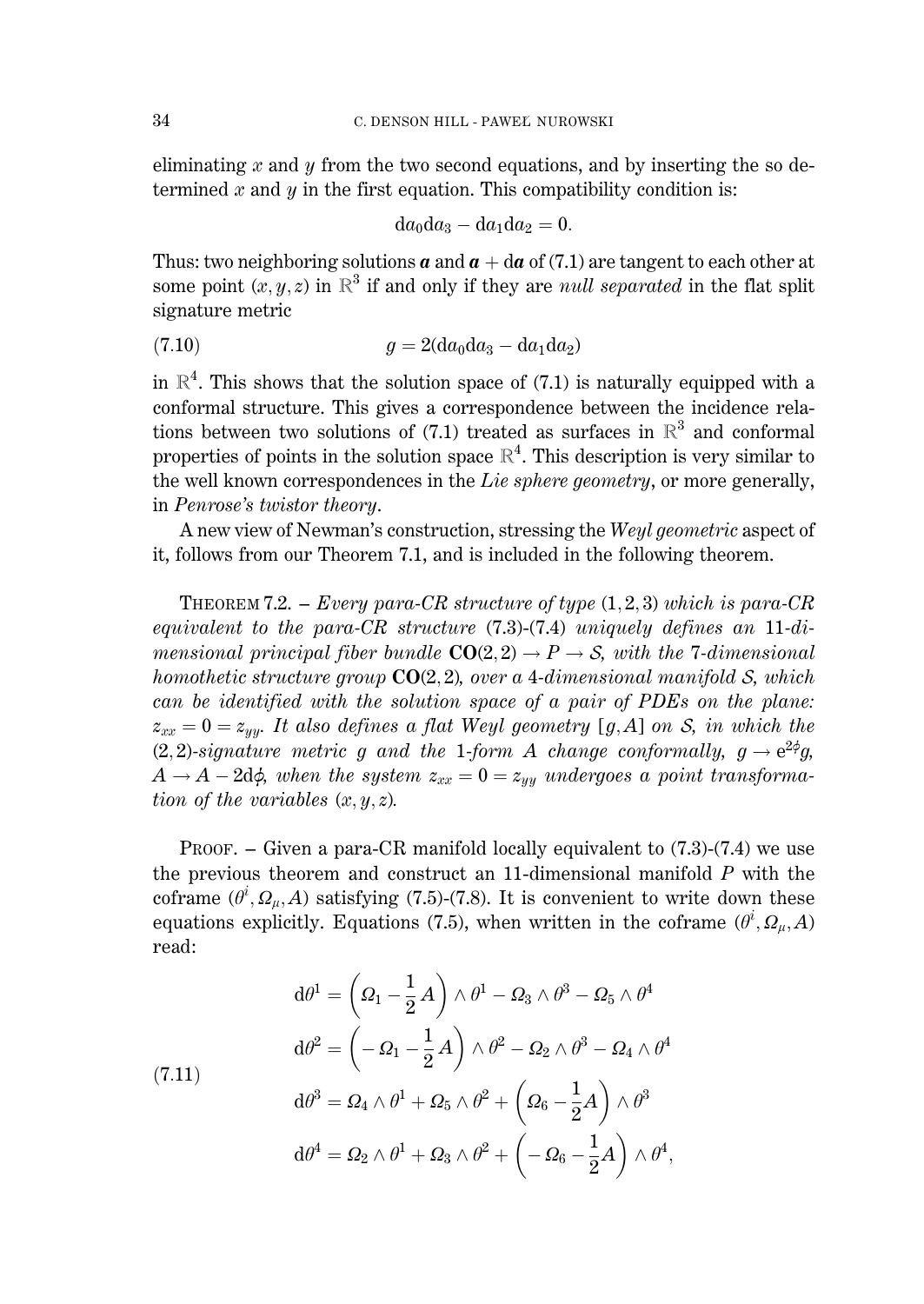eliminating $x$ and $y$ from the two second equations, and by inserting the so determined $x$ and $y$ in the first equation. This compatibility condition is:

$$\mathrm{d}a_0\mathrm{d}a_3 - \mathrm{d}a_1\mathrm{d}a_2 = 0.$$

Thus: two neighboring solutions $\boldsymbol{a}$ and $\boldsymbol{a} + \mathrm{d}\boldsymbol{a}$ of (7.1) are tangent to each other at some point $(x, y, z)$ in $\mathbb{R}^3$ if and only if they are *null separated* in the flat split signature metric

$$g = 2(\mathrm{d}a_0\mathrm{d}a_3 - \mathrm{d}a_1\mathrm{d}a_2) \tag{7.10}$$

in $\mathbb{R}^4$. This shows that the solution space of (7.1) is naturally equipped with a conformal structure. This gives a correspondence between the incidence relations between two solutions of (7.1) treated as surfaces in $\mathbb{R}^3$ and conformal properties of points in the solution space $\mathbb{R}^4$. This description is very similar to the well known correspondences in the *Lie sphere geometry*, or more generally, in *Penrose's twistor theory*.

A new view of Newman's construction, stressing the *Weyl geometric* aspect of it, follows from our Theorem 7.1, and is included in the following theorem.

THEOREM 7.2. – *Every para-CR structure of type* $(1, 2, 3)$ *which is para-CR equivalent to the para-CR structure* (7.3)-(7.4) *uniquely defines an* 11*-dimensional principal fiber bundle* $\mathbf{CO}(2,2) \to P \to \mathcal{S}$*, with the* 7*-dimensional homothetic structure group* $\mathbf{CO}(2,2)$*, over a* 4*-dimensional manifold* $\mathcal{S}$*, which can be identified with the solution space of a pair of PDEs on the plane:* $z_{xx} = 0 = z_{yy}$*. It also defines a flat Weyl geometry* $[g, A]$ *on* $\mathcal{S}$*, in which the* $(2,2)$*-signature metric* $g$ *and the* 1*-form* $A$ *change conformally,* $g \to \mathrm{e}^{2\phi}g$*,* $A \to A - 2\mathrm{d}\phi$*, when the system* $z_{xx} = 0 = z_{yy}$ *undergoes a point transformation of the variables* $(x, y, z)$*.*

PROOF. – Given a para-CR manifold locally equivalent to (7.3)-(7.4) we use the previous theorem and construct an 11-dimensional manifold $P$ with the coframe $(\theta^i, \Omega_\mu, A)$ satisfying (7.5)-(7.8). It is convenient to write down these equations explicitly. Equations (7.5), when written in the coframe $(\theta^i, \Omega_\mu, A)$ read:

$$\begin{aligned}
\mathrm{d}\theta^1 &= \left(\Omega_1 - \frac{1}{2}A\right) \wedge \theta^1 - \Omega_3 \wedge \theta^3 - \Omega_5 \wedge \theta^4 \\
\mathrm{d}\theta^2 &= \left(-\Omega_1 - \frac{1}{2}A\right) \wedge \theta^2 - \Omega_2 \wedge \theta^3 - \Omega_4 \wedge \theta^4 \\
\mathrm{d}\theta^3 &= \Omega_4 \wedge \theta^1 + \Omega_5 \wedge \theta^2 + \left(\Omega_6 - \frac{1}{2}A\right) \wedge \theta^3 \\
\mathrm{d}\theta^4 &= \Omega_2 \wedge \theta^1 + \Omega_3 \wedge \theta^2 + \left(-\Omega_6 - \frac{1}{2}A\right) \wedge \theta^4,
\end{aligned} \tag{7.11}$$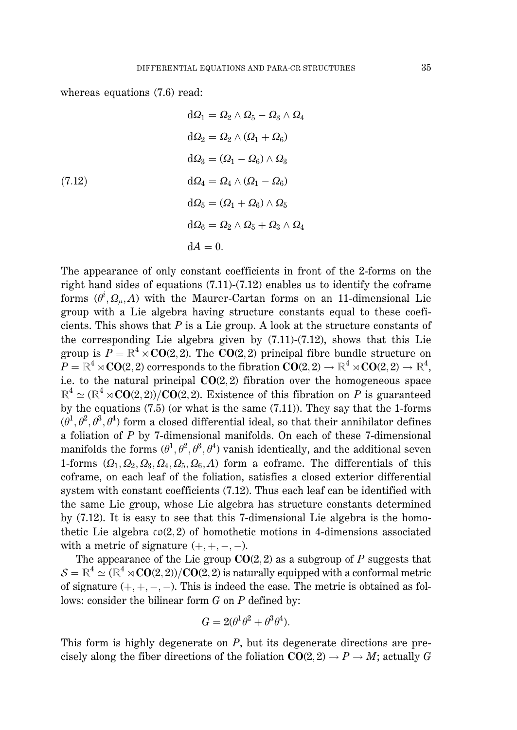whereas equations (7.6) read:

$$
\begin{aligned}
&\mathrm{d}\Omega_1 = \Omega_2 \wedge \Omega_5 - \Omega_3 \wedge \Omega_4\\
&\mathrm{d}\Omega_2 = \Omega_2 \wedge (\Omega_1 + \Omega_6)\\
&\mathrm{d}\Omega_3 = (\Omega_1 - \Omega_6) \wedge \Omega_3\\
&\mathrm{d}\Omega_4 = \Omega_4 \wedge (\Omega_1 - \Omega_6)\\
&\mathrm{d}\Omega_5 = (\Omega_1 + \Omega_6) \wedge \Omega_5\\
&\mathrm{d}\Omega_6 = \Omega_2 \wedge \Omega_5 + \Omega_3 \wedge \Omega_4\\
&\mathrm{d}A = 0.
\end{aligned}
\tag{7.12}
$$

The appearance of only constant coefficients in front of the 2-forms on the right hand sides of equations (7.11)-(7.12) enables us to identify the coframe forms $(\theta^i, \Omega_\mu, A)$ with the Maurer-Cartan forms on an 11-dimensional Lie group with a Lie algebra having structure constants equal to these coeficients. This shows that $P$ is a Lie group. A look at the structure constants of the corresponding Lie algebra given by (7.11)-(7.12), shows that this Lie group is $P = \mathbb{R}^4 \rtimes \mathbf{CO}(2,2)$. The $\mathbf{CO}(2,2)$ principal fibre bundle structure on $P = \mathbb{R}^4 \rtimes \mathbf{CO}(2,2)$ corresponds to the fibration $\mathbf{CO}(2,2) \to \mathbb{R}^4 \rtimes \mathbf{CO}(2,2) \to \mathbb{R}^4$, i.e. to the natural principal $\mathbf{CO}(2,2)$ fibration over the homogeneous space $\mathbb{R}^4 \simeq (\mathbb{R}^4 \rtimes \mathbf{CO}(2,2))/\mathbf{CO}(2,2)$. Existence of this fibration on $P$ is guaranteed by the equations (7.5) (or what is the same (7.11)). They say that the 1-forms $(\theta^1, \theta^2, \theta^3, \theta^4)$ form a closed differential ideal, so that their annihilator defines a foliation of $P$ by 7-dimensional manifolds. On each of these 7-dimensional manifolds the forms $(\theta^1, \theta^2, \theta^3, \theta^4)$ vanish identically, and the additional seven 1-forms $(\Omega_1, \Omega_2, \Omega_3, \Omega_4, \Omega_5, \Omega_6, A)$ form a coframe. The differentials of this coframe, on each leaf of the foliation, satisfies a closed exterior differential system with constant coefficients (7.12). Thus each leaf can be identified with the same Lie group, whose Lie algebra has structure constants determined by (7.12). It is easy to see that this 7-dimensional Lie algebra is the homothetic Lie algebra $\mathfrak{co}(2,2)$ of homothetic motions in 4-dimensions associated with a metric of signature $(+,+,-,-)$.

The appearance of the Lie group $\mathbf{CO}(2,2)$ as a subgroup of $P$ suggests that $\mathcal{S} = \mathbb{R}^4 \simeq (\mathbb{R}^4 \rtimes \mathbf{CO}(2,2))/\mathbf{CO}(2,2)$ is naturally equipped with a conformal metric of signature $(+,+,-,-)$. This is indeed the case. The metric is obtained as follows: consider the bilinear form $G$ on $P$ defined by:

$$G = 2(\theta^1\theta^2 + \theta^3\theta^4).$$

This form is highly degenerate on $P$, but its degenerate directions are precisely along the fiber directions of the foliation $\mathbf{CO}(2,2) \to P \to M$; actually $G$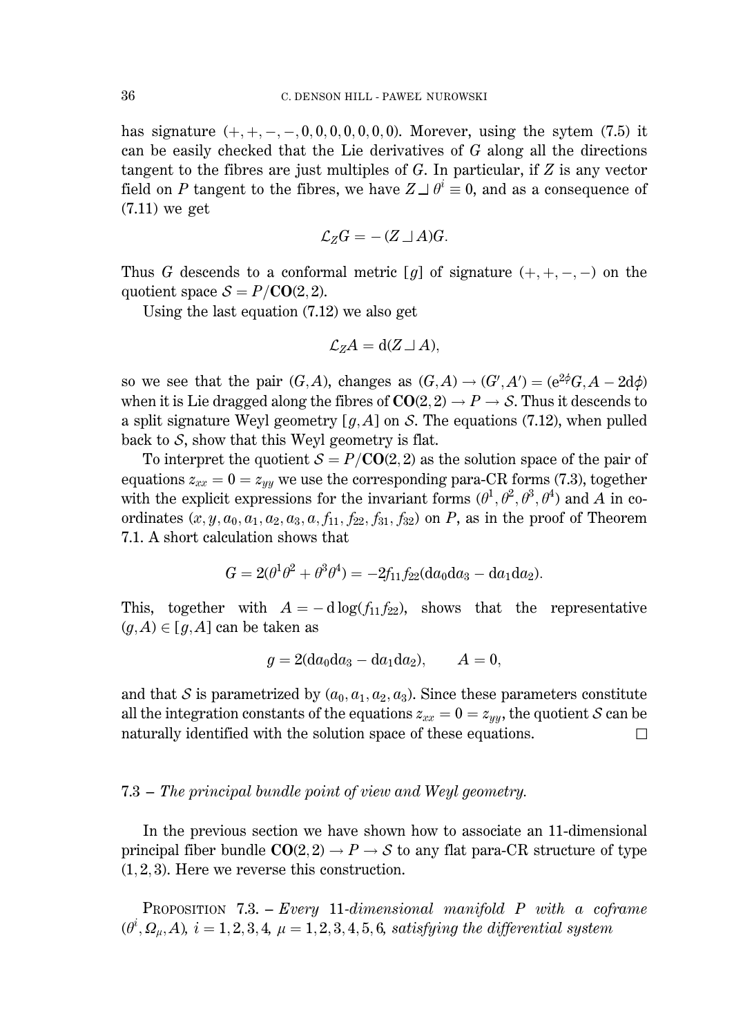has signature $(+,+,-,-,0,0,0,0,0,0,0)$. Morever, using the sytem (7.5) it can be easily checked that the Lie derivatives of $G$ along all the directions tangent to the fibres are just multiples of $G$. In particular, if $Z$ is any vector field on $P$ tangent to the fibres, we have $Z \lrcorner\, \theta^i \equiv 0$, and as a consequence of (7.11) we get

$$\mathcal{L}_Z G = -(Z \lrcorner\, A)G.$$

Thus $G$ descends to a conformal metric $[g]$ of signature $(+,+,-,-)$ on the quotient space $\mathcal{S} = P/\mathbf{CO}(2,2)$.

Using the last equation (7.12) we also get

$$\mathcal{L}_Z A = \mathrm{d}(Z \lrcorner\, A),$$

so we see that the pair $(G,A)$, changes as $(G,A) \to (G',A') = (\mathrm{e}^{2\phi}G, A - 2\mathrm{d}\phi)$ when it is Lie dragged along the fibres of $\mathbf{CO}(2,2) \to P \to \mathcal{S}$. Thus it descends to a split signature Weyl geometry $[g,A]$ on $\mathcal{S}$. The equations (7.12), when pulled back to $\mathcal{S}$, show that this Weyl geometry is flat.

To interpret the quotient $\mathcal{S} = P/\mathbf{CO}(2,2)$ as the solution space of the pair of equations $z_{xx} = 0 = z_{yy}$ we use the corresponding para-CR forms (7.3), together with the explicit expressions for the invariant forms $(\theta^1, \theta^2, \theta^3, \theta^4)$ and $A$ in coordinates $(x, y, a_0, a_1, a_2, a_3, a, f_{11}, f_{22}, f_{31}, f_{32})$ on $P$, as in the proof of Theorem 7.1. A short calculation shows that

$$G = 2(\theta^1\theta^2 + \theta^3\theta^4) = -2f_{11}f_{22}(\mathrm{d}a_0\mathrm{d}a_3 - \mathrm{d}a_1\mathrm{d}a_2).$$

This, together with $A = -\,\mathrm{d}\log(f_{11}f_{22})$, shows that the representative $(g,A) \in [g,A]$ can be taken as

$$g = 2(\mathrm{d}a_0\mathrm{d}a_3 - \mathrm{d}a_1\mathrm{d}a_2), \qquad A = 0,$$

and that $\mathcal{S}$ is parametrized by $(a_0, a_1, a_2, a_3)$. Since these parameters constitute all the integration constants of the equations $z_{xx} = 0 = z_{yy}$, the quotient $\mathcal{S}$ can be naturally identified with the solution space of these equations. $\square$

### 7.3 – *The principal bundle point of view and Weyl geometry.*

In the previous section we have shown how to associate an 11-dimensional principal fiber bundle $\mathbf{CO}(2,2) \to P \to \mathcal{S}$ to any flat para-CR structure of type $(1,2,3)$. Here we reverse this construction.

PROPOSITION 7.3. – *Every 11-dimensional manifold $P$ with a coframe $(\theta^i, \Omega_\mu, A)$, $i = 1,2,3,4$, $\mu = 1,2,3,4,5,6$, satisfying the differential system*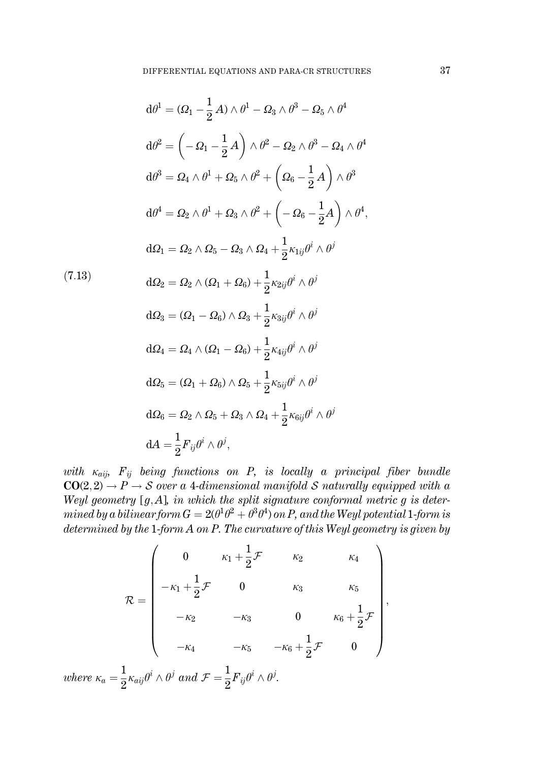$$
\begin{aligned}
{\rm d}\theta^1 &= (\Omega_1 - \tfrac{1}{2}A)\wedge\theta^1 - \Omega_3\wedge\theta^3 - \Omega_5\wedge\theta^4\\
{\rm d}\theta^2 &= \Big(-\Omega_1 - \tfrac{1}{2}A\Big)\wedge\theta^2 - \Omega_2\wedge\theta^3 - \Omega_4\wedge\theta^4\\
{\rm d}\theta^3 &= \Omega_4\wedge\theta^1 + \Omega_5\wedge\theta^2 + \Big(\Omega_6 - \tfrac{1}{2}A\Big)\wedge\theta^3\\
{\rm d}\theta^4 &= \Omega_2\wedge\theta^1 + \Omega_3\wedge\theta^2 + \Big(-\Omega_6 - \tfrac{1}{2}A\Big)\wedge\theta^4,\\
{\rm d}\Omega_1 &= \Omega_2\wedge\Omega_5 - \Omega_3\wedge\Omega_4 + \tfrac{1}{2}\kappa_{1ij}\theta^i\wedge\theta^j\\
{\rm d}\Omega_2 &= \Omega_2\wedge(\Omega_1+\Omega_6) + \tfrac{1}{2}\kappa_{2ij}\theta^i\wedge\theta^j\\
{\rm d}\Omega_3 &= (\Omega_1-\Omega_6)\wedge\Omega_3 + \tfrac{1}{2}\kappa_{3ij}\theta^i\wedge\theta^j\\
{\rm d}\Omega_4 &= \Omega_4\wedge(\Omega_1-\Omega_6) + \tfrac{1}{2}\kappa_{4ij}\theta^i\wedge\theta^j\\
{\rm d}\Omega_5 &= (\Omega_1+\Omega_6)\wedge\Omega_5 + \tfrac{1}{2}\kappa_{5ij}\theta^i\wedge\theta^j\\
{\rm d}\Omega_6 &= \Omega_2\wedge\Omega_5 + \Omega_3\wedge\Omega_4 + \tfrac{1}{2}\kappa_{6ij}\theta^i\wedge\theta^j\\
{\rm d}A &= \tfrac{1}{2}F_{ij}\theta^i\wedge\theta^j,
\end{aligned}
\tag{7.13}
$$

*with $\kappa_{aij}$, $F_{ij}$ being functions on $P$, is locally a principal fiber bundle $\mathbf{CO}(2,2)\to P\to\mathcal{S}$ over a 4-dimensional manifold $\mathcal{S}$ naturally equipped with a Weyl geometry $[g,A]$, in which the split signature conformal metric $g$ is determined by a bilinear form $G=2(\theta^1\theta^2+\theta^3\theta^4)$ on $P$, and the Weyl potential 1-form is determined by the 1-form $A$ on $P$. The curvature of this Weyl geometry is given by*

$$
\mathcal{R}=\begin{pmatrix}
0 & \kappa_1+\tfrac{1}{2}\mathcal{F} & \kappa_2 & \kappa_4\\
-\kappa_1+\tfrac{1}{2}\mathcal{F} & 0 & \kappa_3 & \kappa_5\\
-\kappa_2 & -\kappa_3 & 0 & \kappa_6+\tfrac{1}{2}\mathcal{F}\\
-\kappa_4 & -\kappa_5 & -\kappa_6+\tfrac{1}{2}\mathcal{F} & 0
\end{pmatrix},
$$

*where $\kappa_a=\frac{1}{2}\kappa_{aij}\theta^i\wedge\theta^j$ and $\mathcal{F}=\frac{1}{2}F_{ij}\theta^i\wedge\theta^j$.*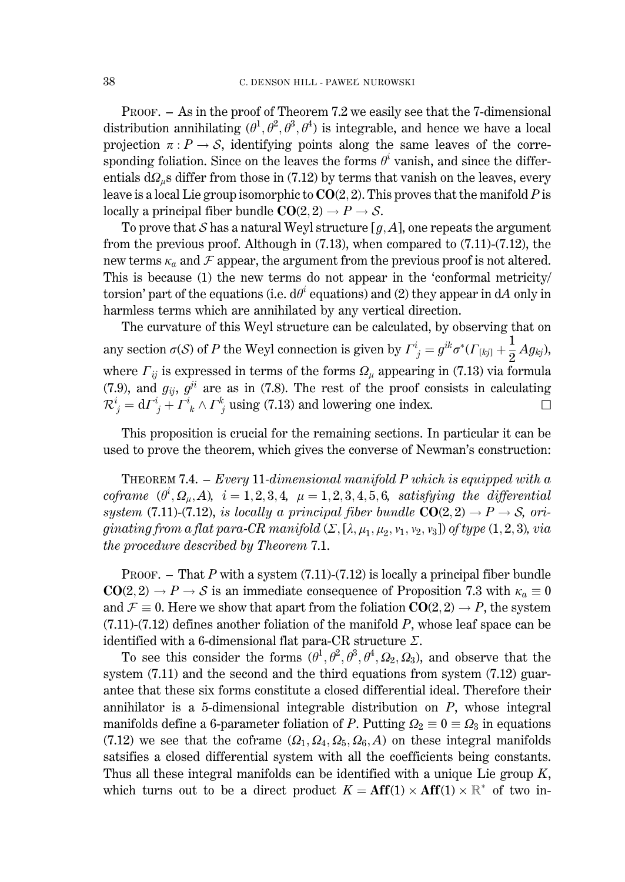PROOF. – As in the proof of Theorem 7.2 we easily see that the 7-dimensional distribution annihilating $(\theta^1, \theta^2, \theta^3, \theta^4)$ is integrable, and hence we have a local projection $\pi : P \to \mathcal{S}$, identifying points along the same leaves of the corresponding foliation. Since on the leaves the forms $\theta^i$ vanish, and since the differentials $\mathrm{d}\Omega_\mu$s differ from those in (7.12) by terms that vanish on the leaves, every leave is a local Lie group isomorphic to $\mathbf{CO}(2,2)$. This proves that the manifold $P$ is locally a principal fiber bundle $\mathbf{CO}(2,2) \to P \to \mathcal{S}$.

To prove that $\mathcal{S}$ has a natural Weyl structure $[g, A]$, one repeats the argument from the previous proof. Although in (7.13), when compared to (7.11)-(7.12), the new terms $\kappa_a$ and $\mathcal{F}$ appear, the argument from the previous proof is not altered. This is because (1) the new terms do not appear in the 'conformal metricity/torsion' part of the equations (i.e. $\mathrm{d}\theta^i$ equations) and (2) they appear in $\mathrm{d}A$ only in harmless terms which are annihilated by any vertical direction.

The curvature of this Weyl structure can be calculated, by observing that on any section $\sigma(\mathcal{S})$ of $P$ the Weyl connection is given by $\Gamma^i{}_j = g^{ik}\sigma^*(\Gamma_{[kj]} + \frac{1}{2}Ag_{kj})$, where $\Gamma_{ij}$ is expressed in terms of the forms $\Omega_\mu$ appearing in (7.13) via formula (7.9), and $g_{ij}$, $g^{ji}$ are as in (7.8). The rest of the proof consists in calculating $\mathcal{R}^i{}_j = \mathrm{d}\Gamma^i{}_j + \Gamma^i{}_k \wedge \Gamma^k{}_j$ using (7.13) and lowering one index. □

This proposition is crucial for the remaining sections. In particular it can be used to prove the theorem, which gives the converse of Newman's construction:

THEOREM 7.4. – *Every 11-dimensional manifold $P$ which is equipped with a coframe $(\theta^i, \Omega_\mu, A)$, $i = 1,2,3,4$, $\mu = 1,2,3,4,5,6$, satisfying the differential system (7.11)-(7.12), is locally a principal fiber bundle $\mathbf{CO}(2,2) \to P \to \mathcal{S}$, originating from a flat para-CR manifold $(\Sigma, [\lambda, \mu_1, \mu_2, \nu_1, \nu_2, \nu_3])$ of type $(1,2,3)$, via the procedure described by Theorem 7.1.*

PROOF. – That $P$ with a system (7.11)-(7.12) is locally a principal fiber bundle $\mathbf{CO}(2,2) \to P \to \mathcal{S}$ is an immediate consequence of Proposition 7.3 with $\kappa_a \equiv 0$ and $\mathcal{F} \equiv 0$. Here we show that apart from the foliation $\mathbf{CO}(2,2) \to P$, the system (7.11)-(7.12) defines another foliation of the manifold $P$, whose leaf space can be identified with a 6-dimensional flat para-CR structure $\Sigma$.

To see this consider the forms $(\theta^1, \theta^2, \theta^3, \theta^4, \Omega_2, \Omega_3)$, and observe that the system (7.11) and the second and the third equations from system (7.12) guarantee that these six forms constitute a closed differential ideal. Therefore their annihilator is a 5-dimensional integrable distribution on $P$, whose integral manifolds define a 6-parameter foliation of $P$. Putting $\Omega_2 \equiv 0 \equiv \Omega_3$ in equations (7.12) we see that the coframe $(\Omega_1, \Omega_4, \Omega_5, \Omega_6, A)$ on these integral manifolds satsifies a closed differential system with all the coefficients being constants. Thus all these integral manifolds can be identified with a unique Lie group $K$, which turns out to be a direct product $K = \mathbf{Aff}(1) \times \mathbf{Aff}(1) \times \mathbb{R}^*$ of two in-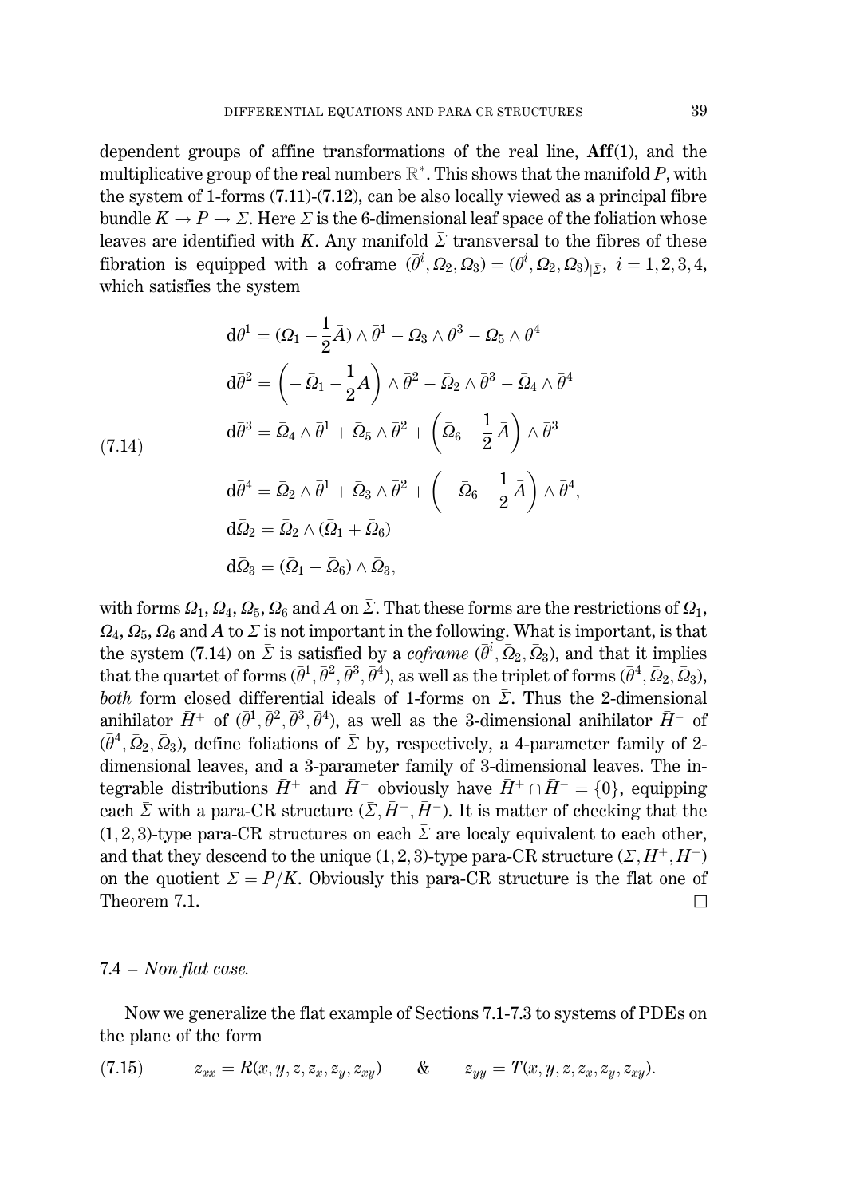dependent groups of affine transformations of the real line, $\mathbf{Aff}(1)$, and the multiplicative group of the real numbers $\mathbb{R}^*$. This shows that the manifold $P$, with the system of 1-forms (7.11)-(7.12), can be also locally viewed as a principal fibre bundle $K \to P \to \Sigma$. Here $\Sigma$ is the 6-dimensional leaf space of the foliation whose leaves are identified with $K$. Any manifold $\bar{\Sigma}$ transversal to the fibres of these fibration is equipped with a coframe $(\bar{\theta}^i, \bar{\Omega}_2, \bar{\Omega}_3) = (\theta^i, \Omega_2, \Omega_3)_{|\bar{\Sigma}}$, $i = 1,2,3,4$, which satisfies the system

$$
\begin{aligned}
\mathrm{d}\bar{\theta}^1 &= (\bar{\Omega}_1 - \frac{1}{2}\bar{A}) \wedge \bar{\theta}^1 - \bar{\Omega}_3 \wedge \bar{\theta}^3 - \bar{\Omega}_5 \wedge \bar{\theta}^4 \\
\mathrm{d}\bar{\theta}^2 &= \left( - \bar{\Omega}_1 - \frac{1}{2}\bar{A} \right) \wedge \bar{\theta}^2 - \bar{\Omega}_2 \wedge \bar{\theta}^3 - \bar{\Omega}_4 \wedge \bar{\theta}^4 \\
\mathrm{d}\bar{\theta}^3 &= \bar{\Omega}_4 \wedge \bar{\theta}^1 + \bar{\Omega}_5 \wedge \bar{\theta}^2 + \left( \bar{\Omega}_6 - \frac{1}{2}\bar{A} \right) \wedge \bar{\theta}^3 \\
\mathrm{d}\bar{\theta}^4 &= \bar{\Omega}_2 \wedge \bar{\theta}^1 + \bar{\Omega}_3 \wedge \bar{\theta}^2 + \left( - \bar{\Omega}_6 - \frac{1}{2}\bar{A} \right) \wedge \bar{\theta}^4, \\
\mathrm{d}\bar{\Omega}_2 &= \bar{\Omega}_2 \wedge (\bar{\Omega}_1 + \bar{\Omega}_6) \\
\mathrm{d}\bar{\Omega}_3 &= (\bar{\Omega}_1 - \bar{\Omega}_6) \wedge \bar{\Omega}_3,
\end{aligned}
\tag{7.14}
$$

with forms $\bar{\Omega}_1, \bar{\Omega}_4, \bar{\Omega}_5, \bar{\Omega}_6$ and $\bar{A}$ on $\bar{\Sigma}$. That these forms are the restrictions of $\Omega_1$, $\Omega_4$, $\Omega_5$, $\Omega_6$ and $A$ to $\bar{\Sigma}$ is not important in the following. What is important, is that the system (7.14) on $\bar{\Sigma}$ is satisfied by a *coframe* $(\bar{\theta}^i, \bar{\Omega}_2, \bar{\Omega}_3)$, and that it implies that the quartet of forms $(\bar{\theta}^1, \bar{\theta}^2, \bar{\theta}^3, \bar{\theta}^4)$, as well as the triplet of forms $(\bar{\theta}^4, \bar{\Omega}_2, \bar{\Omega}_3)$, *both* form closed differential ideals of 1-forms on $\bar{\Sigma}$. Thus the 2-dimensional anihilator $\bar{H}^+$ of $(\bar{\theta}^1, \bar{\theta}^2, \bar{\theta}^3, \bar{\theta}^4)$, as well as the 3-dimensional anihilator $\bar{H}^-$ of $(\bar{\theta}^4, \bar{\Omega}_2, \bar{\Omega}_3)$, define foliations of $\bar{\Sigma}$ by, respectively, a 4-parameter family of 2-dimensional leaves, and a 3-parameter family of 3-dimensional leaves. The integrable distributions $\bar{H}^+$ and $\bar{H}^-$ obviously have $\bar{H}^+ \cap \bar{H}^- = \{0\}$, equipping each $\bar{\Sigma}$ with a para-CR structure $(\bar{\Sigma}, \bar{H}^+, \bar{H}^-)$. It is matter of checking that the $(1,2,3)$-type para-CR structures on each $\bar{\Sigma}$ are localy equivalent to each other, and that they descend to the unique $(1,2,3)$-type para-CR structure $(\Sigma, H^+, H^-)$ on the quotient $\Sigma = P/K$. Obviously this para-CR structure is the flat one of Theorem 7.1. □

### 7.4 – *Non flat case.*

Now we generalize the flat example of Sections 7.1-7.3 to systems of PDEs on the plane of the form

$$
z_{xx} = R(x, y, z, z_x, z_y, z_{xy}) \qquad \& \qquad z_{yy} = T(x, y, z, z_x, z_y, z_{xy}). \tag{7.15}
$$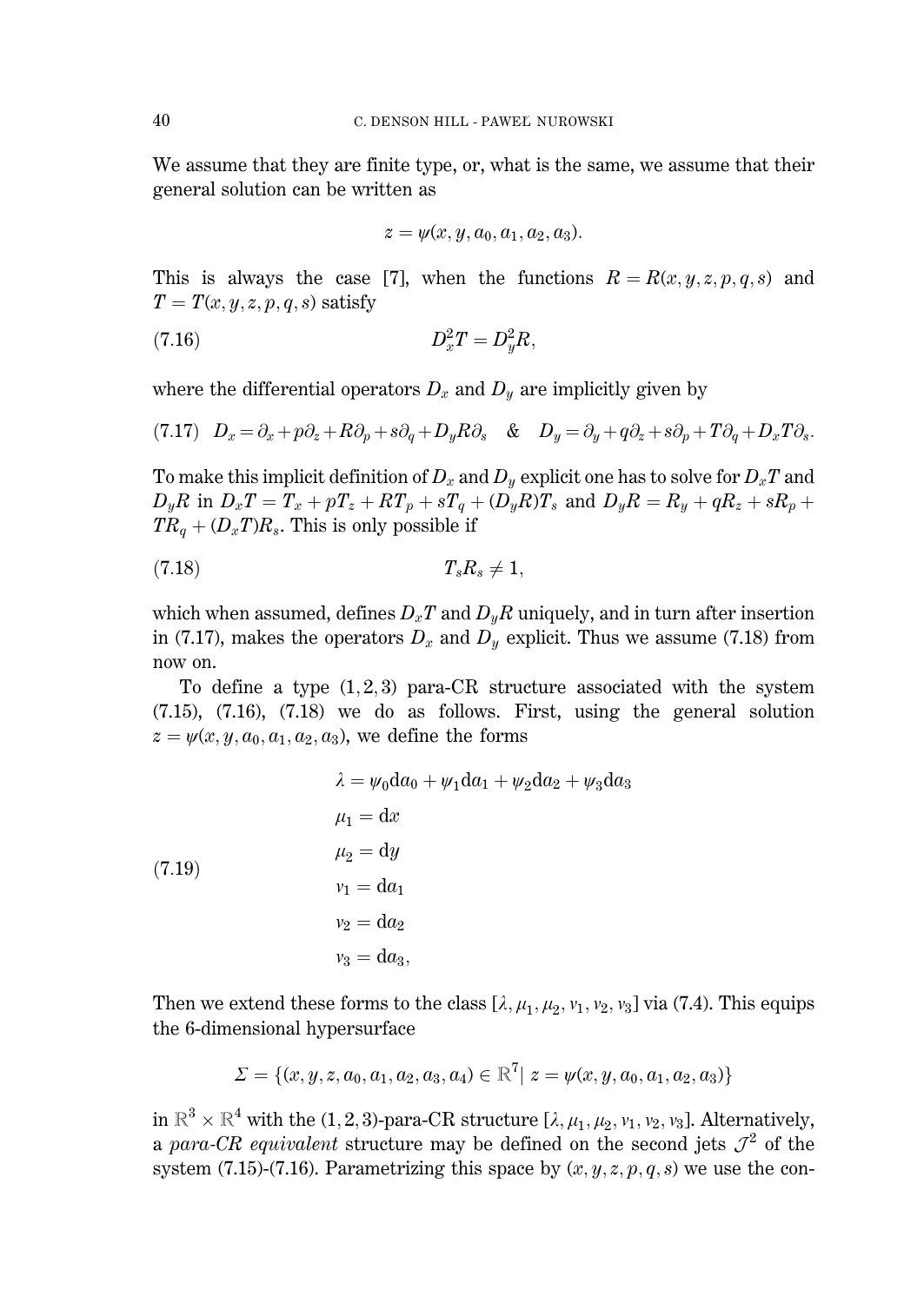We assume that they are finite type, or, what is the same, we assume that their general solution can be written as

$$z = \psi(x, y, a_0, a_1, a_2, a_3).$$

This is always the case [7], when the functions $R = R(x, y, z, p, q, s)$ and $T = T(x, y, z, p, q, s)$ satisfy

$$D_x^2 T = D_y^2 R, \tag{7.16}$$

where the differential operators $D_x$ and $D_y$ are implicitly given by

$$D_x = \partial_x + p\partial_z + R\partial_p + s\partial_q + D_y R\partial_s \quad \& \quad D_y = \partial_y + q\partial_z + s\partial_p + T\partial_q + D_x T\partial_s. \tag{7.17}$$

To make this implicit definition of $D_x$ and $D_y$ explicit one has to solve for $D_x T$ and $D_y R$ in $D_x T = T_x + pT_z + RT_p + sT_q + (D_y R)T_s$ and $D_y R = R_y + qR_z + sR_p + TR_q + (D_x T)R_s$. This is only possible if

$$T_s R_s \neq 1, \tag{7.18}$$

which when assumed, defines $D_x T$ and $D_y R$ uniquely, and in turn after insertion in (7.17), makes the operators $D_x$ and $D_y$ explicit. Thus we assume (7.18) from now on.

To define a type $(1, 2, 3)$ para-CR structure associated with the system (7.15), (7.16), (7.18) we do as follows. First, using the general solution $z = \psi(x, y, a_0, a_1, a_2, a_3)$, we define the forms

$$\begin{aligned}
\lambda &= \psi_0 \mathrm{d}a_0 + \psi_1 \mathrm{d}a_1 + \psi_2 \mathrm{d}a_2 + \psi_3 \mathrm{d}a_3\\
\mu_1 &= \mathrm{d}x\\
\mu_2 &= \mathrm{d}y\\
\nu_1 &= \mathrm{d}a_1\\
\nu_2 &= \mathrm{d}a_2\\
\nu_3 &= \mathrm{d}a_3,
\end{aligned} \tag{7.19}$$

Then we extend these forms to the class $[\lambda, \mu_1, \mu_2, \nu_1, \nu_2, \nu_3]$ via (7.4). This equips the 6-dimensional hypersurface

$$\Sigma = \{(x, y, z, a_0, a_1, a_2, a_3, a_4) \in \mathbb{R}^7 |\ z = \psi(x, y, a_0, a_1, a_2, a_3)\}$$

in $\mathbb{R}^3 \times \mathbb{R}^4$ with the $(1, 2, 3)$-para-CR structure $[\lambda, \mu_1, \mu_2, \nu_1, \nu_2, \nu_3]$. Alternatively, a *para-CR equivalent* structure may be defined on the second jets $\mathcal{J}^2$ of the system (7.15)-(7.16). Parametrizing this space by $(x, y, z, p, q, s)$ we use the con-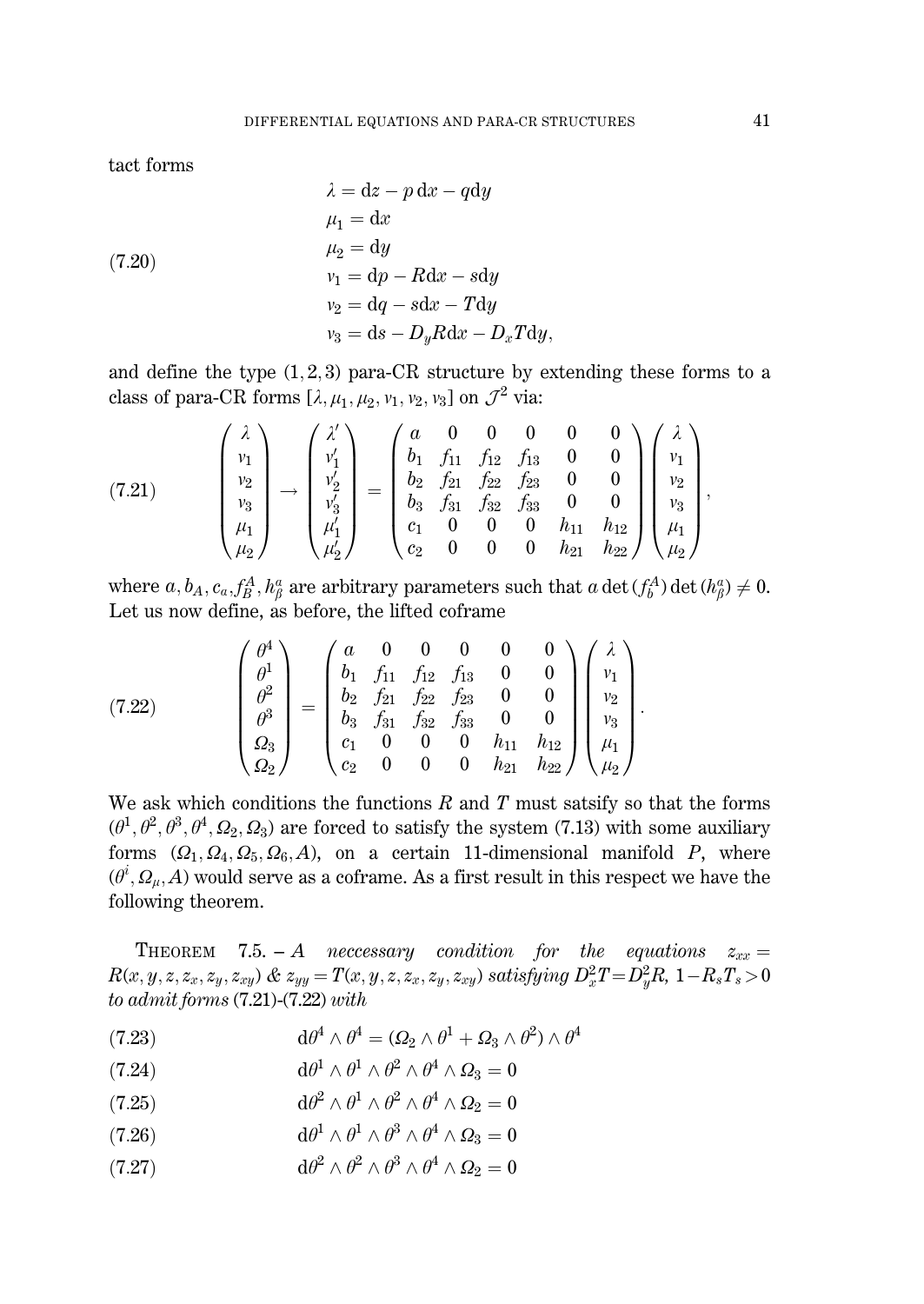tact forms

$$
\begin{aligned}
\lambda &= \mathrm{d}z - p\,\mathrm{d}x - q\mathrm{d}y\\
\mu_1 &= \mathrm{d}x\\
\mu_2 &= \mathrm{d}y\\
\nu_1 &= \mathrm{d}p - R\mathrm{d}x - s\mathrm{d}y\\
\nu_2 &= \mathrm{d}q - s\mathrm{d}x - T\mathrm{d}y\\
\nu_3 &= \mathrm{d}s - D_yR\mathrm{d}x - D_xT\mathrm{d}y,
\end{aligned}
\tag{7.20}
$$

and define the type $(1,2,3)$ para-CR structure by extending these forms to a class of para-CR forms $[\lambda,\mu_1,\mu_2,\nu_1,\nu_2,\nu_3]$ on $\mathcal{J}^2$ via:

$$
\begin{pmatrix}\lambda\\ \nu_1\\ \nu_2\\ \nu_3\\ \mu_1\\ \mu_2\end{pmatrix} \to \begin{pmatrix}\lambda'\\ \nu_1'\\ \nu_2'\\ \nu_3'\\ \mu_1'\\ \mu_2'\end{pmatrix} = \begin{pmatrix} a & 0 & 0 & 0 & 0 & 0\\ b_1 & f_{11} & f_{12} & f_{13} & 0 & 0\\ b_2 & f_{21} & f_{22} & f_{23} & 0 & 0\\ b_3 & f_{31} & f_{32} & f_{33} & 0 & 0\\ c_1 & 0 & 0 & 0 & h_{11} & h_{12}\\ c_2 & 0 & 0 & 0 & h_{21} & h_{22}\end{pmatrix}\begin{pmatrix}\lambda\\ \nu_1\\ \nu_2\\ \nu_3\\ \mu_1\\ \mu_2\end{pmatrix},
\tag{7.21}
$$

where $a, b_A, c_a, f^A_B, h^a_\beta$ are arbitrary parameters such that $a\det(f^A_b)\det(h^a_\beta)\neq 0$. Let us now define, as before, the lifted coframe

$$
\begin{pmatrix}\theta^4\\ \theta^1\\ \theta^2\\ \theta^3\\ \Omega_3\\ \Omega_2\end{pmatrix} = \begin{pmatrix} a & 0 & 0 & 0 & 0 & 0\\ b_1 & f_{11} & f_{12} & f_{13} & 0 & 0\\ b_2 & f_{21} & f_{22} & f_{23} & 0 & 0\\ b_3 & f_{31} & f_{32} & f_{33} & 0 & 0\\ c_1 & 0 & 0 & 0 & h_{11} & h_{12}\\ c_2 & 0 & 0 & 0 & h_{21} & h_{22}\end{pmatrix}\begin{pmatrix}\lambda\\ \nu_1\\ \nu_2\\ \nu_3\\ \mu_1\\ \mu_2\end{pmatrix}.
\tag{7.22}
$$

We ask which conditions the functions $R$ and $T$ must satsify so that the forms $(\theta^1,\theta^2,\theta^3,\theta^4,\Omega_2,\Omega_3)$ are forced to satisfy the system (7.13) with some auxiliary forms $(\Omega_1,\Omega_4,\Omega_5,\Omega_6,A)$, on a certain 11-dimensional manifold $P$, where $(\theta^i,\Omega_\mu,A)$ would serve as a coframe. As a first result in this respect we have the following theorem.

THEOREM 7.5. – *A neccessary condition for the equations* $z_{xx} = R(x,y,z,z_x,z_y,z_{xy})$ & $z_{yy} = T(x,y,z,z_x,z_y,z_{xy})$ *satisfying* $D_x^2T = D_y^2R$, $1-R_sT_s>0$ *to admit forms* (7.21)-(7.22) *with*

$$
\mathrm{d}\theta^4\wedge\theta^4 = (\Omega_2\wedge\theta^1 + \Omega_3\wedge\theta^2)\wedge\theta^4 \tag{7.23}
$$

$$
\mathrm{d}\theta^1\wedge\theta^1\wedge\theta^2\wedge\theta^4\wedge\Omega_3 = 0 \tag{7.24}
$$

$$
\mathrm{d}\theta^2\wedge\theta^1\wedge\theta^2\wedge\theta^4\wedge\Omega_2 = 0 \tag{7.25}
$$

$$
\mathrm{d}\theta^1\wedge\theta^1\wedge\theta^3\wedge\theta^4\wedge\Omega_3 = 0 \tag{7.26}
$$

$$
\mathrm{d}\theta^2\wedge\theta^2\wedge\theta^3\wedge\theta^4\wedge\Omega_2 = 0 \tag{7.27}
$$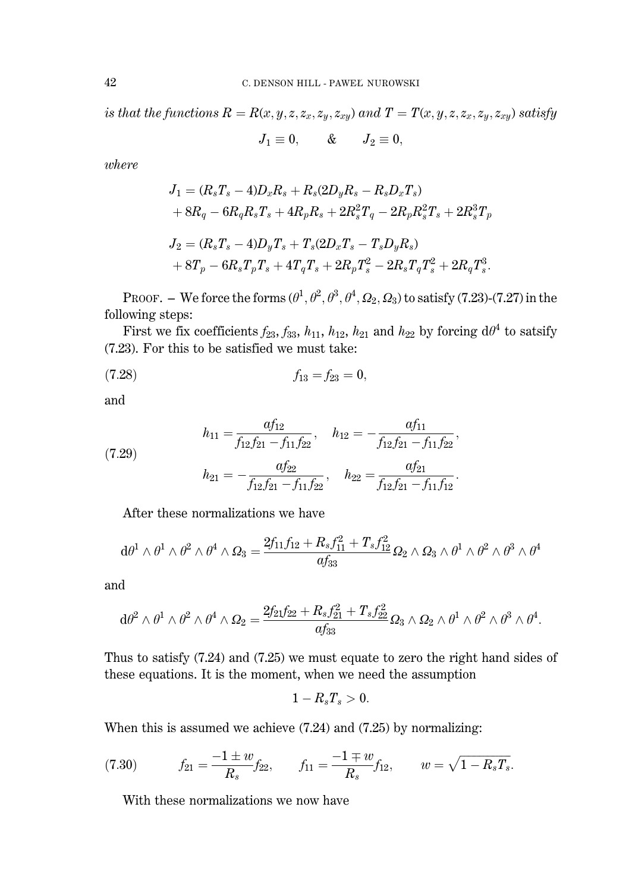*is that the functions $R = R(x, y, z, z_x, z_y, z_{xy})$ and $T = T(x, y, z, z_x, z_y, z_{xy})$ satisfy*

$$J_1 \equiv 0, \qquad \& \qquad J_2 \equiv 0,$$

*where*

$$\begin{aligned} J_1 &= (R_s T_s - 4) D_x R_s + R_s (2 D_y R_s - R_s D_x T_s) \\ &+ 8 R_q - 6 R_q R_s T_s + 4 R_p R_s + 2 R_s^2 T_q - 2 R_p R_s^2 T_s + 2 R_s^3 T_p \end{aligned}$$

$$\begin{aligned} J_2 &= (R_s T_s - 4) D_y T_s + T_s (2 D_x T_s - T_s D_y R_s) \\ &+ 8 T_p - 6 R_s T_p T_s + 4 T_q T_s + 2 R_p T_s^2 - 2 R_s T_q T_s^2 + 2 R_q T_s^3. \end{aligned}$$

PROOF. – We force the forms $(\theta^1, \theta^2, \theta^3, \theta^4, \Omega_2, \Omega_3)$ to satisfy (7.23)-(7.27) in the following steps:

First we fix coefficients $f_{23}$, $f_{33}$, $h_{11}$, $h_{12}$, $h_{21}$ and $h_{22}$ by forcing $\mathrm{d}\theta^4$ to satsify (7.23). For this to be satisfied we must take:

$$f_{13} = f_{23} = 0, \tag{7.28}$$

and

$$\begin{aligned} h_{11} &= \frac{a f_{12}}{f_{12} f_{21} - f_{11} f_{22}}, \quad h_{12} = -\frac{a f_{11}}{f_{12} f_{21} - f_{11} f_{22}}, \\ h_{21} &= -\frac{a f_{22}}{f_{12} f_{21} - f_{11} f_{22}}, \quad h_{22} = \frac{a f_{21}}{f_{12} f_{21} - f_{11} f_{12}}. \end{aligned} \tag{7.29}$$

After these normalizations we have

$$\mathrm{d}\theta^1 \wedge \theta^1 \wedge \theta^2 \wedge \theta^4 \wedge \Omega_3 = \frac{2 f_{11} f_{12} + R_s f_{11}^2 + T_s f_{12}^2}{a f_{33}} \Omega_2 \wedge \Omega_3 \wedge \theta^1 \wedge \theta^2 \wedge \theta^3 \wedge \theta^4$$

and

$$\mathrm{d}\theta^2 \wedge \theta^1 \wedge \theta^2 \wedge \theta^4 \wedge \Omega_2 = \frac{2 f_{21} f_{22} + R_s f_{21}^2 + T_s f_{22}^2}{a f_{33}} \Omega_3 \wedge \Omega_2 \wedge \theta^1 \wedge \theta^2 \wedge \theta^3 \wedge \theta^4.$$

Thus to satisfy (7.24) and (7.25) we must equate to zero the right hand sides of these equations. It is the moment, when we need the assumption

$$1 - R_s T_s > 0.$$

When this is assumed we achieve (7.24) and (7.25) by normalizing:

$$f_{21} = \frac{-1 \pm w}{R_s} f_{22}, \qquad f_{11} = \frac{-1 \mp w}{R_s} f_{12}, \qquad w = \sqrt{1 - R_s T_s}. \tag{7.30}$$

With these normalizations we now have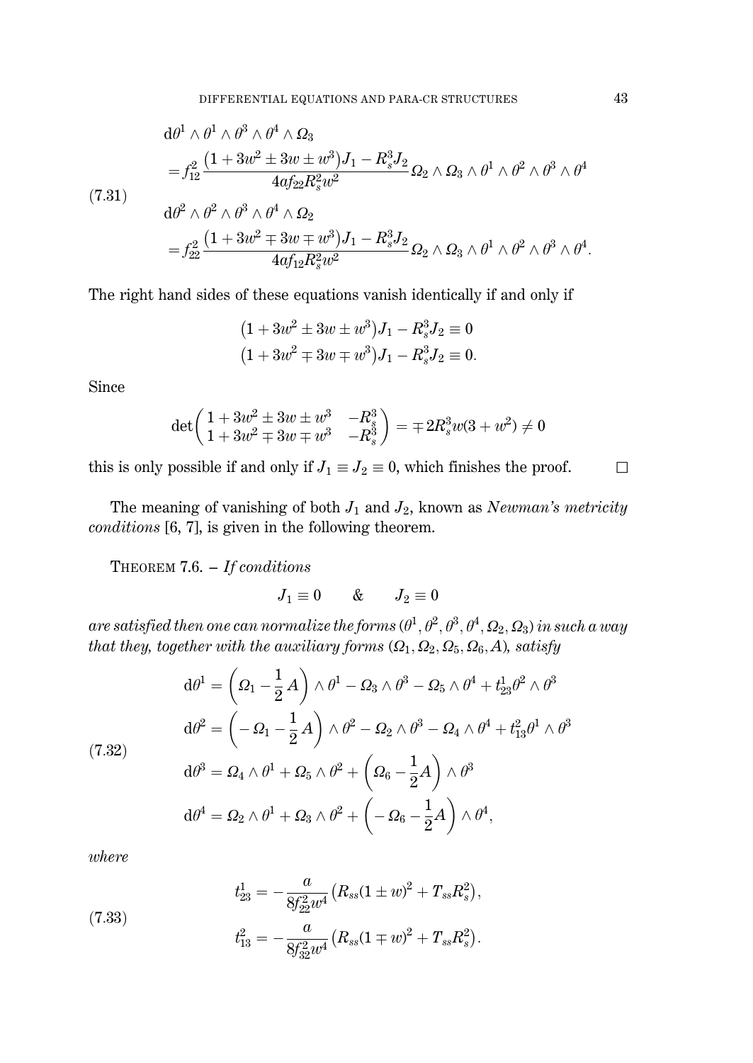$$
\begin{aligned}
&\mathrm{d}\theta^1\wedge\theta^1\wedge\theta^3\wedge\theta^4\wedge\Omega_3\\
&\quad=f_{12}^2\frac{(1+3w^2\pm 3w\pm w^3)J_1-R_s^3J_2}{4af_{22}R_s^2w^2}\Omega_2\wedge\Omega_3\wedge\theta^1\wedge\theta^2\wedge\theta^3\wedge\theta^4\\
&\mathrm{d}\theta^2\wedge\theta^2\wedge\theta^3\wedge\theta^4\wedge\Omega_2\\
&\quad=f_{22}^2\frac{(1+3w^2\mp 3w\mp w^3)J_1-R_s^3J_2}{4af_{12}R_s^2w^2}\Omega_2\wedge\Omega_3\wedge\theta^1\wedge\theta^2\wedge\theta^3\wedge\theta^4.
\end{aligned}
\tag{7.31}
$$

The right hand sides of these equations vanish identically if and only if

$$
\begin{aligned}
&(1+3w^2\pm 3w\pm w^3)J_1-R_s^3J_2\equiv 0\\
&(1+3w^2\mp 3w\mp w^3)J_1-R_s^3J_2\equiv 0.
\end{aligned}
$$

Since

$$
\det\begin{pmatrix}1+3w^2\pm 3w\pm w^3 & -R_s^3\\ 1+3w^2\mp 3w\mp w^3 & -R_s^3\end{pmatrix}=\mp 2R_s^3w(3+w^2)\neq 0
$$

this is only possible if and only if $J_1\equiv J_2\equiv 0$, which finishes the proof. $\square$

The meaning of vanishing of both $J_1$ and $J_2$, known as *Newman's metricity conditions* [6, 7], is given in the following theorem.

THEOREM 7.6. – *If conditions*

$$
J_1\equiv 0\qquad\&\qquad J_2\equiv 0
$$

*are satisfied then one can normalize the forms* $(\theta^1,\theta^2,\theta^3,\theta^4,\Omega_2,\Omega_3)$ *in such a way that they, together with the auxiliary forms* $(\Omega_1,\Omega_2,\Omega_5,\Omega_6,A)$*, satisfy*

$$
\begin{aligned}
&\mathrm{d}\theta^1=\left(\Omega_1-\frac{1}{2}A\right)\wedge\theta^1-\Omega_3\wedge\theta^3-\Omega_5\wedge\theta^4+t^1_{23}\theta^2\wedge\theta^3\\
&\mathrm{d}\theta^2=\left(-\Omega_1-\frac{1}{2}A\right)\wedge\theta^2-\Omega_2\wedge\theta^3-\Omega_4\wedge\theta^4+t^2_{13}\theta^1\wedge\theta^3\\
&\mathrm{d}\theta^3=\Omega_4\wedge\theta^1+\Omega_5\wedge\theta^2+\left(\Omega_6-\frac{1}{2}A\right)\wedge\theta^3\\
&\mathrm{d}\theta^4=\Omega_2\wedge\theta^1+\Omega_3\wedge\theta^2+\left(-\Omega_6-\frac{1}{2}A\right)\wedge\theta^4,
\end{aligned}
\tag{7.32}
$$

*where*

$$
\begin{aligned}
&t^1_{23}=-\frac{a}{8f_{22}^2w^4}\left(R_{ss}(1\pm w)^2+T_{ss}R_s^2\right),\\
&t^2_{13}=-\frac{a}{8f_{32}^2w^4}\left(R_{ss}(1\mp w)^2+T_{ss}R_s^2\right).
\end{aligned}
\tag{7.33}
$$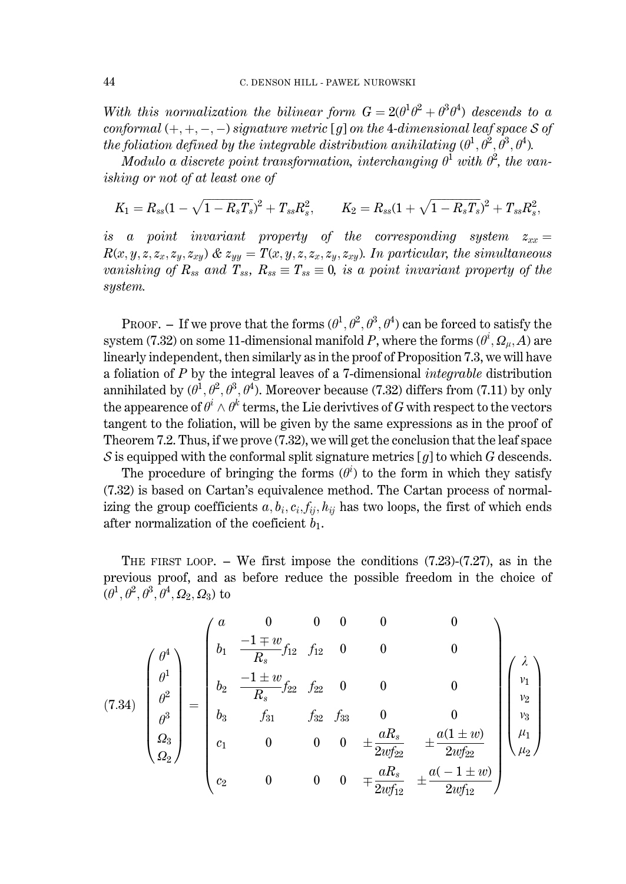*With this normalization the bilinear form $G = 2(\theta^1\theta^2 + \theta^3\theta^4)$ descends to a conformal $(+,+,-,-)$ signature metric $[g]$ on the 4-dimensional leaf space $\mathcal{S}$ of the foliation defined by the integrable distribution anihilating $(\theta^1,\theta^2,\theta^3,\theta^4)$.*

*Modulo a discrete point transformation, interchanging $\theta^1$ with $\theta^2$, the vanishing or not of at least one of*

$$K_1 = R_{ss}(1-\sqrt{1-R_sT_s})^2 + T_{ss}R_s^2, \qquad K_2 = R_{ss}(1+\sqrt{1-R_sT_s})^2 + T_{ss}R_s^2,$$

*is a point invariant property of the corresponding system $z_{xx} = R(x,y,z,z_x,z_y,z_{xy})$ & $z_{yy} = T(x,y,z,z_x,z_y,z_{xy})$. In particular, the simultaneous vanishing of $R_{ss}$ and $T_{ss}$, $R_{ss}\equiv T_{ss}\equiv 0$, is a point invariant property of the system.*

PROOF. – If we prove that the forms $(\theta^1,\theta^2,\theta^3,\theta^4)$ can be forced to satisfy the system (7.32) on some 11-dimensional manifold $P$, where the forms $(\theta^i,\Omega_\mu,A)$ are linearly independent, then similarly as in the proof of Proposition 7.3, we will have a foliation of $P$ by the integral leaves of a 7-dimensional *integrable* distribution annihilated by $(\theta^1,\theta^2,\theta^3,\theta^4)$. Moreover because (7.32) differs from (7.11) by only the appearence of $\theta^i\wedge\theta^k$ terms, the Lie derivtives of $G$ with respect to the vectors tangent to the foliation, will be given by the same expressions as in the proof of Theorem 7.2. Thus, if we prove (7.32), we will get the conclusion that the leaf space $\mathcal{S}$ is equipped with the conformal split signature metrics $[g]$ to which $G$ descends.

The procedure of bringing the forms $(\theta^i)$ to the form in which they satisfy (7.32) is based on Cartan's equivalence method. The Cartan process of normalizing the group coefficients $a, b_i, c_i, f_{ij}, h_{ij}$ has two loops, the first of which ends after normalization of the coeficient $b_1$.

THE FIRST LOOP. – We first impose the conditions (7.23)-(7.27), as in the previous proof, and as before reduce the possible freedom in the choice of $(\theta^1,\theta^2,\theta^3,\theta^4,\Omega_2,\Omega_3)$ to

$$\begin{pmatrix}\theta^4\\ \theta^1\\ \theta^2\\ \theta^3\\ \Omega_3\\ \Omega_2\end{pmatrix} = \begin{pmatrix} a & 0 & 0 & 0 & 0 & 0\\ b_1 & \dfrac{-1\mp w}{R_s}f_{12} & f_{12} & 0 & 0 & 0\\ b_2 & \dfrac{-1\pm w}{R_s}f_{22} & f_{22} & 0 & 0 & 0\\ b_3 & f_{31} & f_{32} & f_{33} & 0 & 0\\ c_1 & 0 & 0 & 0 & \pm\dfrac{aR_s}{2wf_{22}} & \pm\dfrac{a(1\pm w)}{2wf_{22}}\\ c_2 & 0 & 0 & 0 & \mp\dfrac{aR_s}{2wf_{12}} & \pm\dfrac{a(-1\pm w)}{2wf_{12}}\end{pmatrix}\begin{pmatrix}\lambda\\ \nu_1\\ \nu_2\\ \nu_3\\ \mu_1\\ \mu_2\end{pmatrix} \tag{7.34}$$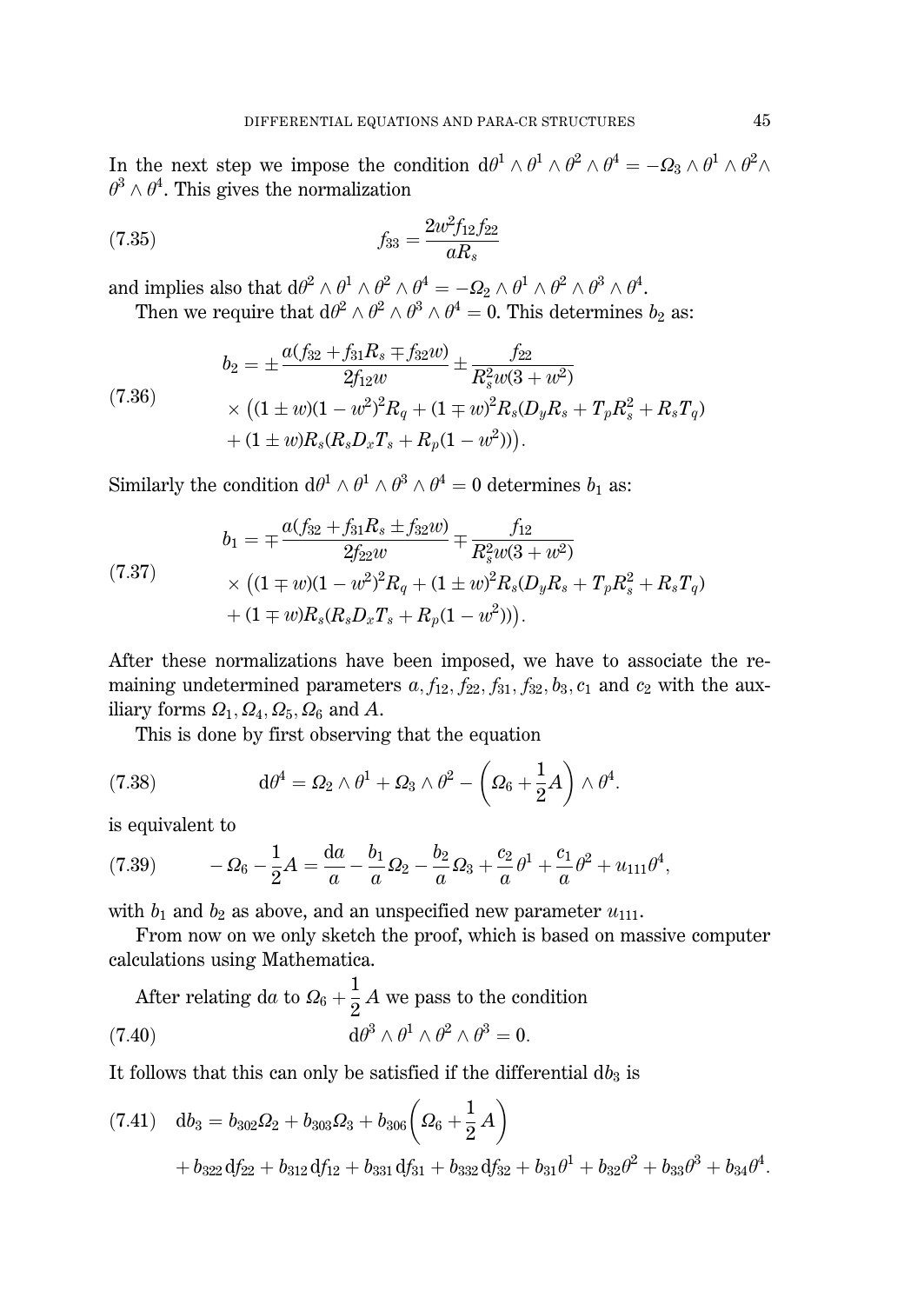In the next step we impose the condition $\mathrm{d}\theta^1 \wedge \theta^1 \wedge \theta^2 \wedge \theta^4 = -\Omega_3 \wedge \theta^1 \wedge \theta^2 \wedge \theta^3 \wedge \theta^4$. This gives the normalization

$$f_{33} = \frac{2w^2 f_{12} f_{22}}{a R_s} \tag{7.35}$$

and implies also that $\mathrm{d}\theta^2 \wedge \theta^1 \wedge \theta^2 \wedge \theta^4 = -\Omega_2 \wedge \theta^1 \wedge \theta^2 \wedge \theta^3 \wedge \theta^4$.

Then we require that $\mathrm{d}\theta^2 \wedge \theta^2 \wedge \theta^3 \wedge \theta^4 = 0$. This determines $b_2$ as:

$$\begin{aligned} b_2 = &\pm \frac{a(f_{32} + f_{31} R_s \mp f_{32} w)}{2 f_{12} w} \pm \frac{f_{22}}{R_s^2 w(3+w^2)} \\ &\times \big((1 \pm w)(1-w^2)^2 R_q + (1 \mp w)^2 R_s (D_y R_s + T_p R_s^2 + R_s T_q) \\ &+ (1 \pm w) R_s (R_s D_x T_s + R_p (1-w^2))\big). \end{aligned} \tag{7.36}$$

Similarly the condition $\mathrm{d}\theta^1 \wedge \theta^1 \wedge \theta^3 \wedge \theta^4 = 0$ determines $b_1$ as:

$$\begin{aligned} b_1 = &\mp \frac{a(f_{32} + f_{31} R_s \pm f_{32} w)}{2 f_{22} w} \mp \frac{f_{12}}{R_s^2 w(3+w^2)} \\ &\times \big((1 \mp w)(1-w^2)^2 R_q + (1 \pm w)^2 R_s (D_y R_s + T_p R_s^2 + R_s T_q) \\ &+ (1 \mp w) R_s (R_s D_x T_s + R_p (1-w^2))\big). \end{aligned} \tag{7.37}$$

After these normalizations have been imposed, we have to associate the remaining undetermined parameters $a, f_{12}, f_{22}, f_{31}, f_{32}, b_3, c_1$ and $c_2$ with the auxiliary forms $\Omega_1, \Omega_4, \Omega_5, \Omega_6$ and $A$.

This is done by first observing that the equation

$$\mathrm{d}\theta^4 = \Omega_2 \wedge \theta^1 + \Omega_3 \wedge \theta^2 - \left(\Omega_6 + \frac{1}{2} A\right) \wedge \theta^4. \tag{7.38}$$

is equivalent to

$$-\Omega_6 - \frac{1}{2} A = \frac{\mathrm{d}a}{a} - \frac{b_1}{a} \Omega_2 - \frac{b_2}{a} \Omega_3 + \frac{c_2}{a} \theta^1 + \frac{c_1}{a} \theta^2 + u_{111} \theta^4, \tag{7.39}$$

with $b_1$ and $b_2$ as above, and an unspecified new parameter $u_{111}$.

From now on we only sketch the proof, which is based on massive computer calculations using Mathematica.

After relating $\mathrm{d}a$ to $\Omega_6 + \frac{1}{2} A$ we pass to the condition

$$\mathrm{d}\theta^3 \wedge \theta^1 \wedge \theta^2 \wedge \theta^3 = 0. \tag{7.40}$$

It follows that this can only be satisfied if the differential $\mathrm{d}b_3$ is

$$\begin{aligned} \mathrm{d}b_3 = &\, b_{302} \Omega_2 + b_{303} \Omega_3 + b_{306} \left( \Omega_6 + \frac{1}{2} A \right) \\ &+ b_{322} \mathrm{d}f_{22} + b_{312} \mathrm{d}f_{12} + b_{331} \mathrm{d}f_{31} + b_{332} \mathrm{d}f_{32} + b_{31} \theta^1 + b_{32} \theta^2 + b_{33} \theta^3 + b_{34} \theta^4. \end{aligned} \tag{7.41}$$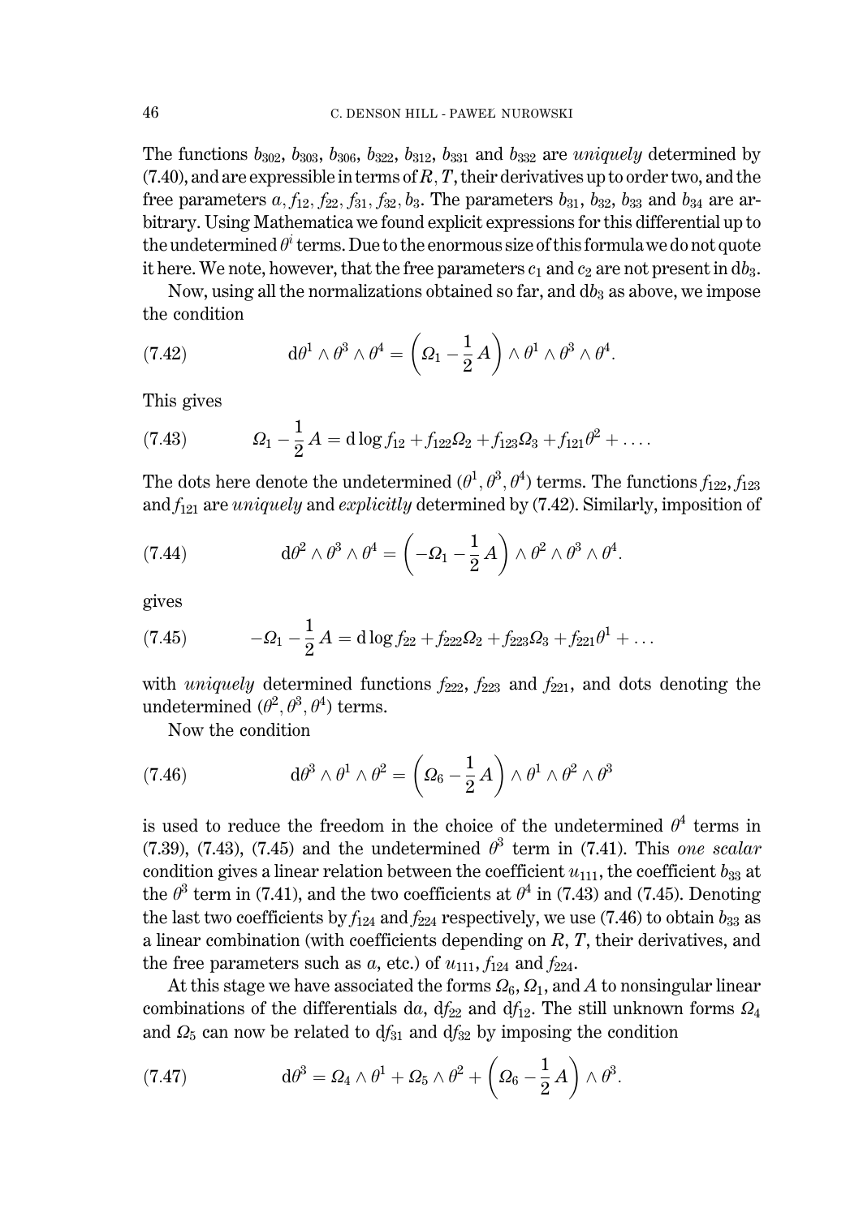The functions $b_{302}$, $b_{303}$, $b_{306}$, $b_{322}$, $b_{312}$, $b_{331}$ and $b_{332}$ are *uniquely* determined by (7.40), and are expressible in terms of $R, T$, their derivatives up to order two, and the free parameters $a, f_{12}, f_{22}, f_{31}, f_{32}, b_3$. The parameters $b_{31}$, $b_{32}$, $b_{33}$ and $b_{34}$ are arbitrary. Using Mathematica we found explicit expressions for this differential up to the undetermined $\theta^i$ terms. Due to the enormous size of this formula we do not quote it here. We note, however, that the free parameters $c_1$ and $c_2$ are not present in $\mathrm{d}b_3$.

Now, using all the normalizations obtained so far, and $\mathrm{d}b_3$ as above, we impose the condition

$$\mathrm{d}\theta^1 \wedge \theta^3 \wedge \theta^4 = \left(\Omega_1 - \frac{1}{2}A\right) \wedge \theta^1 \wedge \theta^3 \wedge \theta^4. \tag{7.42}$$

This gives

$$\Omega_1 - \frac{1}{2}A = \mathrm{d}\log f_{12} + f_{122}\Omega_2 + f_{123}\Omega_3 + f_{121}\theta^2 + \dots. \tag{7.43}$$

The dots here denote the undetermined $(\theta^1, \theta^3, \theta^4)$ terms. The functions $f_{122}, f_{123}$ and $f_{121}$ are *uniquely* and *explicitly* determined by (7.42). Similarly, imposition of

$$\mathrm{d}\theta^2 \wedge \theta^3 \wedge \theta^4 = \left(-\Omega_1 - \frac{1}{2}A\right) \wedge \theta^2 \wedge \theta^3 \wedge \theta^4. \tag{7.44}$$

gives

$$-\Omega_1 - \frac{1}{2}A = \mathrm{d}\log f_{22} + f_{222}\Omega_2 + f_{223}\Omega_3 + f_{221}\theta^1 + \dots \tag{7.45}$$

with *uniquely* determined functions $f_{222}$, $f_{223}$ and $f_{221}$, and dots denoting the undetermined $(\theta^2, \theta^3, \theta^4)$ terms.

Now the condition

$$\mathrm{d}\theta^3 \wedge \theta^1 \wedge \theta^2 = \left(\Omega_6 - \frac{1}{2}A\right) \wedge \theta^1 \wedge \theta^2 \wedge \theta^3 \tag{7.46}$$

is used to reduce the freedom in the choice of the undetermined $\theta^4$ terms in (7.39), (7.43), (7.45) and the undetermined $\theta^3$ term in (7.41). This *one scalar* condition gives a linear relation between the coefficient $u_{111}$, the coefficient $b_{33}$ at the $\theta^3$ term in (7.41), and the two coefficients at $\theta^4$ in (7.43) and (7.45). Denoting the last two coefficients by $f_{124}$ and $f_{224}$ respectively, we use (7.46) to obtain $b_{33}$ as a linear combination (with coefficients depending on $R$, $T$, their derivatives, and the free parameters such as $a$, etc.) of $u_{111}$, $f_{124}$ and $f_{224}$.

At this stage we have associated the forms $\Omega_6$, $\Omega_1$, and $A$ to nonsingular linear combinations of the differentials $\mathrm{d}a$, $\mathrm{d}f_{22}$ and $\mathrm{d}f_{12}$. The still unknown forms $\Omega_4$ and $\Omega_5$ can now be related to $\mathrm{d}f_{31}$ and $\mathrm{d}f_{32}$ by imposing the condition

$$\mathrm{d}\theta^3 = \Omega_4 \wedge \theta^1 + \Omega_5 \wedge \theta^2 + \left(\Omega_6 - \frac{1}{2}A\right) \wedge \theta^3. \tag{7.47}$$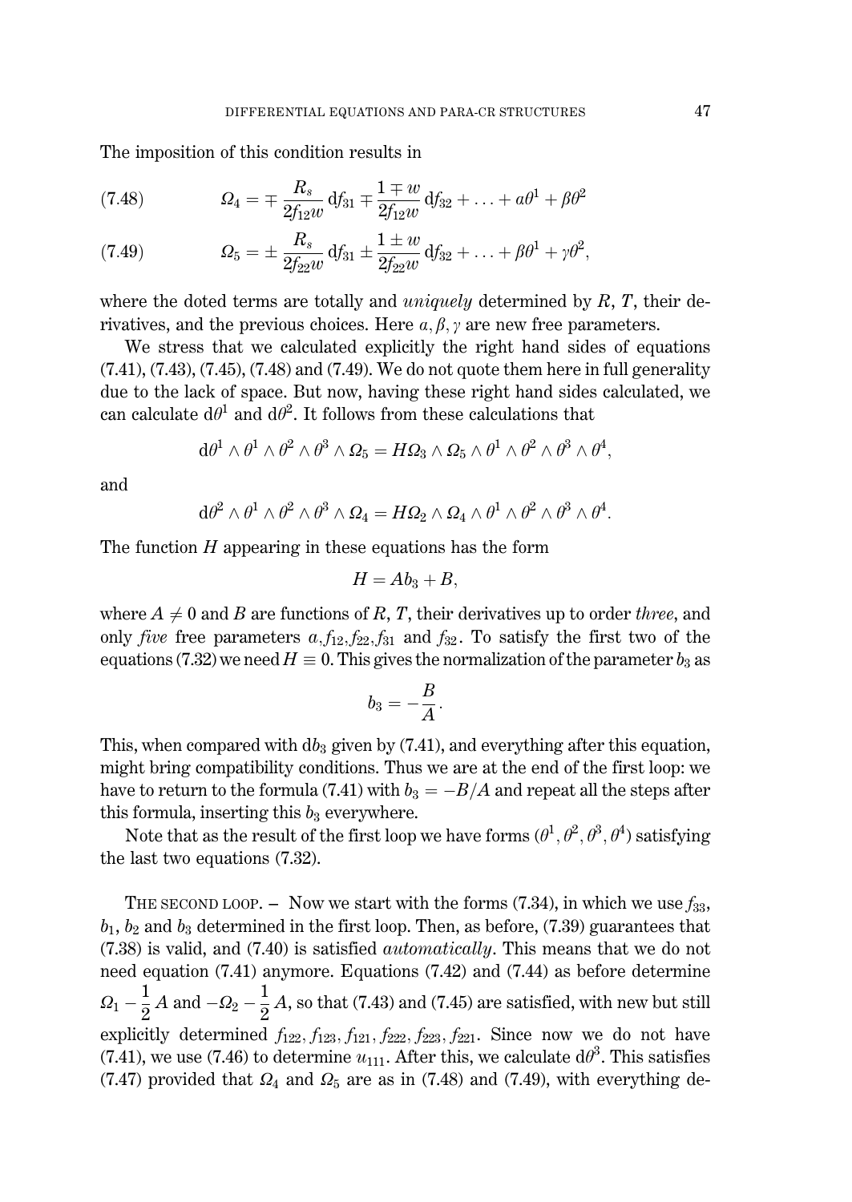The imposition of this condition results in

$$\Omega_4 = \mp \frac{R_s}{2f_{12}w}\,\mathrm{d}f_{31} \mp \frac{1 \mp w}{2f_{12}w}\,\mathrm{d}f_{32} + \ldots + \alpha\theta^1 + \beta\theta^2 \tag{7.48}$$

$$\Omega_5 = \pm \frac{R_s}{2f_{22}w}\,\mathrm{d}f_{31} \pm \frac{1 \pm w}{2f_{22}w}\,\mathrm{d}f_{32} + \ldots + \beta\theta^1 + \gamma\theta^2, \tag{7.49}$$

where the doted terms are totally and *uniquely* determined by $R$, $T$, their derivatives, and the previous choices. Here $\alpha, \beta, \gamma$ are new free parameters.

We stress that we calculated explicitly the right hand sides of equations (7.41), (7.43), (7.45), (7.48) and (7.49). We do not quote them here in full generality due to the lack of space. But now, having these right hand sides calculated, we can calculate $\mathrm{d}\theta^1$ and $\mathrm{d}\theta^2$. It follows from these calculations that

$$\mathrm{d}\theta^1 \wedge \theta^1 \wedge \theta^2 \wedge \theta^3 \wedge \Omega_5 = H\Omega_3 \wedge \Omega_5 \wedge \theta^1 \wedge \theta^2 \wedge \theta^3 \wedge \theta^4,$$

and

$$\mathrm{d}\theta^2 \wedge \theta^1 \wedge \theta^2 \wedge \theta^3 \wedge \Omega_4 = H\Omega_2 \wedge \Omega_4 \wedge \theta^1 \wedge \theta^2 \wedge \theta^3 \wedge \theta^4.$$

The function $H$ appearing in these equations has the form

$$H = Ab_3 + B,$$

where $A \neq 0$ and $B$ are functions of $R$, $T$, their derivatives up to order *three*, and only *five* free parameters $\alpha, f_{12}, f_{22}, f_{31}$ and $f_{32}$. To satisfy the first two of the equations (7.32) we need $H \equiv 0$. This gives the normalization of the parameter $b_3$ as

$$b_3 = -\frac{B}{A}.$$

This, when compared with $\mathrm{d}b_3$ given by (7.41), and everything after this equation, might bring compatibility conditions. Thus we are at the end of the first loop: we have to return to the formula (7.41) with $b_3 = -B/A$ and repeat all the steps after this formula, inserting this $b_3$ everywhere.

Note that as the result of the first loop we have forms $(\theta^1, \theta^2, \theta^3, \theta^4)$ satisfying the last two equations (7.32).

THE SECOND LOOP. – Now we start with the forms (7.34), in which we use $f_{33}$, $b_1$, $b_2$ and $b_3$ determined in the first loop. Then, as before, (7.39) guarantees that (7.38) is valid, and (7.40) is satisfied *automatically*. This means that we do not need equation (7.41) anymore. Equations (7.42) and (7.44) as before determine $\Omega_1 - \frac{1}{2}A$ and $-\Omega_2 - \frac{1}{2}A$, so that (7.43) and (7.45) are satisfied, with new but still explicitly determined $f_{122}, f_{123}, f_{121}, f_{222}, f_{223}, f_{221}$. Since now we do not have (7.41), we use (7.46) to determine $u_{111}$. After this, we calculate $\mathrm{d}\theta^3$. This satisfies (7.47) provided that $\Omega_4$ and $\Omega_5$ are as in (7.48) and (7.49), with everything de-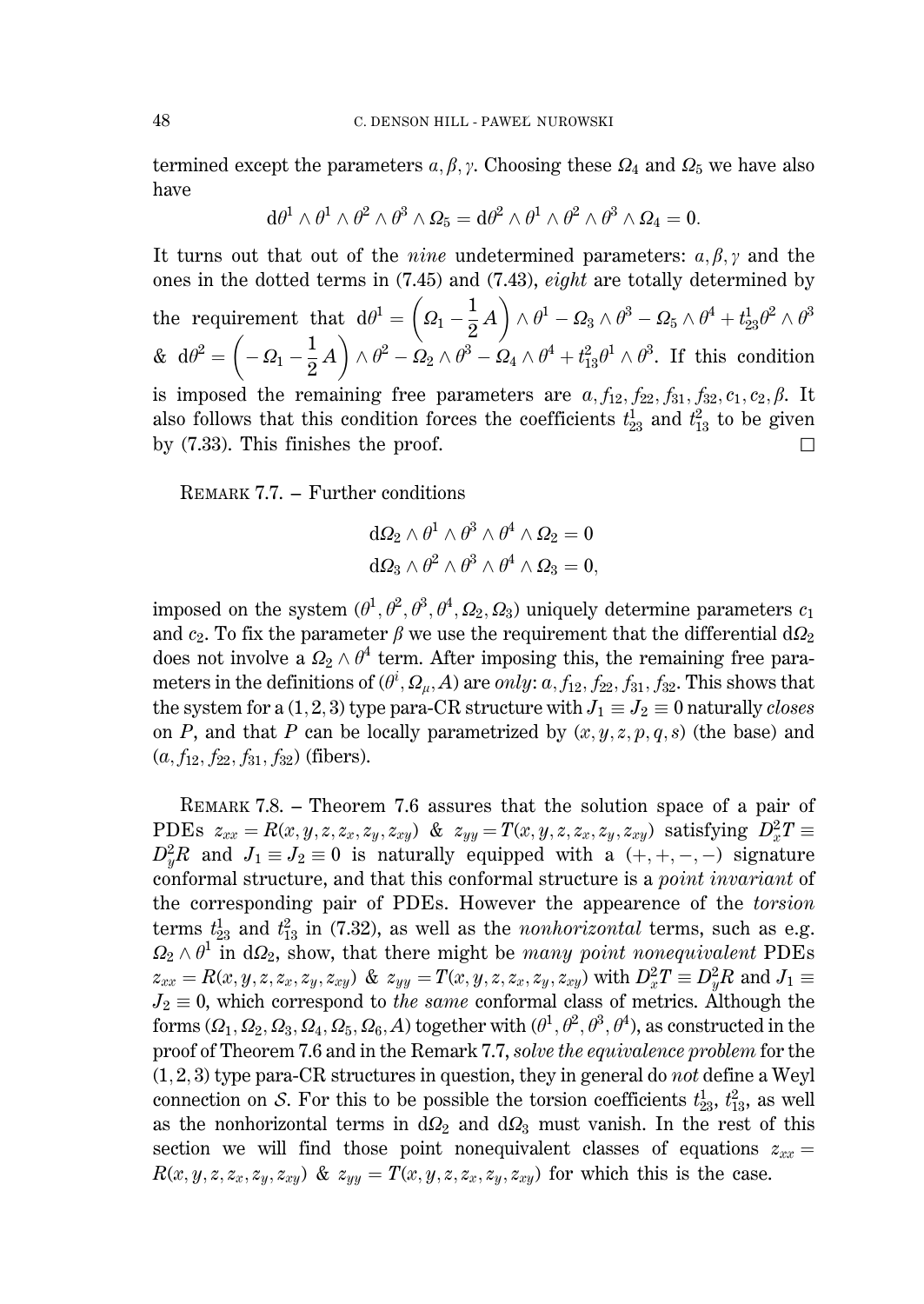termined except the parameters $a, \beta, \gamma$. Choosing these $\Omega_4$ and $\Omega_5$ we have also have

$$\mathrm{d}\theta^1 \wedge \theta^1 \wedge \theta^2 \wedge \theta^3 \wedge \Omega_5 = \mathrm{d}\theta^2 \wedge \theta^1 \wedge \theta^2 \wedge \theta^3 \wedge \Omega_4 = 0.$$

It turns out that out of the *nine* undetermined parameters: $a, \beta, \gamma$ and the ones in the dotted terms in (7.45) and (7.43), *eight* are totally determined by the requirement that $\mathrm{d}\theta^1 = \left(\Omega_1 - \frac{1}{2}A\right) \wedge \theta^1 - \Omega_3 \wedge \theta^3 - \Omega_5 \wedge \theta^4 + t^1_{23}\theta^2 \wedge \theta^3$ & $\mathrm{d}\theta^2 = \left(-\Omega_1 - \frac{1}{2}A\right) \wedge \theta^2 - \Omega_2 \wedge \theta^3 - \Omega_4 \wedge \theta^4 + t^2_{13}\theta^1 \wedge \theta^3$. If this condition is imposed the remaining free parameters are $a, f_{12}, f_{22}, f_{31}, f_{32}, c_1, c_2, \beta$. It also follows that this condition forces the coefficients $t^1_{23}$ and $t^2_{13}$ to be given by (7.33). This finishes the proof. $\square$

REMARK 7.7. – Further conditions

$$\mathrm{d}\Omega_2 \wedge \theta^1 \wedge \theta^3 \wedge \theta^4 \wedge \Omega_2 = 0$$
$$\mathrm{d}\Omega_3 \wedge \theta^2 \wedge \theta^3 \wedge \theta^4 \wedge \Omega_3 = 0,$$

imposed on the system $(\theta^1, \theta^2, \theta^3, \theta^4, \Omega_2, \Omega_3)$ uniquely determine parameters $c_1$ and $c_2$. To fix the parameter $\beta$ we use the requirement that the differential $\mathrm{d}\Omega_2$ does not involve a $\Omega_2 \wedge \theta^4$ term. After imposing this, the remaining free parameters in the definitions of $(\theta^i, \Omega_\mu, A)$ are *only*: $a, f_{12}, f_{22}, f_{31}, f_{32}$. This shows that the system for a $(1,2,3)$ type para-CR structure with $J_1 \equiv J_2 \equiv 0$ naturally *closes* on $P$, and that $P$ can be locally parametrized by $(x, y, z, p, q, s)$ (the base) and $(a, f_{12}, f_{22}, f_{31}, f_{32})$ (fibers).

REMARK 7.8. – Theorem 7.6 assures that the solution space of a pair of PDEs $z_{xx} = R(x, y, z, z_x, z_y, z_{xy})$ & $z_{yy} = T(x, y, z, z_x, z_y, z_{xy})$ satisfying $D^2_x T \equiv D^2_y R$ and $J_1 \equiv J_2 \equiv 0$ is naturally equipped with a $(+,+,-,-)$ signature conformal structure, and that this conformal structure is a *point invariant* of the corresponding pair of PDEs. However the appearence of the *torsion* terms $t^1_{23}$ and $t^2_{13}$ in (7.32), as well as the *nonhorizontal* terms, such as e.g. $\Omega_2 \wedge \theta^1$ in $\mathrm{d}\Omega_2$, show, that there might be *many point nonequivalent* PDEs $z_{xx} = R(x, y, z, z_x, z_y, z_{xy})$ & $z_{yy} = T(x, y, z, z_x, z_y, z_{xy})$ with $D^2_x T \equiv D^2_y R$ and $J_1 \equiv J_2 \equiv 0$, which correspond to *the same* conformal class of metrics. Although the forms $(\Omega_1, \Omega_2, \Omega_3, \Omega_4, \Omega_5, \Omega_6, A)$ together with $(\theta^1, \theta^2, \theta^3, \theta^4)$, as constructed in the proof of Theorem 7.6 and in the Remark 7.7, *solve the equivalence problem* for the $(1,2,3)$ type para-CR structures in question, they in general do *not* define a Weyl connection on $\mathcal{S}$. For this to be possible the torsion coefficients $t^1_{23}$, $t^2_{13}$, as well as the nonhorizontal terms in $\mathrm{d}\Omega_2$ and $\mathrm{d}\Omega_3$ must vanish. In the rest of this section we will find those point nonequivalent classes of equations $z_{xx} = R(x, y, z, z_x, z_y, z_{xy})$ & $z_{yy} = T(x, y, z, z_x, z_y, z_{xy})$ for which this is the case.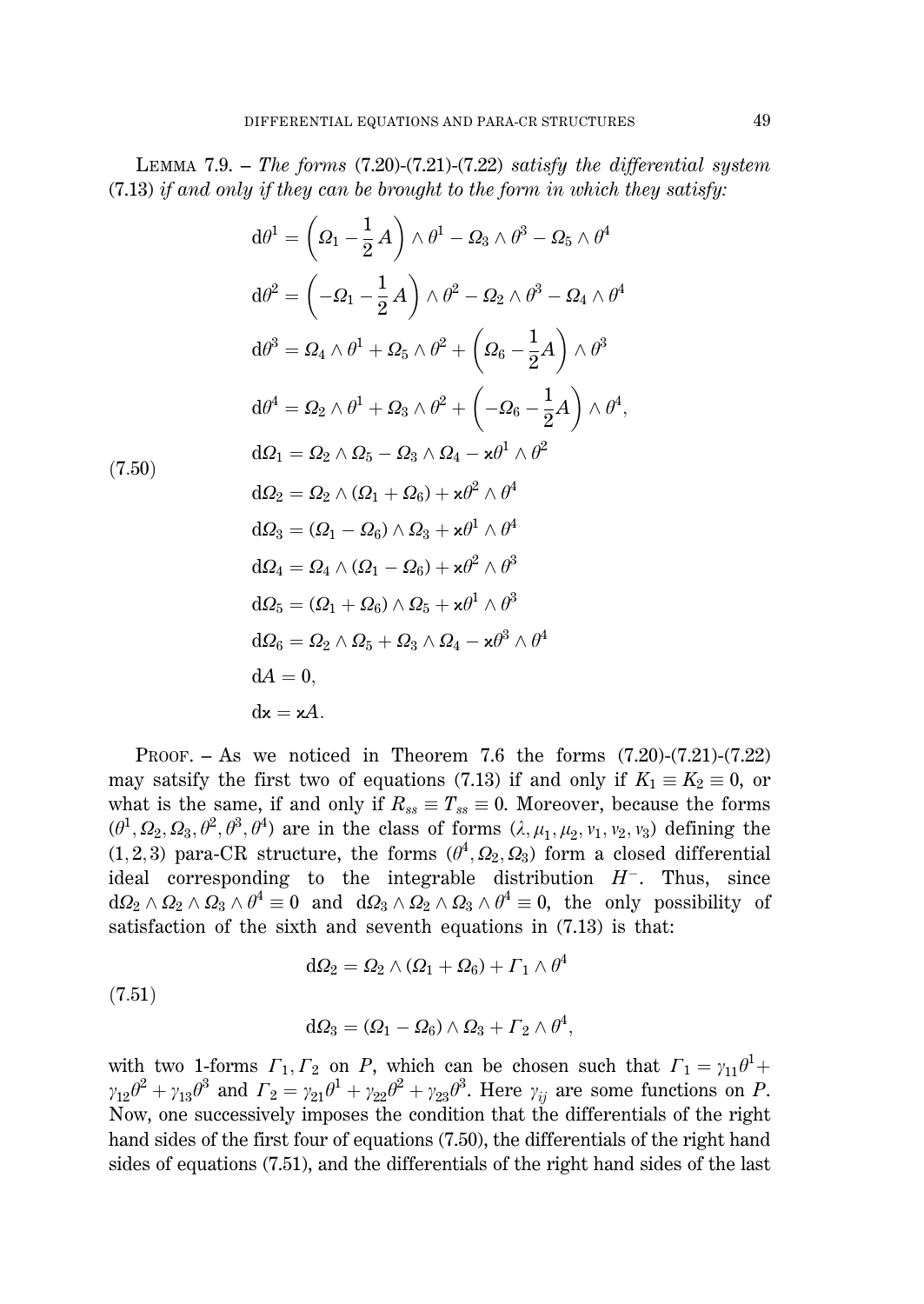LEMMA 7.9. – *The forms* (7.20)-(7.21)-(7.22) *satisfy the differential system* (7.13) *if and only if they can be brought to the form in which they satisfy:*

$$
\begin{aligned}
\mathrm{d}\theta^1 &= \left(\Omega_1 - \frac{1}{2}A\right)\wedge\theta^1 - \Omega_3\wedge\theta^3 - \Omega_5\wedge\theta^4\\
\mathrm{d}\theta^2 &= \left(-\Omega_1 - \frac{1}{2}A\right)\wedge\theta^2 - \Omega_2\wedge\theta^3 - \Omega_4\wedge\theta^4\\
\mathrm{d}\theta^3 &= \Omega_4\wedge\theta^1 + \Omega_5\wedge\theta^2 + \left(\Omega_6 - \frac{1}{2}A\right)\wedge\theta^3\\
\mathrm{d}\theta^4 &= \Omega_2\wedge\theta^1 + \Omega_3\wedge\theta^2 + \left(-\Omega_6 - \frac{1}{2}A\right)\wedge\theta^4,\\
\mathrm{d}\Omega_1 &= \Omega_2\wedge\Omega_5 - \Omega_3\wedge\Omega_4 - \varkappa\theta^1\wedge\theta^2\\
\mathrm{d}\Omega_2 &= \Omega_2\wedge(\Omega_1+\Omega_6) + \varkappa\theta^2\wedge\theta^4\\
\mathrm{d}\Omega_3 &= (\Omega_1-\Omega_6)\wedge\Omega_3 + \varkappa\theta^1\wedge\theta^4\\
\mathrm{d}\Omega_4 &= \Omega_4\wedge(\Omega_1-\Omega_6) + \varkappa\theta^2\wedge\theta^3\\
\mathrm{d}\Omega_5 &= (\Omega_1+\Omega_6)\wedge\Omega_5 + \varkappa\theta^1\wedge\theta^3\\
\mathrm{d}\Omega_6 &= \Omega_2\wedge\Omega_5 + \Omega_3\wedge\Omega_4 - \varkappa\theta^3\wedge\theta^4\\
\mathrm{d}A &= 0,\\
\mathrm{d}\varkappa &= \varkappa A.
\end{aligned}
\tag{7.50}
$$

PROOF. – As we noticed in Theorem 7.6 the forms (7.20)-(7.21)-(7.22) may satsify the first two of equations (7.13) if and only if $K_1\equiv K_2\equiv 0$, or what is the same, if and only if $R_{ss}\equiv T_{ss}\equiv 0$. Moreover, because the forms $(\theta^1,\Omega_2,\Omega_3,\theta^2,\theta^3,\theta^4)$ are in the class of forms $(\lambda,\mu_1,\mu_2,\nu_1,\nu_2,\nu_3)$ defining the $(1,2,3)$ para-CR structure, the forms $(\theta^4,\Omega_2,\Omega_3)$ form a closed differential ideal corresponding to the integrable distribution $H^-$. Thus, since $\mathrm{d}\Omega_2\wedge\Omega_2\wedge\Omega_3\wedge\theta^4\equiv 0$ and $\mathrm{d}\Omega_3\wedge\Omega_2\wedge\Omega_3\wedge\theta^4\equiv 0$, the only possibility of satisfaction of the sixth and seventh equations in (7.13) is that:

$$
\begin{aligned}
\mathrm{d}\Omega_2 &= \Omega_2\wedge(\Omega_1+\Omega_6) + \Gamma_1\wedge\theta^4\\
\mathrm{d}\Omega_3 &= (\Omega_1-\Omega_6)\wedge\Omega_3 + \Gamma_2\wedge\theta^4,
\end{aligned}
\tag{7.51}
$$

with two 1-forms $\Gamma_1,\Gamma_2$ on $P$, which can be chosen such that $\Gamma_1=\gamma_{11}\theta^1+\gamma_{12}\theta^2+\gamma_{13}\theta^3$ and $\Gamma_2=\gamma_{21}\theta^1+\gamma_{22}\theta^2+\gamma_{23}\theta^3$. Here $\gamma_{ij}$ are some functions on $P$. Now, one successively imposes the condition that the differentials of the right hand sides of the first four of equations (7.50), the differentials of the right hand sides of equations (7.51), and the differentials of the right hand sides of the last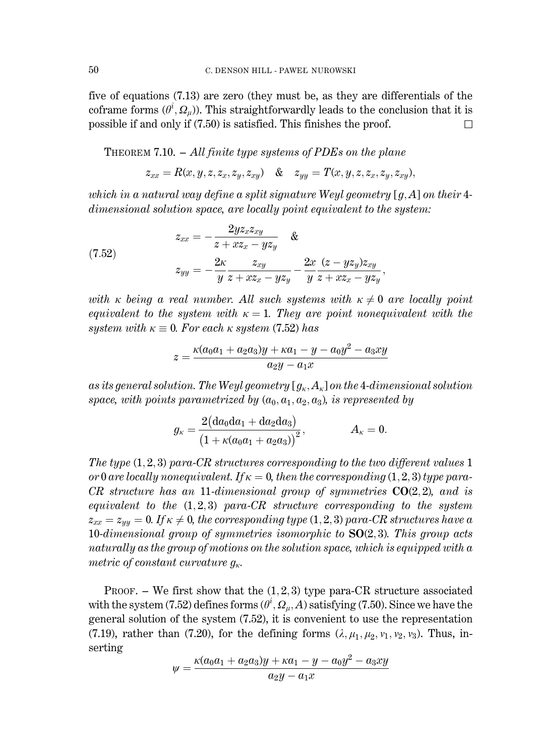five of equations (7.13) are zero (they must be, as they are differentials of the coframe forms $(\theta^i, \Omega_\mu)$). This straightforwardly leads to the conclusion that it is possible if and only if (7.50) is satisfied. This finishes the proof. $\square$

THEOREM 7.10. – *All finite type systems of PDEs on the plane*

$$z_{xx} = R(x,y,z,z_x,z_y,z_{xy}) \quad \& \quad z_{yy} = T(x,y,z,z_x,z_y,z_{xy}),$$

*which in a natural way define a split signature Weyl geometry $[g,A]$ on their 4-dimensional solution space, are locally point equivalent to the system:*

$$z_{xx} = -\frac{2yz_xz_{xy}}{z + xz_x - yz_y} \quad \&$$
$$z_{yy} = -\frac{2\kappa}{y}\frac{z_{xy}}{z + xz_x - yz_y} - \frac{2x}{y}\frac{(z-yz_y)z_{xy}}{z + xz_x - yz_y}, \tag{7.52}$$

*with $\kappa$ being a real number. All such systems with $\kappa \neq 0$ are locally point equivalent to the system with $\kappa = 1$. They are point nonequivalent with the system with $\kappa \equiv 0$. For each $\kappa$ system (7.52) has*

$$z = \frac{\kappa(a_0a_1 + a_2a_3)y + \kappa a_1 - y - a_0y^2 - a_3xy}{a_2y - a_1x}$$

*as its general solution. The Weyl geometry $[g_\kappa, A_\kappa]$ on the 4-dimensional solution space, with points parametrized by $(a_0,a_1,a_2,a_3)$, is represented by*

$$g_\kappa = \frac{2(\mathrm{d}a_0\mathrm{d}a_1 + \mathrm{d}a_2\mathrm{d}a_3)}{\big(1 + \kappa(a_0a_1 + a_2a_3)\big)^2}, \qquad A_\kappa = 0.$$

*The type $(1,2,3)$ para-CR structures corresponding to the two different values 1 or 0 are locally nonequivalent. If $\kappa = 0$, then the corresponding $(1,2,3)$ type para-CR structure has an 11-dimensional group of symmetries $\mathbf{CO}(2,2)$, and is equivalent to the $(1,2,3)$ para-CR structure corresponding to the system $z_{xx} = z_{yy} = 0$. If $\kappa \neq 0$, the corresponding type $(1,2,3)$ para-CR structures have a 10-dimensional group of symmetries isomorphic to $\mathbf{SO}(2,3)$. This group acts naturally as the group of motions on the solution space, which is equipped with a metric of constant curvature $g_\kappa$.*

PROOF. – We first show that the $(1,2,3)$ type para-CR structure associated with the system (7.52) defines forms $(\theta^i, \Omega_\mu, A)$ satisfying (7.50). Since we have the general solution of the system (7.52), it is convenient to use the representation (7.19), rather than (7.20), for the defining forms $(\lambda, \mu_1, \mu_2, \nu_1, \nu_2, \nu_3)$. Thus, inserting

$$\psi = \frac{\kappa(a_0a_1 + a_2a_3)y + \kappa a_1 - y - a_0y^2 - a_3xy}{a_2y - a_1x}$$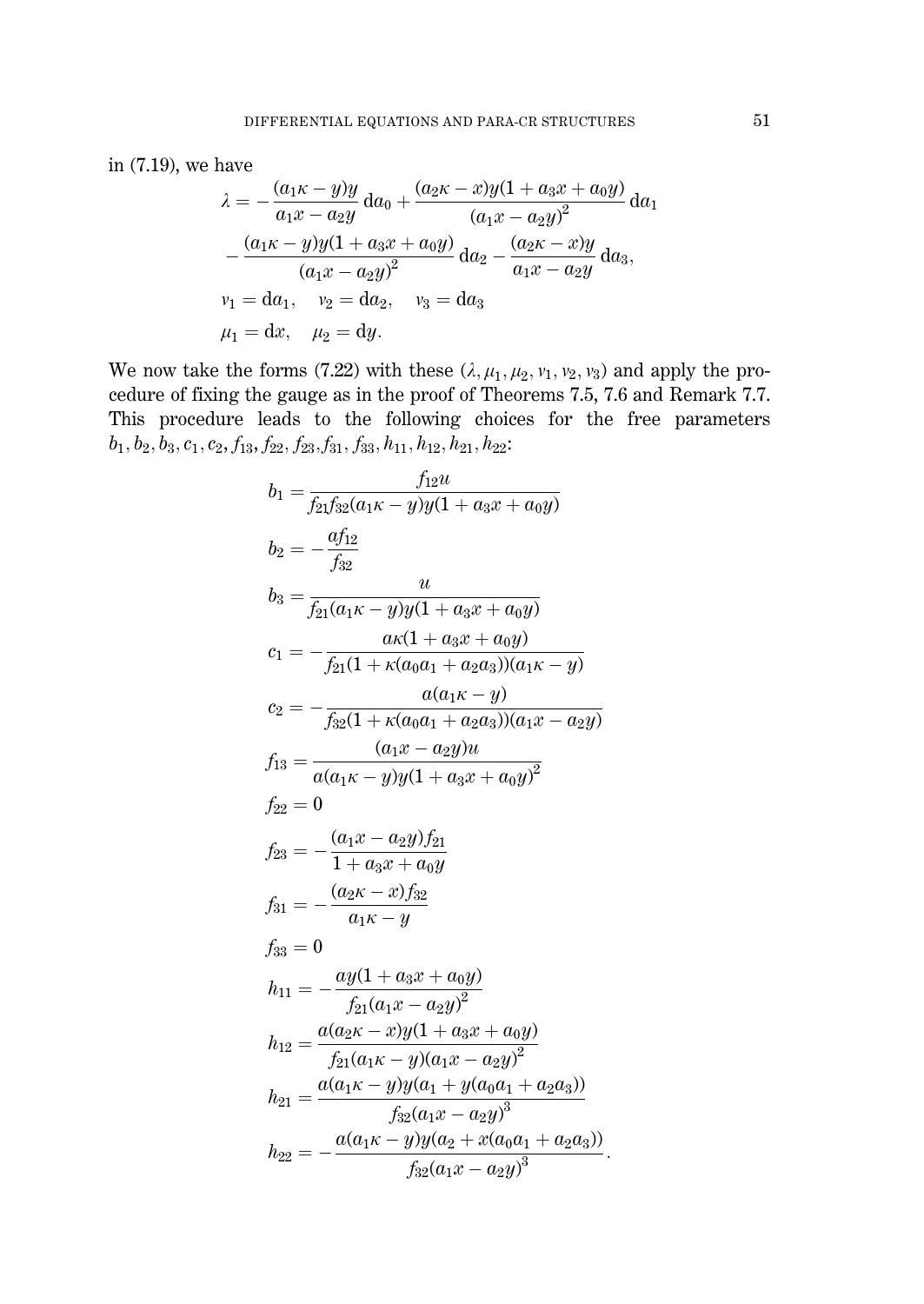in (7.19), we have

$$
\begin{aligned}
\lambda = &-\frac{(a_1\kappa - y)y}{a_1x - a_2y}\,\mathrm{d}a_0 + \frac{(a_2\kappa - x)y(1 + a_3x + a_0y)}{(a_1x - a_2y)^2}\,\mathrm{d}a_1\\
&-\frac{(a_1\kappa - y)y(1 + a_3x + a_0y)}{(a_1x - a_2y)^2}\,\mathrm{d}a_2 - \frac{(a_2\kappa - x)y}{a_1x - a_2y}\,\mathrm{d}a_3,\\
&v_1 = \mathrm{d}a_1, \quad v_2 = \mathrm{d}a_2, \quad v_3 = \mathrm{d}a_3\\
&\mu_1 = \mathrm{d}x, \quad \mu_2 = \mathrm{d}y.
\end{aligned}
$$

We now take the forms (7.22) with these $(\lambda, \mu_1, \mu_2, v_1, v_2, v_3)$ and apply the procedure of fixing the gauge as in the proof of Theorems 7.5, 7.6 and Remark 7.7. This procedure leads to the following choices for the free parameters $b_1, b_2, b_3, c_1, c_2, f_{13}, f_{22}, f_{23}, f_{31}, f_{33}, h_{11}, h_{12}, h_{21}, h_{22}$:

$$
\begin{aligned}
b_1 &= \frac{f_{12}u}{f_{21}f_{32}(a_1\kappa - y)y(1 + a_3x + a_0y)}\\
b_2 &= -\frac{af_{12}}{f_{32}}\\
b_3 &= \frac{u}{f_{21}(a_1\kappa - y)y(1 + a_3x + a_0y)}\\
c_1 &= -\frac{a\kappa(1 + a_3x + a_0y)}{f_{21}(1 + \kappa(a_0a_1 + a_2a_3))(a_1\kappa - y)}\\
c_2 &= -\frac{a(a_1\kappa - y)}{f_{32}(1 + \kappa(a_0a_1 + a_2a_3))(a_1x - a_2y)}\\
f_{13} &= \frac{(a_1x - a_2y)u}{a(a_1\kappa - y)y(1 + a_3x + a_0y)^2}\\
f_{22} &= 0\\
f_{23} &= -\frac{(a_1x - a_2y)f_{21}}{1 + a_3x + a_0y}\\
f_{31} &= -\frac{(a_2\kappa - x)f_{32}}{a_1\kappa - y}\\
f_{33} &= 0\\
h_{11} &= -\frac{ay(1 + a_3x + a_0y)}{f_{21}(a_1x - a_2y)^2}\\
h_{12} &= \frac{a(a_2\kappa - x)y(1 + a_3x + a_0y)}{f_{21}(a_1\kappa - y)(a_1x - a_2y)^2}\\
h_{21} &= \frac{a(a_1\kappa - y)y(a_1 + y(a_0a_1 + a_2a_3))}{f_{32}(a_1x - a_2y)^3}\\
h_{22} &= -\frac{a(a_1\kappa - y)y(a_2 + x(a_0a_1 + a_2a_3))}{f_{32}(a_1x - a_2y)^3}.
\end{aligned}
$$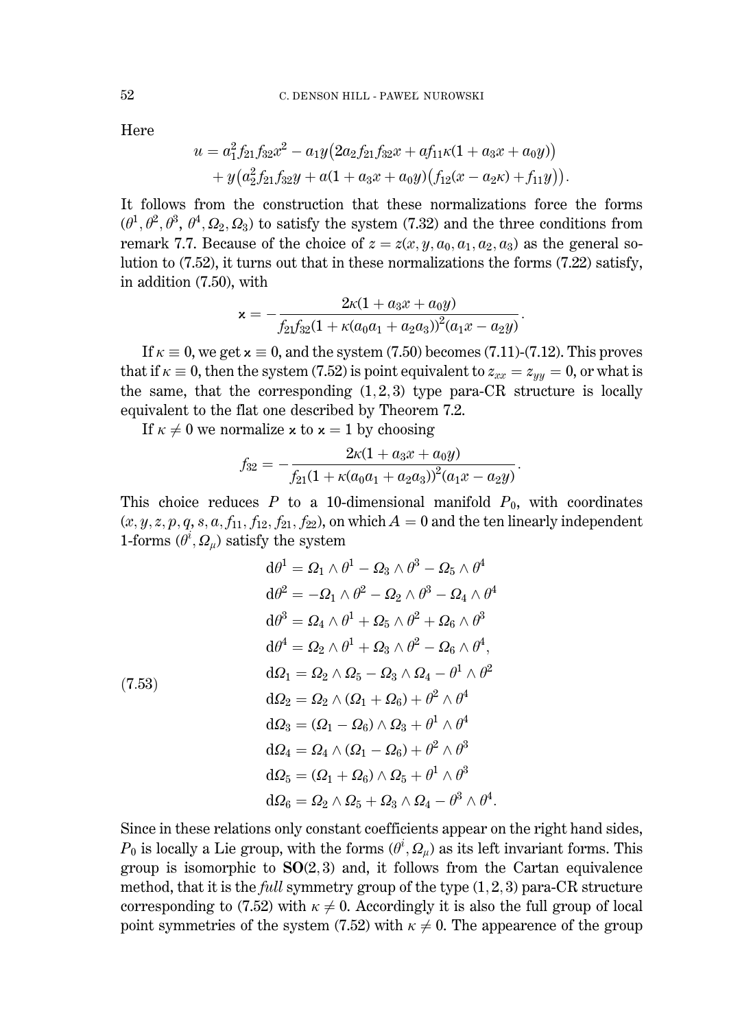Here

$$u = a_1^2 f_{21} f_{32} x^2 - a_1 y\big(2a_2 f_{21} f_{32} x + a f_{11}\kappa(1 + a_3 x + a_0 y)\big)$$
$$+ y\big(a_2^2 f_{21} f_{32} y + a(1 + a_3 x + a_0 y)\big(f_{12}(x - a_2\kappa) + f_{11} y\big)\big).$$

It follows from the construction that these normalizations force the forms $(\theta^1, \theta^2, \theta^3, \theta^4, \Omega_2, \Omega_3)$ to satisfy the system (7.32) and the three conditions from remark 7.7. Because of the choice of $z = z(x, y, a_0, a_1, a_2, a_3)$ as the general solution to (7.52), it turns out that in these normalizations the forms (7.22) satisfy, in addition (7.50), with

$$\varkappa = -\frac{2\kappa(1 + a_3 x + a_0 y)}{f_{21} f_{32}(1 + \kappa(a_0 a_1 + a_2 a_3))^2 (a_1 x - a_2 y)}.$$

If $\kappa \equiv 0$, we get $\varkappa \equiv 0$, and the system (7.50) becomes (7.11)-(7.12). This proves that if $\kappa \equiv 0$, then the system (7.52) is point equivalent to $z_{xx} = z_{yy} = 0$, or what is the same, that the corresponding $(1, 2, 3)$ type para-CR structure is locally equivalent to the flat one described by Theorem 7.2.

If $\kappa \neq 0$ we normalize $\varkappa$ to $\varkappa = 1$ by choosing

$$f_{32} = -\frac{2\kappa(1 + a_3 x + a_0 y)}{f_{21}(1 + \kappa(a_0 a_1 + a_2 a_3))^2 (a_1 x - a_2 y)}.$$

This choice reduces $P$ to a 10-dimensional manifold $P_0$, with coordinates $(x, y, z, p, q, s, a, f_{11}, f_{12}, f_{21}, f_{22})$, on which $A = 0$ and the ten linearly independent 1-forms $(\theta^i, \Omega_\mu)$ satisfy the system

$$\begin{aligned}
\mathrm{d}\theta^1 &= \Omega_1 \wedge \theta^1 - \Omega_3 \wedge \theta^3 - \Omega_5 \wedge \theta^4\\
\mathrm{d}\theta^2 &= -\Omega_1 \wedge \theta^2 - \Omega_2 \wedge \theta^3 - \Omega_4 \wedge \theta^4\\
\mathrm{d}\theta^3 &= \Omega_4 \wedge \theta^1 + \Omega_5 \wedge \theta^2 + \Omega_6 \wedge \theta^3\\
\mathrm{d}\theta^4 &= \Omega_2 \wedge \theta^1 + \Omega_3 \wedge \theta^2 - \Omega_6 \wedge \theta^4,\\
\mathrm{d}\Omega_1 &= \Omega_2 \wedge \Omega_5 - \Omega_3 \wedge \Omega_4 - \theta^1 \wedge \theta^2\\
\mathrm{d}\Omega_2 &= \Omega_2 \wedge (\Omega_1 + \Omega_6) + \theta^2 \wedge \theta^4\\
\mathrm{d}\Omega_3 &= (\Omega_1 - \Omega_6) \wedge \Omega_3 + \theta^1 \wedge \theta^4\\
\mathrm{d}\Omega_4 &= \Omega_4 \wedge (\Omega_1 - \Omega_6) + \theta^2 \wedge \theta^3\\
\mathrm{d}\Omega_5 &= (\Omega_1 + \Omega_6) \wedge \Omega_5 + \theta^1 \wedge \theta^3\\
\mathrm{d}\Omega_6 &= \Omega_2 \wedge \Omega_5 + \Omega_3 \wedge \Omega_4 - \theta^3 \wedge \theta^4.
\end{aligned} \tag{7.53}$$

Since in these relations only constant coefficients appear on the right hand sides, $P_0$ is locally a Lie group, with the forms $(\theta^i, \Omega_\mu)$ as its left invariant forms. This group is isomorphic to $\mathbf{SO}(2, 3)$ and, it follows from the Cartan equivalence method, that it is the *full* symmetry group of the type $(1, 2, 3)$ para-CR structure corresponding to (7.52) with $\kappa \neq 0$. Accordingly it is also the full group of local point symmetries of the system (7.52) with $\kappa \neq 0$. The appearence of the group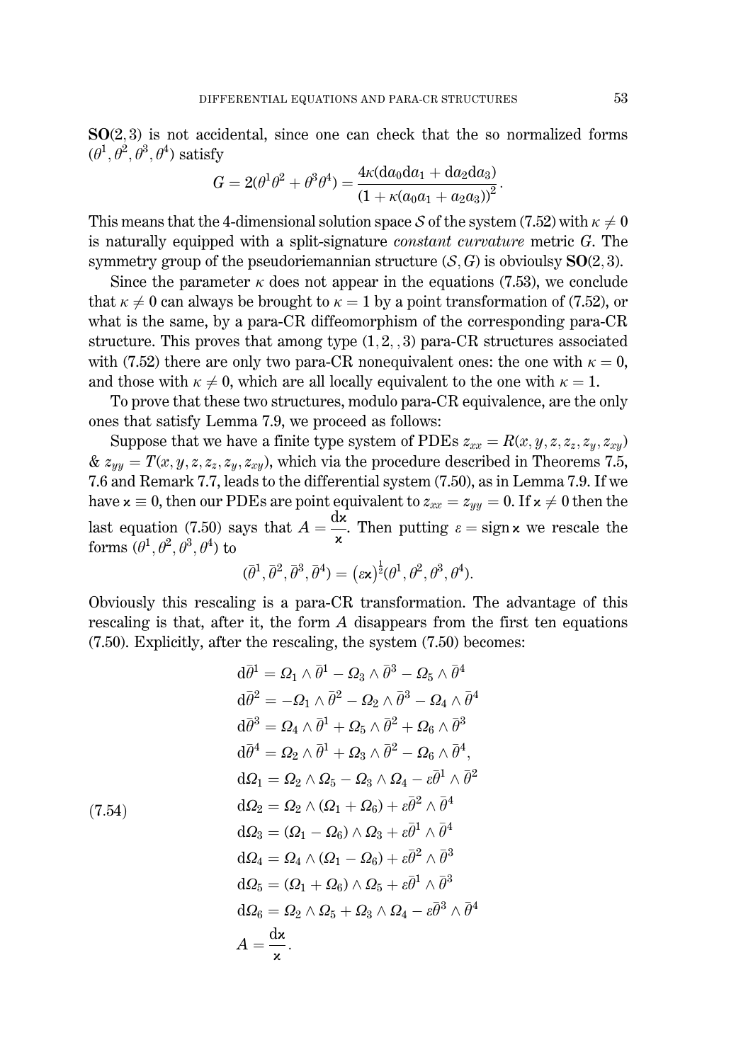$\mathbf{SO}(2,3)$ is not accidental, since one can check that the so normalized forms $(\theta^1, \theta^2, \theta^3, \theta^4)$ satisfy

$$G = 2(\theta^1\theta^2 + \theta^3\theta^4) = \frac{4\kappa(\mathrm{d}a_0\mathrm{d}a_1 + \mathrm{d}a_2\mathrm{d}a_3)}{\left(1 + \kappa(a_0a_1 + a_2a_3)\right)^2}.$$

This means that the 4-dimensional solution space $\mathcal{S}$ of the system (7.52) with $\kappa \neq 0$ is naturally equipped with a split-signature *constant curvature* metric $G$. The symmetry group of the pseudoriemannian structure $(\mathcal{S}, G)$ is obviouls $\mathbf{SO}(2,3)$.

Since the parameter $\kappa$ does not appear in the equations (7.53), we conclude that $\kappa \neq 0$ can always be brought to $\kappa = 1$ by a point transformation of (7.52), or what is the same, by a para-CR diffeomorphism of the corresponding para-CR structure. This proves that among type $(1,2,,3)$ para-CR structures associated with (7.52) there are only two para-CR nonequivalent ones: the one with $\kappa = 0$, and those with $\kappa \neq 0$, which are all locally equivalent to the one with $\kappa = 1$.

To prove that these two structures, modulo para-CR equivalence, are the only ones that satisfy Lemma 7.9, we proceed as follows:

Suppose that we have a finite type system of PDEs $z_{xx} = R(x, y, z, z_z, z_y, z_{xy})$ & $z_{yy} = T(x, y, z, z_z, z_y, z_{xy})$, which via the procedure described in Theorems 7.5, 7.6 and Remark 7.7, leads to the differential system (7.50), as in Lemma 7.9. If we have $\varkappa \equiv 0$, then our PDEs are point equivalent to $z_{xx} = z_{yy} = 0$. If $\varkappa \neq 0$ then the last equation (7.50) says that $A = \frac{\mathrm{d}\varkappa}{\varkappa}$. Then putting $\varepsilon = \operatorname{sign}\varkappa$ we rescale the forms $(\theta^1, \theta^2, \theta^3, \theta^4)$ to

$$(\bar\theta^1, \bar\theta^2, \bar\theta^3, \bar\theta^4) = \left(\varepsilon\varkappa\right)^{\frac12}(\theta^1, \theta^2, \theta^3, \theta^4).$$

Obviously this rescaling is a para-CR transformation. The advantage of this rescaling is that, after it, the form $A$ disappears from the first ten equations (7.50). Explicitly, after the rescaling, the system (7.50) becomes:

$$
\begin{aligned}
\mathrm{d}\bar\theta^1 &= \Omega_1 \wedge \bar\theta^1 - \Omega_3 \wedge \bar\theta^3 - \Omega_5 \wedge \bar\theta^4\\
\mathrm{d}\bar\theta^2 &= -\Omega_1 \wedge \bar\theta^2 - \Omega_2 \wedge \bar\theta^3 - \Omega_4 \wedge \bar\theta^4\\
\mathrm{d}\bar\theta^3 &= \Omega_4 \wedge \bar\theta^1 + \Omega_5 \wedge \bar\theta^2 + \Omega_6 \wedge \bar\theta^3\\
\mathrm{d}\bar\theta^4 &= \Omega_2 \wedge \bar\theta^1 + \Omega_3 \wedge \bar\theta^2 - \Omega_6 \wedge \bar\theta^4,\\
\mathrm{d}\Omega_1 &= \Omega_2 \wedge \Omega_5 - \Omega_3 \wedge \Omega_4 - \varepsilon\bar\theta^1 \wedge \bar\theta^2\\
\mathrm{d}\Omega_2 &= \Omega_2 \wedge (\Omega_1 + \Omega_6) + \varepsilon\bar\theta^2 \wedge \bar\theta^4\\
\mathrm{d}\Omega_3 &= (\Omega_1 - \Omega_6) \wedge \Omega_3 + \varepsilon\bar\theta^1 \wedge \bar\theta^4\\
\mathrm{d}\Omega_4 &= \Omega_4 \wedge (\Omega_1 - \Omega_6) + \varepsilon\bar\theta^2 \wedge \bar\theta^3\\
\mathrm{d}\Omega_5 &= (\Omega_1 + \Omega_6) \wedge \Omega_5 + \varepsilon\bar\theta^1 \wedge \bar\theta^3\\
\mathrm{d}\Omega_6 &= \Omega_2 \wedge \Omega_5 + \Omega_3 \wedge \Omega_4 - \varepsilon\bar\theta^3 \wedge \bar\theta^4\\
A &= \frac{\mathrm{d}\varkappa}{\varkappa}.
\end{aligned}
\tag{7.54}
$$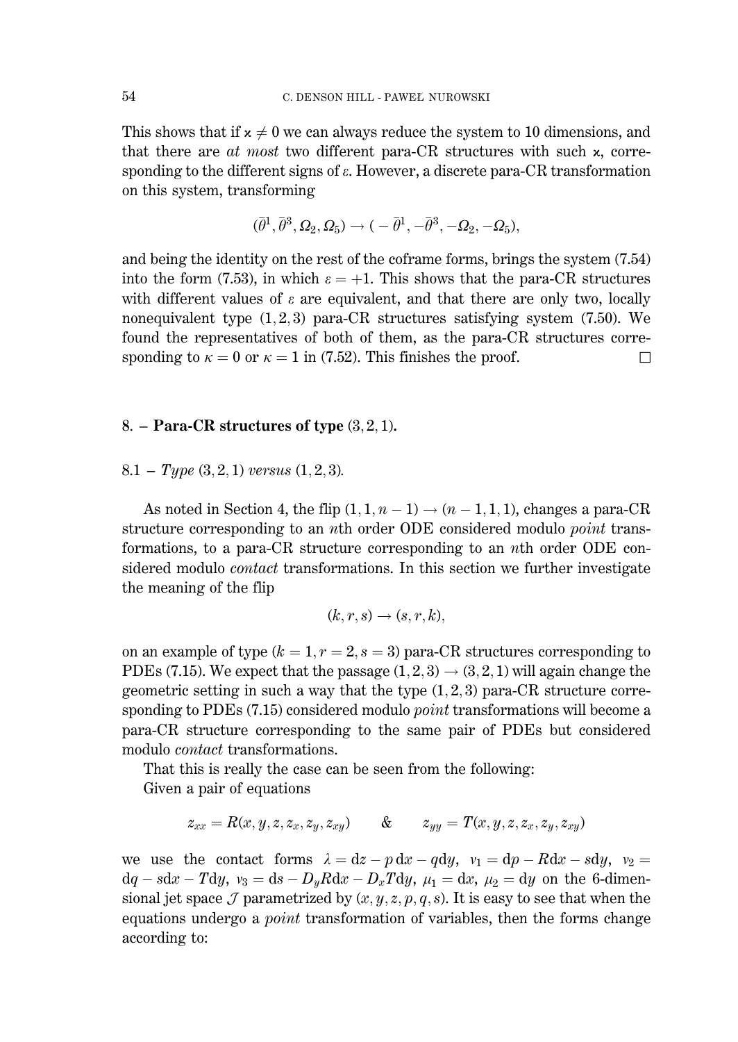This shows that if $\varkappa \neq 0$ we can always reduce the system to 10 dimensions, and that there are *at most* two different para-CR structures with such $\varkappa$, corresponding to the different signs of $\varepsilon$. However, a discrete para-CR transformation on this system, transforming

$$(\bar{\theta}^1, \bar{\theta}^3, \Omega_2, \Omega_5) \to (-\bar{\theta}^1, -\bar{\theta}^3, -\Omega_2, -\Omega_5),$$

and being the identity on the rest of the coframe forms, brings the system (7.54) into the form (7.53), in which $\varepsilon = +1$. This shows that the para-CR structures with different values of $\varepsilon$ are equivalent, and that there are only two, locally nonequivalent type $(1, 2, 3)$ para-CR structures satisfying system (7.50). We found the representatives of both of them, as the para-CR structures corresponding to $\kappa = 0$ or $\kappa = 1$ in (7.52). This finishes the proof. □

## 8. – Para-CR structures of type $(3, 2, 1)$.

### 8.1 – *Type* $(3, 2, 1)$ *versus* $(1, 2, 3)$.

As noted in Section 4, the flip $(1, 1, n-1) \to (n-1, 1, 1)$, changes a para-CR structure corresponding to an $n$th order ODE considered modulo *point* transformations, to a para-CR structure corresponding to an $n$th order ODE considered modulo *contact* transformations. In this section we further investigate the meaning of the flip

$$(k, r, s) \to (s, r, k),$$

on an example of type $(k = 1, r = 2, s = 3)$ para-CR structures corresponding to PDEs (7.15). We expect that the passage $(1, 2, 3) \to (3, 2, 1)$ will again change the geometric setting in such a way that the type $(1, 2, 3)$ para-CR structure corresponding to PDEs (7.15) considered modulo *point* transformations will become a para-CR structure corresponding to the same pair of PDEs but considered modulo *contact* transformations.

That this is really the case can be seen from the following:

Given a pair of equations

$$z_{xx} = R(x, y, z, z_x, z_y, z_{xy}) \qquad \& \qquad z_{yy} = T(x, y, z, z_x, z_y, z_{xy})$$

we use the contact forms $\lambda = \mathrm{d}z - p\,\mathrm{d}x - q\mathrm{d}y$, $\nu_1 = \mathrm{d}p - R\mathrm{d}x - s\mathrm{d}y$, $\nu_2 = \mathrm{d}q - s\mathrm{d}x - T\mathrm{d}y$, $\nu_3 = \mathrm{d}s - D_y R\mathrm{d}x - D_x T\mathrm{d}y$, $\mu_1 = \mathrm{d}x$, $\mu_2 = \mathrm{d}y$ on the 6-dimensional jet space $\mathcal{J}$ parametrized by $(x, y, z, p, q, s)$. It is easy to see that when the equations undergo a *point* transformation of variables, then the forms change according to: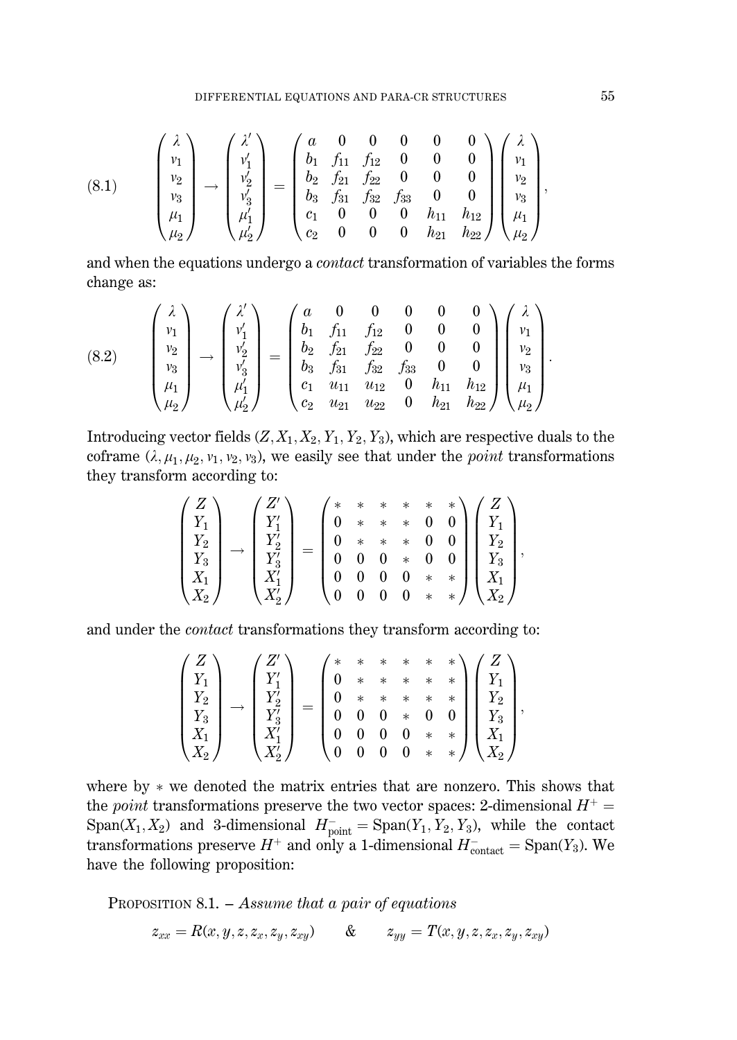$$
\begin{pmatrix} \lambda \\ v_1 \\ v_2 \\ v_3 \\ \mu_1 \\ \mu_2 \end{pmatrix} \to \begin{pmatrix} \lambda' \\ v_1' \\ v_2' \\ v_3' \\ \mu_1' \\ \mu_2' \end{pmatrix} = \begin{pmatrix} a & 0 & 0 & 0 & 0 & 0 \\ b_1 & f_{11} & f_{12} & 0 & 0 & 0 \\ b_2 & f_{21} & f_{22} & 0 & 0 & 0 \\ b_3 & f_{31} & f_{32} & f_{33} & 0 & 0 \\ c_1 & 0 & 0 & 0 & h_{11} & h_{12} \\ c_2 & 0 & 0 & 0 & h_{21} & h_{22} \end{pmatrix} \begin{pmatrix} \lambda \\ v_1 \\ v_2 \\ v_3 \\ \mu_1 \\ \mu_2 \end{pmatrix}, \tag{8.1}
$$

and when the equations undergo a *contact* transformation of variables the forms change as:

$$
\begin{pmatrix} \lambda \\ v_1 \\ v_2 \\ v_3 \\ \mu_1 \\ \mu_2 \end{pmatrix} \to \begin{pmatrix} \lambda' \\ v_1' \\ v_2' \\ v_3' \\ \mu_1' \\ \mu_2' \end{pmatrix} = \begin{pmatrix} a & 0 & 0 & 0 & 0 & 0 \\ b_1 & f_{11} & f_{12} & 0 & 0 & 0 \\ b_2 & f_{21} & f_{22} & 0 & 0 & 0 \\ b_3 & f_{31} & f_{32} & f_{33} & 0 & 0 \\ c_1 & u_{11} & u_{12} & 0 & h_{11} & h_{12} \\ c_2 & u_{21} & u_{22} & 0 & h_{21} & h_{22} \end{pmatrix} \begin{pmatrix} \lambda \\ v_1 \\ v_2 \\ v_3 \\ \mu_1 \\ \mu_2 \end{pmatrix}. \tag{8.2}
$$

Introducing vector fields $(Z, X_1, X_2, Y_1, Y_2, Y_3)$, which are respective duals to the coframe $(\lambda, \mu_1, \mu_2, v_1, v_2, v_3)$, we easily see that under the *point* transformations they transform according to:

$$
\begin{pmatrix} Z \\ Y_1 \\ Y_2 \\ Y_3 \\ X_1 \\ X_2 \end{pmatrix} \to \begin{pmatrix} Z' \\ Y_1' \\ Y_2' \\ Y_3' \\ X_1' \\ X_2' \end{pmatrix} = \begin{pmatrix} * & * & * & * & * & * \\ 0 & * & * & * & 0 & 0 \\ 0 & * & * & * & 0 & 0 \\ 0 & 0 & 0 & * & 0 & 0 \\ 0 & 0 & 0 & 0 & * & * \\ 0 & 0 & 0 & 0 & * & * \end{pmatrix} \begin{pmatrix} Z \\ Y_1 \\ Y_2 \\ Y_3 \\ X_1 \\ X_2 \end{pmatrix},
$$

and under the *contact* transformations they transform according to:

$$
\begin{pmatrix} Z \\ Y_1 \\ Y_2 \\ Y_3 \\ X_1 \\ X_2 \end{pmatrix} \to \begin{pmatrix} Z' \\ Y_1' \\ Y_2' \\ Y_3' \\ X_1' \\ X_2' \end{pmatrix} = \begin{pmatrix} * & * & * & * & * & * \\ 0 & * & * & * & * & * \\ 0 & * & * & * & * & * \\ 0 & 0 & 0 & * & 0 & 0 \\ 0 & 0 & 0 & 0 & * & * \\ 0 & 0 & 0 & 0 & * & * \end{pmatrix} \begin{pmatrix} Z \\ Y_1 \\ Y_2 \\ Y_3 \\ X_1 \\ X_2 \end{pmatrix},
$$

where by $*$ we denoted the matrix entries that are nonzero. This shows that the *point* transformations preserve the two vector spaces: 2-dimensional $H^+ = \mathrm{Span}(X_1, X_2)$ and 3-dimensional $H^-_{\mathrm{point}} = \mathrm{Span}(Y_1, Y_2, Y_3)$, while the contact transformations preserve $H^+$ and only a 1-dimensional $H^-_{\mathrm{contact}} = \mathrm{Span}(Y_3)$. We have the following proposition:

PROPOSITION 8.1. – *Assume that a pair of equations*

$$
z_{xx} = R(x, y, z, z_x, z_y, z_{xy}) \qquad \& \qquad z_{yy} = T(x, y, z, z_x, z_y, z_{xy})
$$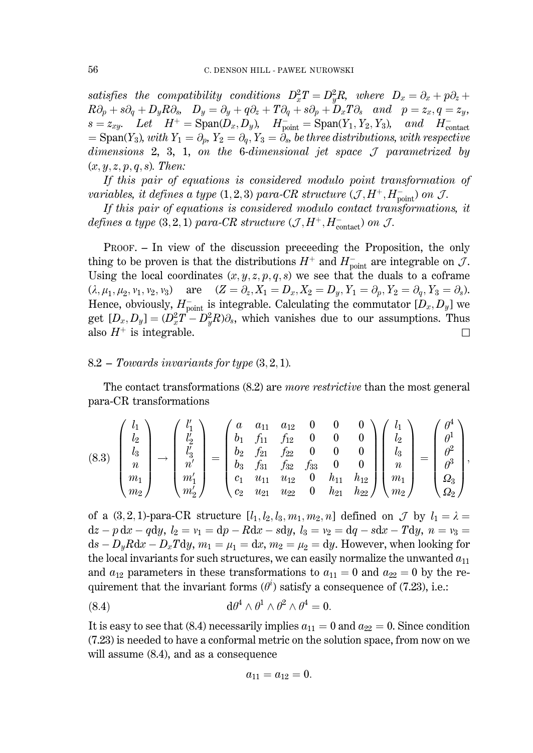*satisfies the compatibility conditions* $D_x^2 T = D_y^2 R$, *where* $D_x = \partial_x + p\partial_z + R\partial_p + s\partial_q + D_y R\partial_s$, $D_y = \partial_y + q\partial_z + T\partial_q + s\partial_p + D_x T\partial_s$ *and* $p = z_x, q = z_y$, $s = z_{xy}$. *Let* $H^+ = \mathrm{Span}(D_x, D_y)$, $H^-_{\mathrm{point}} = \mathrm{Span}(Y_1, Y_2, Y_3)$, *and* $H^-_{\mathrm{contact}} = \mathrm{Span}(Y_3)$, *with* $Y_1 = \partial_p$, $Y_2 = \partial_q$, $Y_3 = \partial_s$, *be three distributions, with respective dimensions* 2, 3, 1, *on the* 6*-dimensional jet space* $\mathcal{J}$ *parametrized by* $(x, y, z, p, q, s)$. *Then:*

*If this pair of equations is considered modulo point transformation of variables, it defines a type* $(1, 2, 3)$ *para-CR structure* $(\mathcal{J}, H^+, H^-_{\mathrm{point}})$ *on* $\mathcal{J}$.

*If this pair of equations is considered modulo contact transformations, it defines a type* $(3, 2, 1)$ *para-CR structure* $(\mathcal{J}, H^+, H^-_{\mathrm{contact}})$ *on* $\mathcal{J}$.

PROOF. – In view of the discussion preceeding the Proposition, the only thing to be proven is that the distributions $H^+$ and $H^-_{\mathrm{point}}$ are integrable on $\mathcal{J}$. Using the local coordinates $(x, y, z, p, q, s)$ we see that the duals to a coframe $(\lambda, \mu_1, \mu_2, \nu_1, \nu_2, \nu_3)$ are $(Z = \partial_z, X_1 = D_x, X_2 = D_y, Y_1 = \partial_p, Y_2 = \partial_q, Y_3 = \partial_s)$. Hence, obviously, $H^-_{\mathrm{point}}$ is integrable. Calculating the commutator $[D_x, D_y]$ we get $[D_x, D_y] = (D_x^2 T - D_y^2 R)\partial_s$, which vanishes due to our assumptions. Thus also $H^+$ is integrable. $\square$

## 8.2 – *Towards invariants for type* $(3, 2, 1)$.

The contact transformations (8.2) are *more restrictive* than the most general para-CR transformations

$$
(8.3)\quad
\begin{pmatrix} l_1 \\ l_2 \\ l_3 \\ n \\ m_1 \\ m_2 \end{pmatrix}
\to
\begin{pmatrix} l_1' \\ l_2' \\ l_3' \\ n' \\ m_1' \\ m_2' \end{pmatrix}
=
\begin{pmatrix}
a & a_{11} & a_{12} & 0 & 0 & 0 \\
b_1 & f_{11} & f_{12} & 0 & 0 & 0 \\
b_2 & f_{21} & f_{22} & 0 & 0 & 0 \\
b_3 & f_{31} & f_{32} & f_{33} & 0 & 0 \\
c_1 & u_{11} & u_{12} & 0 & h_{11} & h_{12} \\
c_2 & u_{21} & u_{22} & 0 & h_{21} & h_{22}
\end{pmatrix}
\begin{pmatrix} l_1 \\ l_2 \\ l_3 \\ n \\ m_1 \\ m_2 \end{pmatrix}
=
\begin{pmatrix} \theta^4 \\ \theta^1 \\ \theta^2 \\ \theta^3 \\ \Omega_3 \\ \Omega_2 \end{pmatrix},
$$

of a $(3, 2, 1)$-para-CR structure $[l_1, l_2, l_3, m_1, m_2, n]$ defined on $\mathcal{J}$ by $l_1 = \lambda = \mathrm{d}z - p\,\mathrm{d}x - q\mathrm{d}y$, $l_2 = \nu_1 = \mathrm{d}p - R\mathrm{d}x - s\mathrm{d}y$, $l_3 = \nu_2 = \mathrm{d}q - s\mathrm{d}x - T\mathrm{d}y$, $n = \nu_3 = \mathrm{d}s - D_y R\mathrm{d}x - D_x T\mathrm{d}y$, $m_1 = \mu_1 = \mathrm{d}x$, $m_2 = \mu_2 = \mathrm{d}y$. However, when looking for the local invariants for such structures, we can easily normalize the unwanted $a_{11}$ and $a_{12}$ parameters in these transformations to $a_{11} = 0$ and $a_{22} = 0$ by the requirement that the invariant forms $(\theta^i)$ satisfy a consequence of (7.23), i.e.:

$$
(8.4)\qquad \mathrm{d}\theta^4 \wedge \theta^1 \wedge \theta^2 \wedge \theta^4 = 0.
$$

It is easy to see that (8.4) necessarily implies $a_{11} = 0$ and $a_{22} = 0$. Since condition (7.23) is needed to have a conformal metric on the solution space, from now on we will assume (8.4), and as a consequence

$$
a_{11} = a_{12} = 0.
$$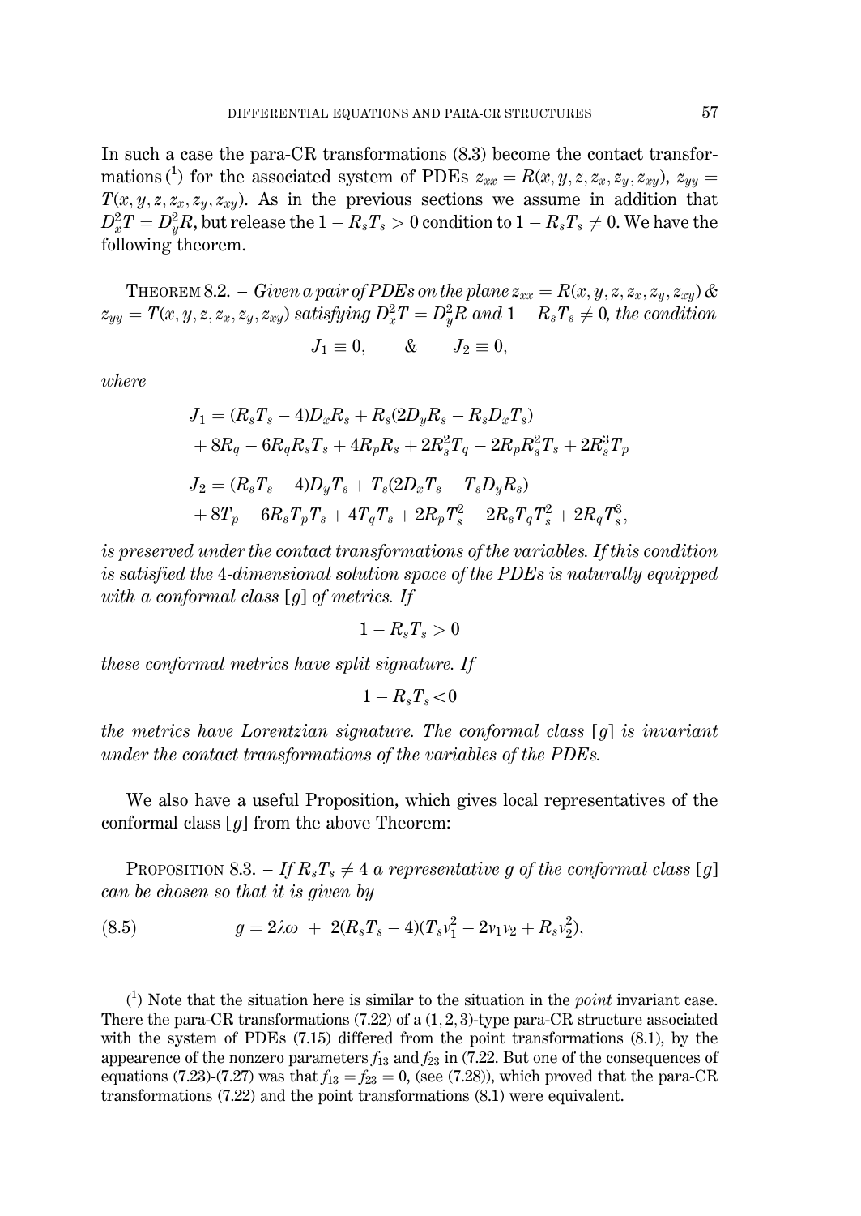In such a case the para-CR transformations (8.3) become the contact transformations [1] for the associated system of PDEs $z_{xx} = R(x, y, z, z_x, z_y, z_{xy})$, $z_{yy} = T(x, y, z, z_x, z_y, z_{xy})$. As in the previous sections we assume in addition that $D_x^2 T = D_y^2 R$, but release the $1 - R_s T_s > 0$ condition to $1 - R_s T_s \neq 0$. We have the following theorem.

THEOREM 8.2. – *Given a pair of PDEs on the plane* $z_{xx} = R(x, y, z, z_x, z_y, z_{xy})$ & $z_{yy} = T(x, y, z, z_x, z_y, z_{xy})$ *satisfying* $D_x^2 T = D_y^2 R$ *and* $1 - R_s T_s \neq 0$, *the condition*

$$J_1 \equiv 0, \qquad \& \qquad J_2 \equiv 0,$$

*where*

$$\begin{aligned}
J_1 &= (R_s T_s - 4) D_x R_s + R_s (2 D_y R_s - R_s D_x T_s) \\
&\quad + 8 R_q - 6 R_q R_s T_s + 4 R_p R_s + 2 R_s^2 T_q - 2 R_p R_s^2 T_s + 2 R_s^3 T_p \\
J_2 &= (R_s T_s - 4) D_y T_s + T_s (2 D_x T_s - T_s D_y R_s) \\
&\quad + 8 T_p - 6 R_s T_p T_s + 4 T_q T_s + 2 R_p T_s^2 - 2 R_s T_q T_s^2 + 2 R_q T_s^3,
\end{aligned}$$

*is preserved under the contact transformations of the variables. If this condition is satisfied the* 4*-dimensional solution space of the PDEs is naturally equipped with a conformal class* $[g]$ *of metrics. If*

$$1 - R_s T_s > 0$$

*these conformal metrics have split signature. If*

$$1 - R_s T_s < 0$$

*the metrics have Lorentzian signature. The conformal class* $[g]$ *is invariant under the contact transformations of the variables of the PDEs.*

We also have a useful Proposition, which gives local representatives of the conformal class $[g]$ from the above Theorem:

PROPOSITION 8.3. – *If* $R_s T_s \neq 4$ *a representative* $g$ *of the conformal class* $[g]$ *can be chosen so that it is given by*

$$g = 2\lambda\omega \; + \; 2(R_s T_s - 4)(T_s v_1^2 - 2 v_1 v_2 + R_s v_2^2), \tag{8.5}$$

[1] Note that the situation here is similar to the situation in the *point* invariant case. There the para-CR transformations (7.22) of a $(1, 2, 3)$-type para-CR structure associated with the system of PDEs (7.15) differed from the point transformations (8.1), by the appearence of the nonzero parameters $f_{13}$ and $f_{23}$ in (7.22. But one of the consequences of equations (7.23)-(7.27) was that $f_{13} = f_{23} = 0$, (see (7.28)), which proved that the para-CR transformations (7.22) and the point transformations (8.1) were equivalent.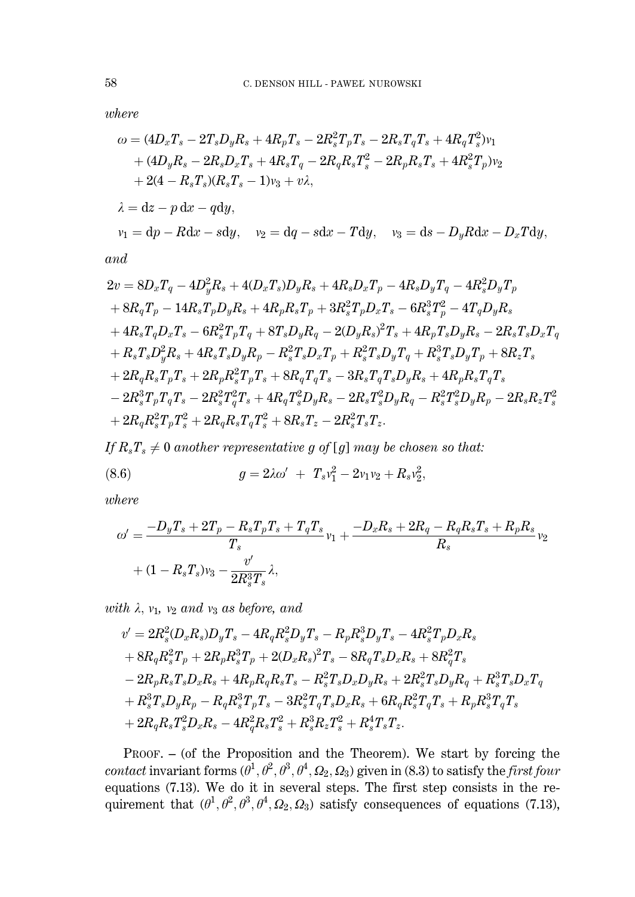*where*

$$
\begin{aligned}
\omega &= (4D_xT_s - 2T_sD_yR_s + 4R_pT_s - 2R_s^2T_pT_s - 2R_sT_qT_s + 4R_qT_s^2)v_1\\
&\quad + (4D_yR_s - 2R_sD_xT_s + 4R_sT_q - 2R_qR_sT_s^2 - 2R_pR_sT_s + 4R_s^2T_p)v_2\\
&\quad + 2(4 - R_sT_s)(R_sT_s - 1)v_3 + v\lambda,
\end{aligned}
$$

$$
\lambda = \mathrm{d}z - p\,\mathrm{d}x - q\mathrm{d}y,
$$

$$
v_1 = \mathrm{d}p - R\mathrm{d}x - s\mathrm{d}y, \quad v_2 = \mathrm{d}q - s\mathrm{d}x - T\mathrm{d}y, \quad v_3 = \mathrm{d}s - D_yR\mathrm{d}x - D_xT\mathrm{d}y,
$$

*and*

$$
\begin{aligned}
2v &= 8D_xT_q - 4D_y^2R_s + 4(D_xT_s)D_yR_s + 4R_sD_xT_p - 4R_sD_yT_q - 4R_s^2D_yT_p\\
&\quad + 8R_qT_p - 14R_sT_pD_yR_s + 4R_pR_sT_p + 3R_s^2T_pD_xT_s - 6R_s^3T_p^2 - 4T_qD_yR_s\\
&\quad + 4R_sT_qD_xT_s - 6R_s^2T_pT_q + 8T_sD_yR_q - 2(D_yR_s)^2T_s + 4R_pT_sD_yR_s - 2R_sT_sD_xT_q\\
&\quad + R_sT_sD_y^2R_s + 4R_sT_sD_yR_p - R_s^2T_sD_xT_p + R_s^2T_sD_yT_q + R_s^3T_sD_yT_p + 8R_zT_s\\
&\quad + 2R_qR_sT_pT_s + 2R_pR_s^2T_pT_s + 8R_qT_qT_s - 3R_sT_qT_sD_yR_s + 4R_pR_sT_qT_s\\
&\quad - 2R_s^3T_pT_qT_s - 2R_s^2T_q^2T_s + 4R_qT_s^2D_yR_s - 2R_sT_s^2D_yR_q - R_s^2T_s^2D_yR_p - 2R_sR_zT_s^2\\
&\quad + 2R_qR_s^2T_pT_s^2 + 2R_qR_sT_qT_s^2 + 8R_sT_z - 2R_s^2T_sT_z.
\end{aligned}
$$

*If* $R_sT_s \neq 0$ *another representative* $g$ *of* $[g]$ *may be chosen so that:*

$$
g = 2\lambda\omega' + T_sv_1^2 - 2v_1v_2 + R_sv_2^2, \tag{8.6}
$$

*where*

$$
\begin{aligned}
\omega' &= \frac{-D_yT_s + 2T_p - R_sT_pT_s + T_qT_s}{T_s}v_1 + \frac{-D_xR_s + 2R_q - R_qR_sT_s + R_pR_s}{R_s}v_2\\
&\quad + (1 - R_sT_s)v_3 - \frac{v'}{2R_s^3T_s}\lambda,
\end{aligned}
$$

*with* $\lambda$, $v_1$, $v_2$ *and* $v_3$ *as before, and*

$$
\begin{aligned}
v' &= 2R_s^2(D_xR_s)D_yT_s - 4R_qR_s^2D_yT_s - R_pR_s^3D_yT_s - 4R_s^2T_pD_xR_s\\
&\quad + 8R_qR_s^2T_p + 2R_pR_s^3T_p + 2(D_xR_s)^2T_s - 8R_qT_sD_xR_s + 8R_q^2T_s\\
&\quad - 2R_pR_sT_sD_xR_s + 4R_pR_qR_sT_s - R_s^2T_sD_xD_yR_s + 2R_s^2T_sD_yR_q + R_s^3T_sD_xT_q\\
&\quad + R_s^3T_sD_yR_p - R_qR_s^3T_pT_s - 3R_s^2T_qT_sD_xR_s + 6R_qR_s^2T_qT_s + R_pR_s^3T_qT_s\\
&\quad + 2R_qR_sT_s^2D_xR_s - 4R_q^2R_sT_s^2 + R_s^3R_zT_s^2 + R_s^4T_sT_z.
\end{aligned}
$$

PROOF. – (of the Proposition and the Theorem). We start by forcing the *contact* invariant forms $(\theta^1, \theta^2, \theta^3, \theta^4, \Omega_2, \Omega_3)$ given in (8.3) to satisfy the *first four* equations (7.13). We do it in several steps. The first step consists in the requirement that $(\theta^1, \theta^2, \theta^3, \theta^4, \Omega_2, \Omega_3)$ satisfy consequences of equations (7.13),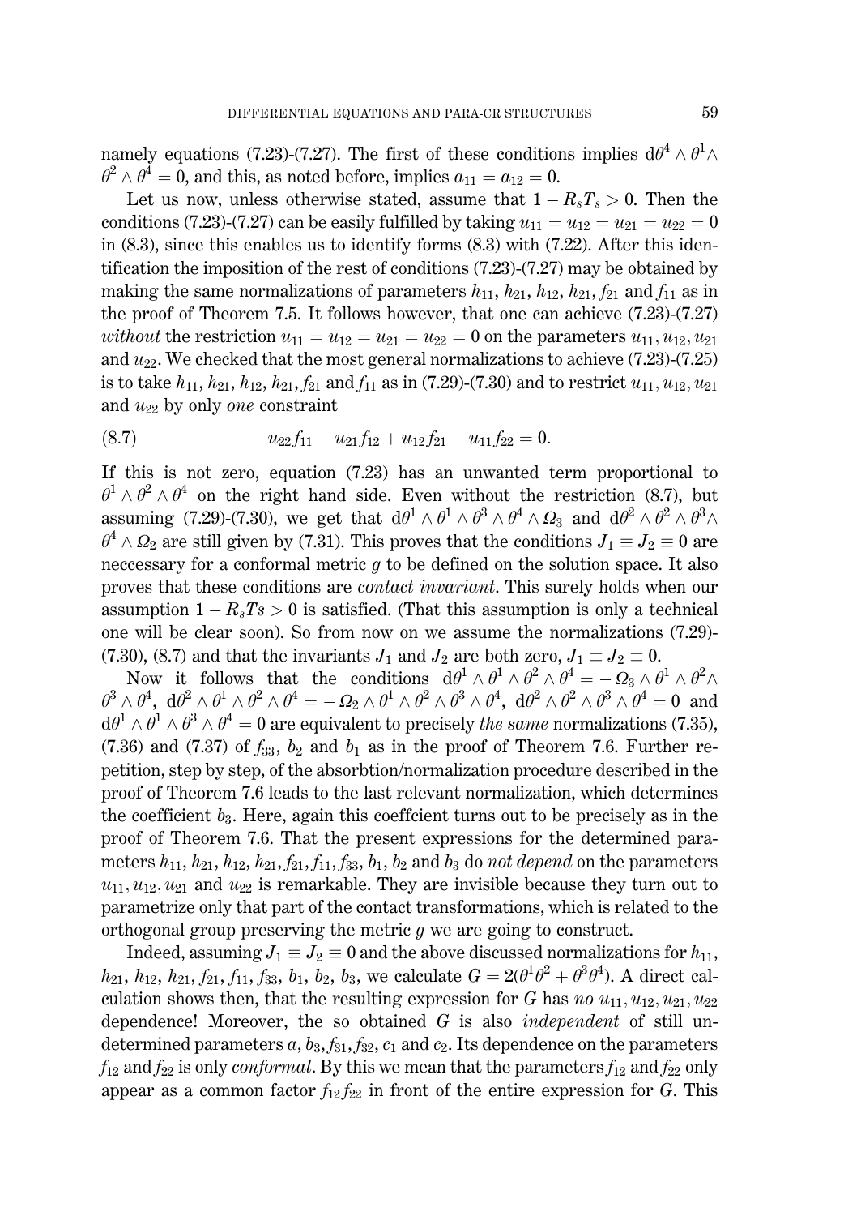namely equations (7.23)-(7.27). The first of these conditions implies $\mathrm{d}\theta^4\wedge\theta^1\wedge\theta^2\wedge\theta^4=0$, and this, as noted before, implies $a_{11}=a_{12}=0$.

Let us now, unless otherwise stated, assume that $1-R_sT_s>0$. Then the conditions (7.23)-(7.27) can be easily fulfilled by taking $u_{11}=u_{12}=u_{21}=u_{22}=0$ in (8.3), since this enables us to identify forms (8.3) with (7.22). After this identification the imposition of the rest of conditions (7.23)-(7.27) may be obtained by making the same normalizations of parameters $h_{11}, h_{21}, h_{12}, h_{21}, f_{21}$ and $f_{11}$ as in the proof of Theorem 7.5. It follows however, that one can achieve (7.23)-(7.27) *without* the restriction $u_{11}=u_{12}=u_{21}=u_{22}=0$ on the parameters $u_{11}, u_{12}, u_{21}$ and $u_{22}$. We checked that the most general normalizations to achieve (7.23)-(7.25) is to take $h_{11}, h_{21}, h_{12}, h_{21}, f_{21}$ and $f_{11}$ as in (7.29)-(7.30) and to restrict $u_{11}, u_{12}, u_{21}$ and $u_{22}$ by only *one* constraint

$$u_{22}f_{11}-u_{21}f_{12}+u_{12}f_{21}-u_{11}f_{22}=0. \tag{8.7}$$

If this is not zero, equation (7.23) has an unwanted term proportional to $\theta^1\wedge\theta^2\wedge\theta^4$ on the right hand side. Even without the restriction (8.7), but assuming (7.29)-(7.30), we get that $\mathrm{d}\theta^1\wedge\theta^1\wedge\theta^3\wedge\theta^4\wedge\Omega_3$ and $\mathrm{d}\theta^2\wedge\theta^2\wedge\theta^3\wedge\theta^4\wedge\Omega_2$ are still given by (7.31). This proves that the conditions $J_1\equiv J_2\equiv 0$ are neccessary for a conformal metric $g$ to be defined on the solution space. It also proves that these conditions are *contact invariant*. This surely holds when our assumption $1-R_sTs>0$ is satisfied. (That this assumption is only a technical one will be clear soon). So from now on we assume the normalizations (7.29)-(7.30), (8.7) and that the invariants $J_1$ and $J_2$ are both zero, $J_1\equiv J_2\equiv 0$.

Now it follows that the conditions $\mathrm{d}\theta^1\wedge\theta^1\wedge\theta^2\wedge\theta^4=-\Omega_3\wedge\theta^1\wedge\theta^2\wedge\theta^3\wedge\theta^4$, $\mathrm{d}\theta^2\wedge\theta^1\wedge\theta^2\wedge\theta^4=-\Omega_2\wedge\theta^1\wedge\theta^2\wedge\theta^3\wedge\theta^4$, $\mathrm{d}\theta^2\wedge\theta^2\wedge\theta^3\wedge\theta^4=0$ and $\mathrm{d}\theta^1\wedge\theta^1\wedge\theta^3\wedge\theta^4=0$ are equivalent to precisely *the same* normalizations (7.35), (7.36) and (7.37) of $f_{33}$, $b_2$ and $b_1$ as in the proof of Theorem 7.6. Further repetition, step by step, of the absorbtion/normalization procedure described in the proof of Theorem 7.6 leads to the last relevant normalization, which determines the coefficient $b_3$. Here, again this coeffcient turns out to be precisely as in the proof of Theorem 7.6. That the present expressions for the determined parameters $h_{11}, h_{21}, h_{12}, h_{21}, f_{21}, f_{11}, f_{33}$, $b_1$, $b_2$ and $b_3$ do *not depend* on the parameters $u_{11}, u_{12}, u_{21}$ and $u_{22}$ is remarkable. They are invisible because they turn out to parametrize only that part of the contact transformations, which is related to the orthogonal group preserving the metric $g$ we are going to construct.

Indeed, assuming $J_1\equiv J_2\equiv 0$ and the above discussed normalizations for $h_{11}$, $h_{21}$, $h_{12}$, $h_{21}$, $f_{21}$, $f_{11}$, $f_{33}$, $b_1$, $b_2$, $b_3$, we calculate $G=2(\theta^1\theta^2+\theta^3\theta^4)$. A direct calculation shows then, that the resulting expression for $G$ has *no* $u_{11}, u_{12}, u_{21}, u_{22}$ dependence! Moreover, the so obtained $G$ is also *independent* of still undetermined parameters $a, b_3, f_{31}, f_{32}, c_1$ and $c_2$. Its dependence on the parameters $f_{12}$ and $f_{22}$ is only *conformal*. By this we mean that the parameters $f_{12}$ and $f_{22}$ only appear as a common factor $f_{12}f_{22}$ in front of the entire expression for $G$. This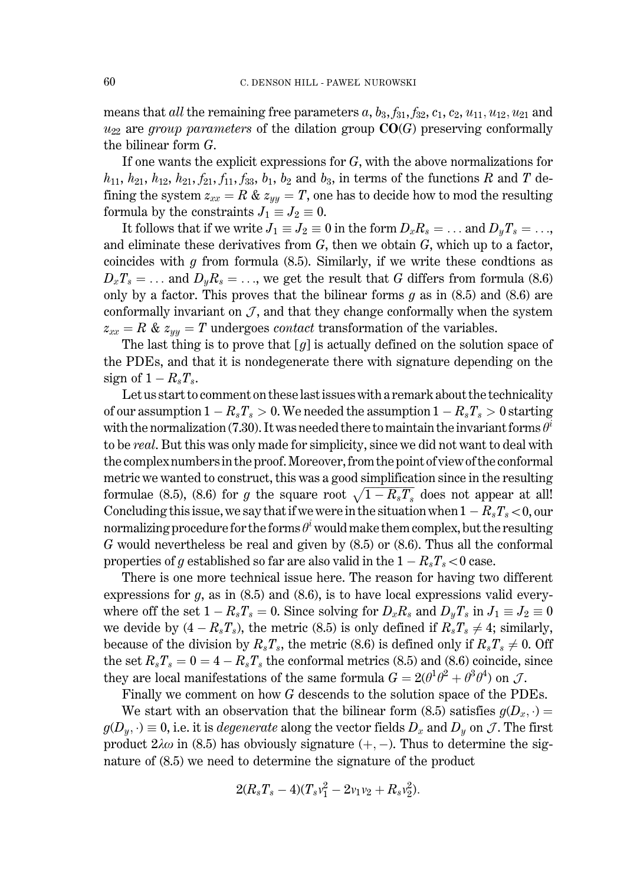means that *all* the remaining free parameters $a$, $b_3, f_{31}, f_{32}$, $c_1$, $c_2$, $u_{11}, u_{12}, u_{21}$ and $u_{22}$ are *group parameters* of the dilation group $\mathbf{CO}(G)$ preserving conformally the bilinear form $G$.

If one wants the explicit expressions for $G$, with the above normalizations for $h_{11}$, $h_{21}$, $h_{12}$, $h_{21}$, $f_{21}$, $f_{11}$, $f_{33}$, $b_1$, $b_2$ and $b_3$, in terms of the functions $R$ and $T$ defining the system $z_{xx} = R$ & $z_{yy} = T$, one has to decide how to mod the resulting formula by the constraints $J_1 \equiv J_2 \equiv 0$.

It follows that if we write $J_1 \equiv J_2 \equiv 0$ in the form $D_x R_s = \dots$ and $D_y T_s = \dots$, and eliminate these derivatives from $G$, then we obtain $G$, which up to a factor, coincides with $g$ from formula (8.5). Similarly, if we write these condtions as $D_x T_s = \dots$ and $D_y R_s = \dots$, we get the result that $G$ differs from formula (8.6) only by a factor. This proves that the bilinear forms $g$ as in (8.5) and (8.6) are conformally invariant on $\mathcal{J}$, and that they change conformally when the system $z_{xx} = R$ & $z_{yy} = T$ undergoes *contact* transformation of the variables.

The last thing is to prove that $[g]$ is actually defined on the solution space of the PDEs, and that it is nondegenerate there with signature depending on the sign of $1 - R_s T_s$.

Let us start to comment on these last issues with a remark about the technicality of our assumption $1 - R_s T_s > 0$. We needed the assumption $1 - R_s T_s > 0$ starting with the normalization (7.30). It was needed there to maintain the invariant forms $\theta^i$ to be *real*. But this was only made for simplicity, since we did not want to deal with the complex numbers in the proof. Moreover, from the point of view of the conformal metric we wanted to construct, this was a good simplification since in the resulting formulae (8.5), (8.6) for $g$ the square root $\sqrt{1 - R_s T_s}$ does not appear at all! Concluding this issue, we say that if we were in the situation when $1 - R_s T_s < 0$, our normalizing procedure for the forms $\theta^i$ would make them complex, but the resulting $G$ would nevertheless be real and given by (8.5) or (8.6). Thus all the conformal properties of $g$ established so far are also valid in the $1 - R_s T_s < 0$ case.

There is one more technical issue here. The reason for having two different expressions for $g$, as in (8.5) and (8.6), is to have local expressions valid everywhere off the set $1 - R_s T_s = 0$. Since solving for $D_x R_s$ and $D_y T_s$ in $J_1 \equiv J_2 \equiv 0$ we devide by $(4 - R_s T_s)$, the metric (8.5) is only defined if $R_s T_s \neq 4$; similarly, because of the division by $R_s T_s$, the metric (8.6) is defined only if $R_s T_s \neq 0$. Off the set $R_s T_s = 0 = 4 - R_s T_s$ the conformal metrics (8.5) and (8.6) coincide, since they are local manifestations of the same formula $G = 2(\theta^1 \theta^2 + \theta^3 \theta^4)$ on $\mathcal{J}$.

Finally we comment on how $G$ descends to the solution space of the PDEs.

We start with an observation that the bilinear form (8.5) satisfies $g(D_x, \cdot) = g(D_y, \cdot) \equiv 0$, i.e. it is *degenerate* along the vector fields $D_x$ and $D_y$ on $\mathcal{J}$. The first product $2\lambda\omega$ in (8.5) has obviously signature $(+, -)$. Thus to determine the signature of (8.5) we need to determine the signature of the product

$$2(R_s T_s - 4)(T_s v_1^2 - 2 v_1 v_2 + R_s v_2^2).$$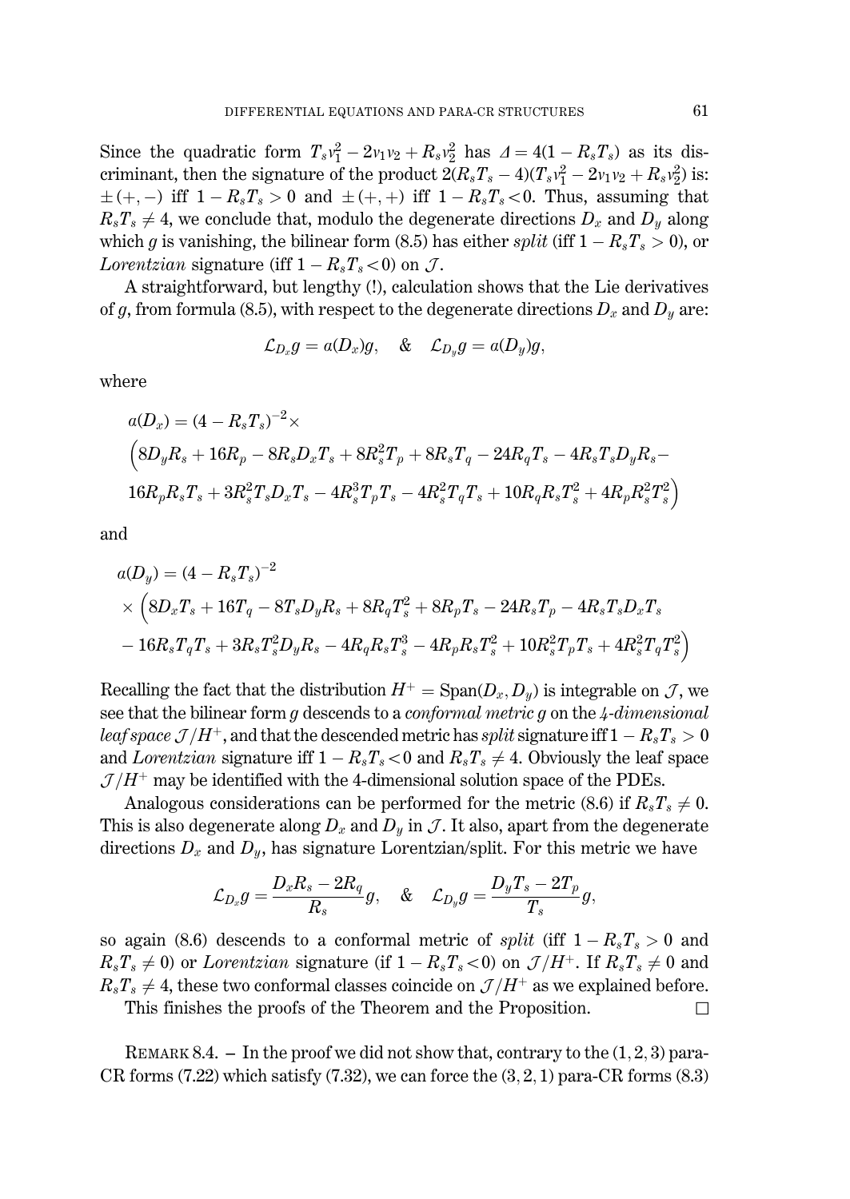Since the quadratic form $T_s v_1^2 - 2v_1v_2 + R_s v_2^2$ has $\Delta = 4(1 - R_sT_s)$ as its discriminant, then the signature of the product $2(R_sT_s - 4)(T_s v_1^2 - 2v_1v_2 + R_s v_2^2)$ is: $\pm(+,-)$ iff $1 - R_sT_s > 0$ and $\pm(+,+)$ iff $1 - R_sT_s < 0$. Thus, assuming that $R_sT_s \neq 4$, we conclude that, modulo the degenerate directions $D_x$ and $D_y$ along which $g$ is vanishing, the bilinear form (8.5) has either *split* (iff $1 - R_sT_s > 0$), or *Lorentzian* signature (iff $1 - R_sT_s < 0$) on $\mathcal{J}$.

A straightforward, but lengthy (!), calculation shows that the Lie derivatives of $g$, from formula (8.5), with respect to the degenerate directions $D_x$ and $D_y$ are:

$$\mathcal{L}_{D_x} g = a(D_x)g, \quad \& \quad \mathcal{L}_{D_y} g = a(D_y)g,$$

where

$$a(D_x) = (4 - R_sT_s)^{-2} \times \Big(8D_yR_s + 16R_p - 8R_sD_xT_s + 8R_s^2T_p + 8R_sT_q - 24R_qT_s - 4R_sT_sD_yR_s - 16R_pR_sT_s + 3R_s^2T_sD_xT_s - 4R_s^3T_pT_s - 4R_s^2T_qT_s + 10R_qR_sT_s^2 + 4R_pR_s^2T_s^2\Big)$$

and

$$a(D_y) = (4 - R_sT_s)^{-2} \times \Big(8D_xT_s + 16T_q - 8T_sD_yR_s + 8R_qT_s^2 + 8R_pT_s - 24R_sT_p - 4R_sT_sD_xT_s - 16R_sT_qT_s + 3R_sT_s^2D_yR_s - 4R_qR_sT_s^3 - 4R_pR_sT_s^2 + 10R_s^2T_pT_s + 4R_s^2T_qT_s^2\Big)$$

Recalling the fact that the distribution $H^+ = \mathrm{Span}(D_x, D_y)$ is integrable on $\mathcal{J}$, we see that the bilinear form $g$ descends to a *conformal metric* $g$ on the *4-dimensional leaf space* $\mathcal{J}/H^+$, and that the descended metric has *split* signature iff $1 - R_sT_s > 0$ and *Lorentzian* signature iff $1 - R_sT_s < 0$ and $R_sT_s \neq 4$. Obviously the leaf space $\mathcal{J}/H^+$ may be identified with the 4-dimensional solution space of the PDEs.

Analogous considerations can be performed for the metric (8.6) if $R_sT_s \neq 0$. This is also degenerate along $D_x$ and $D_y$ in $\mathcal{J}$. It also, apart from the degenerate directions $D_x$ and $D_y$, has signature Lorentzian/split. For this metric we have

$$\mathcal{L}_{D_x} g = \frac{D_xR_s - 2R_q}{R_s} g, \quad \& \quad \mathcal{L}_{D_y} g = \frac{D_yT_s - 2T_p}{T_s} g,$$

so again (8.6) descends to a conformal metric of *split* (iff $1 - R_sT_s > 0$ and $R_sT_s \neq 0$) or *Lorentzian* signature (if $1 - R_sT_s < 0$) on $\mathcal{J}/H^+$. If $R_sT_s \neq 0$ and $R_sT_s \neq 4$, these two conformal classes coincide on $\mathcal{J}/H^+$ as we explained before.

This finishes the proofs of the Theorem and the Proposition. □

REMARK 8.4. – In the proof we did not show that, contrary to the $(1,2,3)$ para-CR forms (7.22) which satisfy (7.32), we can force the $(3,2,1)$ para-CR forms (8.3)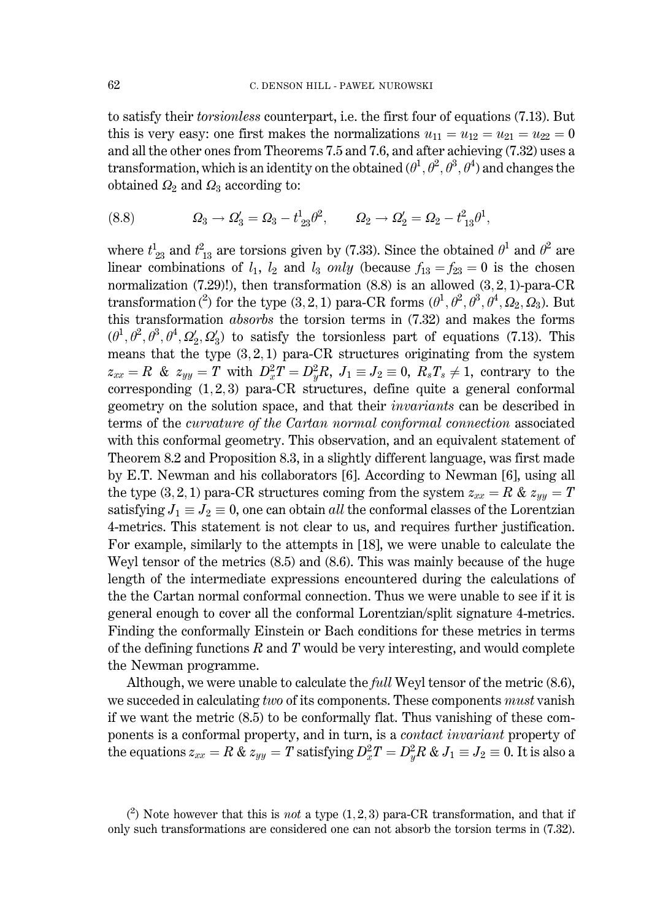to satisfy their *torsionless* counterpart, i.e. the first four of equations (7.13). But this is very easy: one first makes the normalizations $u_{11}=u_{12}=u_{21}=u_{22}=0$ and all the other ones from Theorems 7.5 and 7.6, and after achieving (7.32) uses a transformation, which is an identity on the obtained $(\theta^1,\theta^2,\theta^3,\theta^4)$ and changes the obtained $\Omega_2$ and $\Omega_3$ according to:

$$\Omega_3 \to \Omega_3' = \Omega_3 - t^1_{\ 23}\theta^2, \qquad \Omega_2 \to \Omega_2' = \Omega_2 - t^2_{\ 13}\theta^1, \tag{8.8}$$

where $t^1_{\ 23}$ and $t^2_{\ 13}$ are torsions given by (7.33). Since the obtained $\theta^1$ and $\theta^2$ are linear combinations of $l_1$, $l_2$ and $l_3$ *only* (because $f_{13}=f_{23}=0$ is the chosen normalization (7.29)!), then transformation (8.8) is an allowed $(3,2,1)$-para-CR transformation ([2]) for the type $(3,2,1)$ para-CR forms $(\theta^1,\theta^2,\theta^3,\theta^4,\Omega_2,\Omega_3)$. But this transformation *absorbs* the torsion terms in (7.32) and makes the forms $(\theta^1,\theta^2,\theta^3,\theta^4,\Omega_2',\Omega_3')$ to satisfy the torsionless part of equations (7.13). This means that the type $(3,2,1)$ para-CR structures originating from the system $z_{xx}=R$ & $z_{yy}=T$ with $D^2_xT=D^2_yR$, $J_1\equiv J_2\equiv 0$, $R_sT_s\neq 1$, contrary to the corresponding $(1,2,3)$ para-CR structures, define quite a general conformal geometry on the solution space, and that their *invariants* can be described in terms of the *curvature of the Cartan normal conformal connection* associated with this conformal geometry. This observation, and an equivalent statement of Theorem 8.2 and Proposition 8.3, in a slightly different language, was first made by E.T. Newman and his collaborators [6]. According to Newman [6], using all the type $(3,2,1)$ para-CR structures coming from the system $z_{xx}=R$ & $z_{yy}=T$ satisfying $J_1\equiv J_2\equiv 0$, one can obtain *all* the conformal classes of the Lorentzian 4-metrics. This statement is not clear to us, and requires further justification. For example, similarly to the attempts in [18], we were unable to calculate the Weyl tensor of the metrics (8.5) and (8.6). This was mainly because of the huge length of the intermediate expressions encountered during the calculations of the the Cartan normal conformal connection. Thus we were unable to see if it is general enough to cover all the conformal Lorentzian/split signature 4-metrics. Finding the conformally Einstein or Bach conditions for these metrics in terms of the defining functions $R$ and $T$ would be very interesting, and would complete the Newman programme.

Although, we were unable to calculate the *full* Weyl tensor of the metric (8.6), we succeded in calculating *two* of its components. These components *must* vanish if we want the metric (8.5) to be conformally flat. Thus vanishing of these components is a conformal property, and in turn, is a *contact invariant* property of the equations $z_{xx}=R$ & $z_{yy}=T$ satisfying $D^2_xT=D^2_yR$ & $J_1\equiv J_2\equiv 0$. It is also a

([2]) Note however that this is *not* a type $(1,2,3)$ para-CR transformation, and that if only such transformations are considered one can not absorb the torsion terms in (7.32).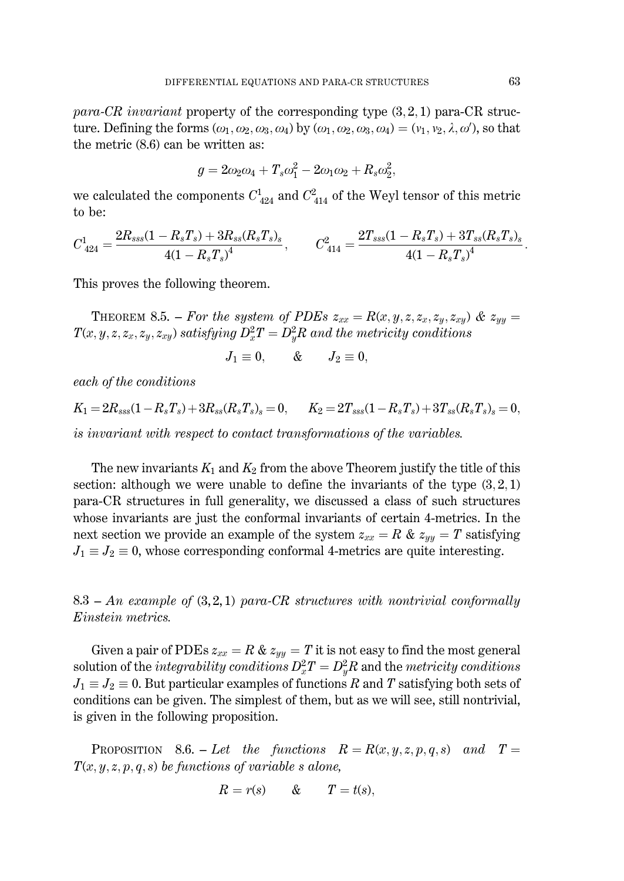*para-CR invariant* property of the corresponding type $(3,2,1)$ para-CR structure. Defining the forms $(\omega_1,\omega_2,\omega_3,\omega_4)$ by $(\omega_1,\omega_2,\omega_3,\omega_4)=(v_1,v_2,\lambda,\omega')$, so that the metric (8.6) can be written as:

$$g=2\omega_2\omega_4+T_s\omega_1^2-2\omega_1\omega_2+R_s\omega_2^2,$$

we calculated the components $C^1_{\ 424}$ and $C^2_{\ 414}$ of the Weyl tensor of this metric to be:

$$C^1_{\ 424}=\frac{2R_{sss}(1-R_sT_s)+3R_{ss}(R_sT_s)_s}{4(1-R_sT_s)^4},\qquad C^2_{\ 414}=\frac{2T_{sss}(1-R_sT_s)+3T_{ss}(R_sT_s)_s}{4(1-R_sT_s)^4}.$$

This proves the following theorem.

THEOREM 8.5. – *For the system of PDEs $z_{xx}=R(x,y,z,z_x,z_y,z_{xy})$ & $z_{yy}=T(x,y,z,z_x,z_y,z_{xy})$ satisfying $D^2_xT=D^2_yR$ and the metricity conditions*

$$J_1\equiv 0,\qquad \&\qquad J_2\equiv 0,$$

*each of the conditions*

$$K_1=2R_{sss}(1-R_sT_s)+3R_{ss}(R_sT_s)_s=0,\qquad K_2=2T_{sss}(1-R_sT_s)+3T_{ss}(R_sT_s)_s=0,$$

*is invariant with respect to contact transformations of the variables.*

The new invariants $K_1$ and $K_2$ from the above Theorem justify the title of this section: although we were unable to define the invariants of the type $(3,2,1)$ para-CR structures in full generality, we discussed a class of such structures whose invariants are just the conformal invariants of certain 4-metrics. In the next section we provide an example of the system $z_{xx}=R$ & $z_{yy}=T$ satisfying $J_1\equiv J_2\equiv 0$, whose corresponding conformal 4-metrics are quite interesting.

## 8.3 – *An example of $(3,2,1)$ para-CR structures with nontrivial conformally Einstein metrics.*

Given a pair of PDEs $z_{xx}=R$ & $z_{yy}=T$ it is not easy to find the most general solution of the *integrability conditions* $D^2_xT=D^2_yR$ and the *metricity conditions* $J_1\equiv J_2\equiv 0$. But particular examples of functions $R$ and $T$ satisfying both sets of conditions can be given. The simplest of them, but as we will see, still nontrivial, is given in the following proposition.

PROPOSITION 8.6. – *Let the functions $R=R(x,y,z,p,q,s)$ and $T=T(x,y,z,p,q,s)$ be functions of variable $s$ alone,*

$$R=r(s)\qquad \&\qquad T=t(s),$$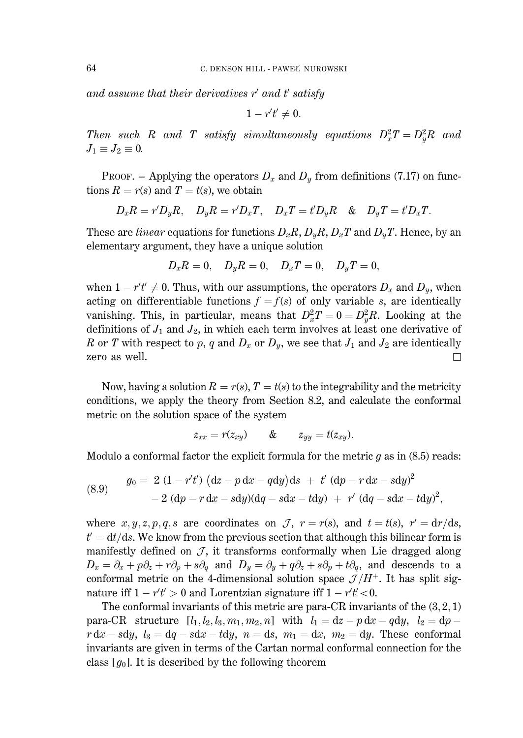*and assume that their derivatives $r'$ and $t'$ satisfy*

$$1 - r't' \neq 0.$$

*Then such $R$ and $T$ satisfy simultaneously equations $D_x^2 T = D_y^2 R$ and $J_1 \equiv J_2 \equiv 0$.*

Proof. – Applying the operators $D_x$ and $D_y$ from definitions (7.17) on functions $R = r(s)$ and $T = t(s)$, we obtain

$$D_x R = r' D_y R, \quad D_y R = r' D_x T, \quad D_x T = t' D_y R \quad \& \quad D_y T = t' D_x T.$$

These are *linear* equations for functions $D_x R$, $D_y R$, $D_x T$ and $D_y T$. Hence, by an elementary argument, they have a unique solution

$$D_x R = 0, \quad D_y R = 0, \quad D_x T = 0, \quad D_y T = 0,$$

when $1 - r't' \neq 0$. Thus, with our assumptions, the operators $D_x$ and $D_y$, when acting on differentiable functions $f = f(s)$ of only variable $s$, are identically vanishing. This, in particular, means that $D_x^2 T = 0 = D_y^2 R$. Looking at the definitions of $J_1$ and $J_2$, in which each term involves at least one derivative of $R$ or $T$ with respect to $p$, $q$ and $D_x$ or $D_y$, we see that $J_1$ and $J_2$ are identically zero as well. □

Now, having a solution $R = r(s)$, $T = t(s)$ to the integrability and the metricity conditions, we apply the theory from Section 8.2, and calculate the conformal metric on the solution space of the system

$$z_{xx} = r(z_{xy}) \qquad \& \qquad z_{yy} = t(z_{xy}).$$

Modulo a conformal factor the explicit formula for the metric $g$ as in (8.5) reads:

$$\begin{aligned} g_0 = \; & 2\,(1 - r't')\,\big(\mathrm{d}z - p\,\mathrm{d}x - q\mathrm{d}y\big)\mathrm{d}s \; + \; t'\,(\mathrm{d}p - r\,\mathrm{d}x - s\mathrm{d}y)^2 \\ & - 2\,(\mathrm{d}p - r\,\mathrm{d}x - s\mathrm{d}y)(\mathrm{d}q - s\mathrm{d}x - t\mathrm{d}y) \; + \; r'\,(\mathrm{d}q - s\mathrm{d}x - t\mathrm{d}y)^2, \end{aligned} \tag{8.9}$$

where $x, y, z, p, q, s$ are coordinates on $\mathcal{J}$, $r = r(s)$, and $t = t(s)$, $r' = \mathrm{d}r/\mathrm{d}s$, $t' = \mathrm{d}t/\mathrm{d}s$. We know from the previous section that although this bilinear form is manifestly defined on $\mathcal{J}$, it transforms conformally when Lie dragged along $D_x = \partial_x + p\partial_z + r\partial_p + s\partial_q$ and $D_y = \partial_y + q\partial_z + s\partial_p + t\partial_q$, and descends to a conformal metric on the 4-dimensional solution space $\mathcal{J}/H^+$. It has split signature iff $1 - r't' > 0$ and Lorentzian signature iff $1 - r't' < 0$.

The conformal invariants of this metric are para-CR invariants of the $(3, 2, 1)$ para-CR structure $[l_1, l_2, l_3, m_1, m_2, n]$ with $l_1 = \mathrm{d}z - p\,\mathrm{d}x - q\mathrm{d}y$, $l_2 = \mathrm{d}p - r\,\mathrm{d}x - s\mathrm{d}y$, $l_3 = \mathrm{d}q - s\mathrm{d}x - t\mathrm{d}y$, $n = \mathrm{d}s$, $m_1 = \mathrm{d}x$, $m_2 = \mathrm{d}y$. These conformal invariants are given in terms of the Cartan normal conformal connection for the class $[g_0]$. It is described by the following theorem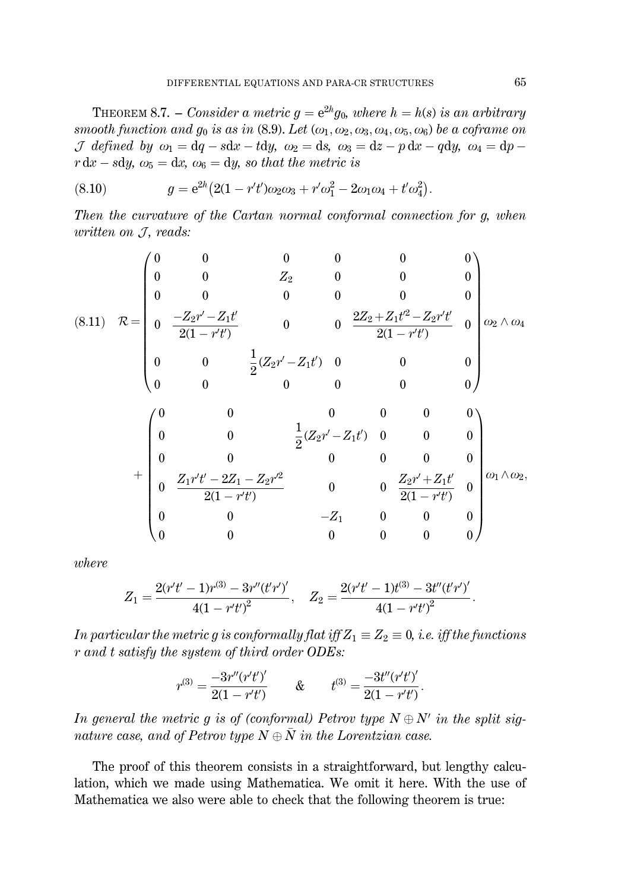**Theorem 8.7.** – *Consider a metric $g = \mathrm{e}^{2h} g_0$, where $h = h(s)$ is an arbitrary smooth function and $g_0$ is as in* (8.9). *Let $(\omega_1, \omega_2, \omega_3, \omega_4, \omega_5, \omega_6)$ be a coframe on $\mathcal{J}$ defined by $\omega_1 = \mathrm{d}q - s\mathrm{d}x - t\mathrm{d}y$, $\omega_2 = \mathrm{d}s$, $\omega_3 = \mathrm{d}z - p\,\mathrm{d}x - q\mathrm{d}y$, $\omega_4 = \mathrm{d}p - r\,\mathrm{d}x - s\mathrm{d}y$, $\omega_5 = \mathrm{d}x$, $\omega_6 = \mathrm{d}y$, so that the metric is*

$$g = \mathrm{e}^{2h}\big(2(1 - r't')\omega_2\omega_3 + r'\omega_1^2 - 2\omega_1\omega_4 + t'\omega_4^2\big). \tag{8.10}$$

*Then the curvature of the Cartan normal conformal connection for $g$, when written on $\mathcal{J}$, reads:*

$$\mathcal{R} = \begin{pmatrix} 0 & 0 & 0 & 0 & 0 & 0 \\ 0 & 0 & Z_2 & 0 & 0 & 0 \\ 0 & 0 & 0 & 0 & 0 & 0 \\ 0 & \dfrac{-Z_2 r' - Z_1 t'}{2(1 - r't')} & 0 & 0 & \dfrac{2Z_2 + Z_1 t'^2 - Z_2 r' t'}{2(1 - r't')} & 0 \\ 0 & 0 & \dfrac{1}{2}(Z_2 r' - Z_1 t') & 0 & 0 & 0 \\ 0 & 0 & 0 & 0 & 0 & 0 \end{pmatrix} \omega_2 \wedge \omega_4$$
$$+ \begin{pmatrix} 0 & 0 & 0 & 0 & 0 & 0 \\ 0 & 0 & \dfrac{1}{2}(Z_2 r' - Z_1 t') & 0 & 0 & 0 \\ 0 & 0 & 0 & 0 & 0 & 0 \\ 0 & \dfrac{Z_1 r' t' - 2Z_1 - Z_2 r'^2}{2(1 - r't')} & 0 & 0 & \dfrac{Z_2 r' + Z_1 t'}{2(1 - r't')} & 0 \\ 0 & 0 & -Z_1 & 0 & 0 & 0 \\ 0 & 0 & 0 & 0 & 0 & 0 \end{pmatrix} \omega_1 \wedge \omega_2, \tag{8.11}$$

*where*

$$Z_1 = \frac{2(r't' - 1)r^{(3)} - 3r''(t'r')'}{4(1 - r't')^2}, \quad Z_2 = \frac{2(r't' - 1)t^{(3)} - 3t''(t'r')'}{4(1 - r't')^2}.$$

*In particular the metric $g$ is conformally flat iff $Z_1 \equiv Z_2 \equiv 0$, i.e. iff the functions $r$ and $t$ satisfy the system of third order ODEs:*

$$r^{(3)} = \frac{-3r''(r't')'}{2(1 - r't')} \qquad \& \qquad t^{(3)} = \frac{-3t''(r't')'}{2(1 - r't')}.$$

*In general the metric $g$ is of (conformal) Petrov type $N \oplus N'$ in the split signature case, and of Petrov type $N \oplus \bar{N}$ in the Lorentzian case.*

The proof of this theorem consists in a straightforward, but lengthy calculation, which we made using Mathematica. We omit it here. With the use of Mathematica we also were able to check that the following theorem is true: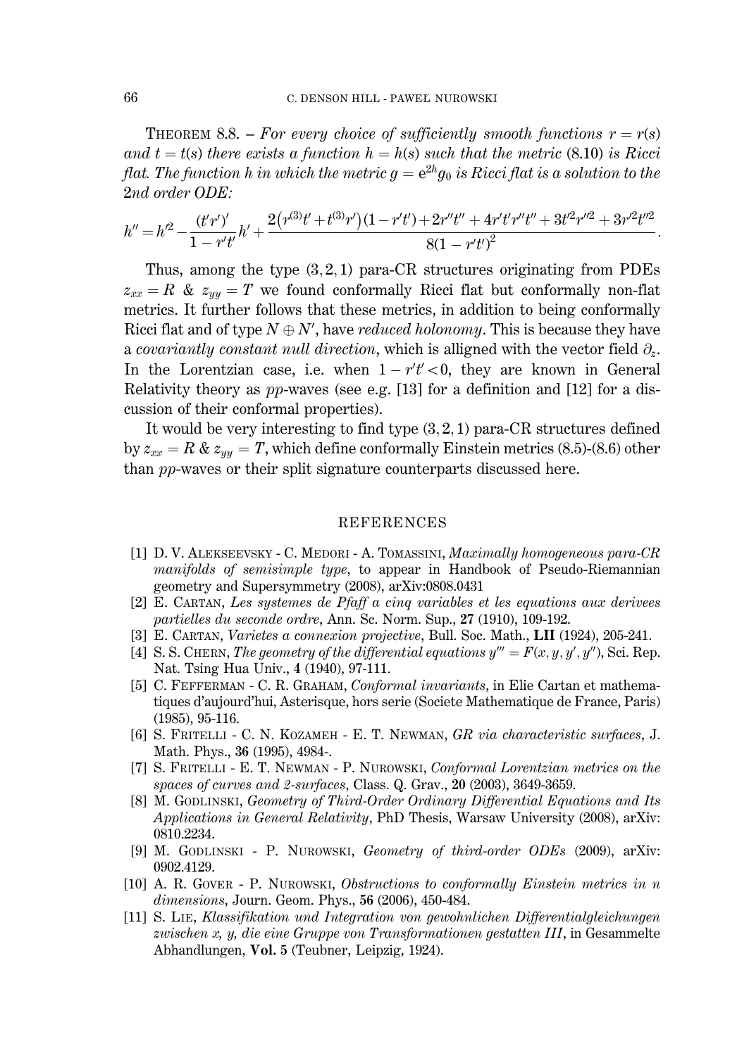THEOREM 8.8. – *For every choice of sufficiently smooth functions $r = r(s)$ and $t = t(s)$ there exists a function $h = h(s)$ such that the metric* (8.10) *is Ricci flat. The function $h$ in which the metric $g = e^{2h} g_0$ is Ricci flat is a solution to the 2nd order ODE:*

$$h'' = h'^2 - \frac{(t'r')'}{1 - r't'} h' + \frac{2\big(r^{(3)}t' + t^{(3)}r'\big)(1 - r't') + 2r''t'' + 4r't'r''t'' + 3t'^2r''^2 + 3r'^2t''^2}{8(1 - r't')^2}.$$

Thus, among the type $(3, 2, 1)$ para-CR structures originating from PDEs $z_{xx} = R$ & $z_{yy} = T$ we found conformally Ricci flat but conformally non-flat metrics. It further follows that these metrics, in addition to being conformally Ricci flat and of type $N \oplus N'$, have *reduced holonomy*. This is because they have a *covariantly constant null direction*, which is alligned with the vector field $\partial_z$. In the Lorentzian case, i.e. when $1 - r't' < 0$, they are known in General Relativity theory as *pp*-waves (see e.g. [13] for a definition and [12] for a discussion of their conformal properties).

It would be very interesting to find type $(3, 2, 1)$ para-CR structures defined by $z_{xx} = R$ & $z_{yy} = T$, which define conformally Einstein metrics (8.5)-(8.6) other than *pp*-waves or their split signature counterparts discussed here.

## REFERENCES

[1] D. V. ALEKSEEVSKY - C. MEDORI - A. TOMASSINI, *Maximally homogeneous para-CR manifolds of semisimple type*, to appear in Handbook of Pseudo-Riemannian geometry and Supersymmetry (2008), arXiv:0808.0431

[2] E. CARTAN, *Les systemes de Pfaff a cinq variables et les equations aux derivees partielles du seconde ordre*, Ann. Sc. Norm. Sup., **27** (1910), 109-192.

[3] E. CARTAN, *Varietes a connexion projective*, Bull. Soc. Math., **LII** (1924), 205-241.

[4] S. S. CHERN, *The geometry of the differential equations $y''' = F(x, y, y', y'')$*, Sci. Rep. Nat. Tsing Hua Univ., **4** (1940), 97-111.

[5] C. FEFFERMAN - C. R. GRAHAM, *Conformal invariants*, in Elie Cartan et mathematiques d'aujourd'hui, Asterisque, hors serie (Societe Mathematique de France, Paris) (1985), 95-116.

[6] S. FRITELLI - C. N. KOZAMEH - E. T. NEWMAN, *GR via characteristic surfaces*, J. Math. Phys., **36** (1995), 4984-.

[7] S. FRITELLI - E. T. NEWMAN - P. NUROWSKI, *Conformal Lorentzian metrics on the spaces of curves and 2-surfaces*, Class. Q. Grav., **20** (2003), 3649-3659.

[8] M. GODLINSKI, *Geometry of Third-Order Ordinary Differential Equations and Its Applications in General Relativity*, PhD Thesis, Warsaw University (2008), arXiv: 0810.2234.

[9] M. GODLINSKI - P. NUROWSKI, *Geometry of third-order ODEs* (2009), arXiv: 0902.4129.

[10] A. R. GOVER - P. NUROWSKI, *Obstructions to conformally Einstein metrics in n dimensions*, Journ. Geom. Phys., **56** (2006), 450-484.

[11] S. LIE, *Klassifikation und Integration von gewohnlichen Differentialgleichungen zwischen x, y, die eine Gruppe von Transformationen gestatten III*, in Gesammelte Abhandlungen, **Vol. 5** (Teubner, Leipzig, 1924).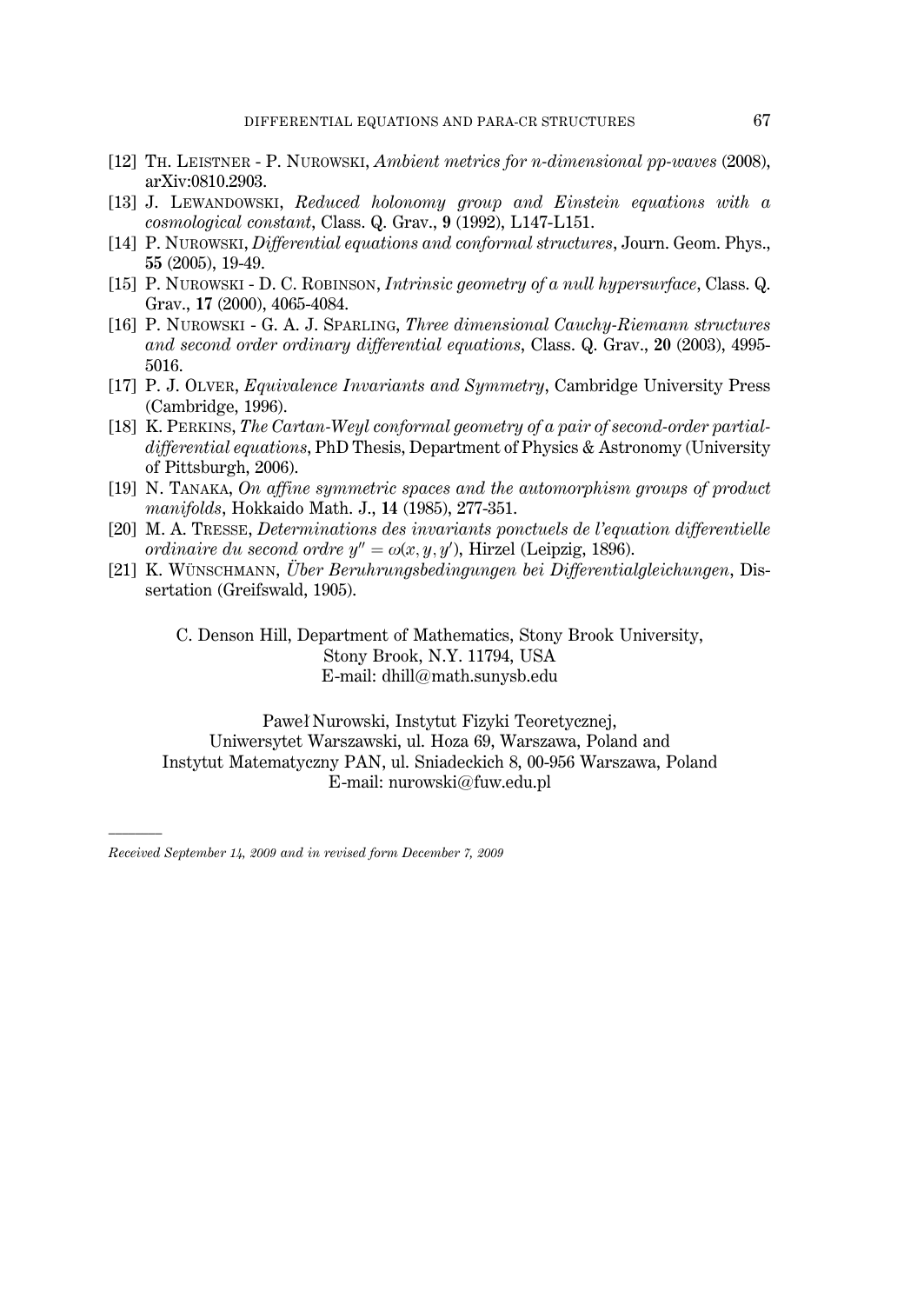[12] Th. Leistner - P. Nurowski, *Ambient metrics for n-dimensional pp-waves* (2008), arXiv:0810.2903.

[13] J. Lewandowski, *Reduced holonomy group and Einstein equations with a cosmological constant*, Class. Q. Grav., **9** (1992), L147-L151.

[14] P. Nurowski, *Differential equations and conformal structures*, Journ. Geom. Phys., **55** (2005), 19-49.

[15] P. Nurowski - D. C. Robinson, *Intrinsic geometry of a null hypersurface*, Class. Q. Grav., **17** (2000), 4065-4084.

[16] P. Nurowski - G. A. J. Sparling, *Three dimensional Cauchy-Riemann structures and second order ordinary differential equations*, Class. Q. Grav., **20** (2003), 4995-5016.

[17] P. J. Olver, *Equivalence Invariants and Symmetry*, Cambridge University Press (Cambridge, 1996).

[18] K. Perkins, *The Cartan-Weyl conformal geometry of a pair of second-order partial-differential equations*, PhD Thesis, Department of Physics & Astronomy (University of Pittsburgh, 2006).

[19] N. Tanaka, *On affine symmetric spaces and the automorphism groups of product manifolds*, Hokkaido Math. J., **14** (1985), 277-351.

[20] M. A. Tresse, *Determinations des invariants ponctuels de l'equation differentielle ordinaire du second ordre $y'' = \omega(x, y, y')$*, Hirzel (Leipzig, 1896).

[21] K. Wünschmann, *Über Beruhrungsbedingungen bei Differentialgleichungen*, Dissertation (Greifswald, 1905).

C. Denson Hill, Department of Mathematics, Stony Brook University,
Stony Brook, N.Y. 11794, USA
E-mail: dhill@math.sunysb.edu

Paweł Nurowski, Instytut Fizyki Teoretycznej,
Uniwersytet Warszawski, ul. Hoza 69, Warszawa, Poland and
Instytut Matematyczny PAN, ul. Sniadeckich 8, 00-956 Warszawa, Poland
E-mail: nurowski@fuw.edu.pl

*Received September 14, 2009 and in revised form December 7, 2009*